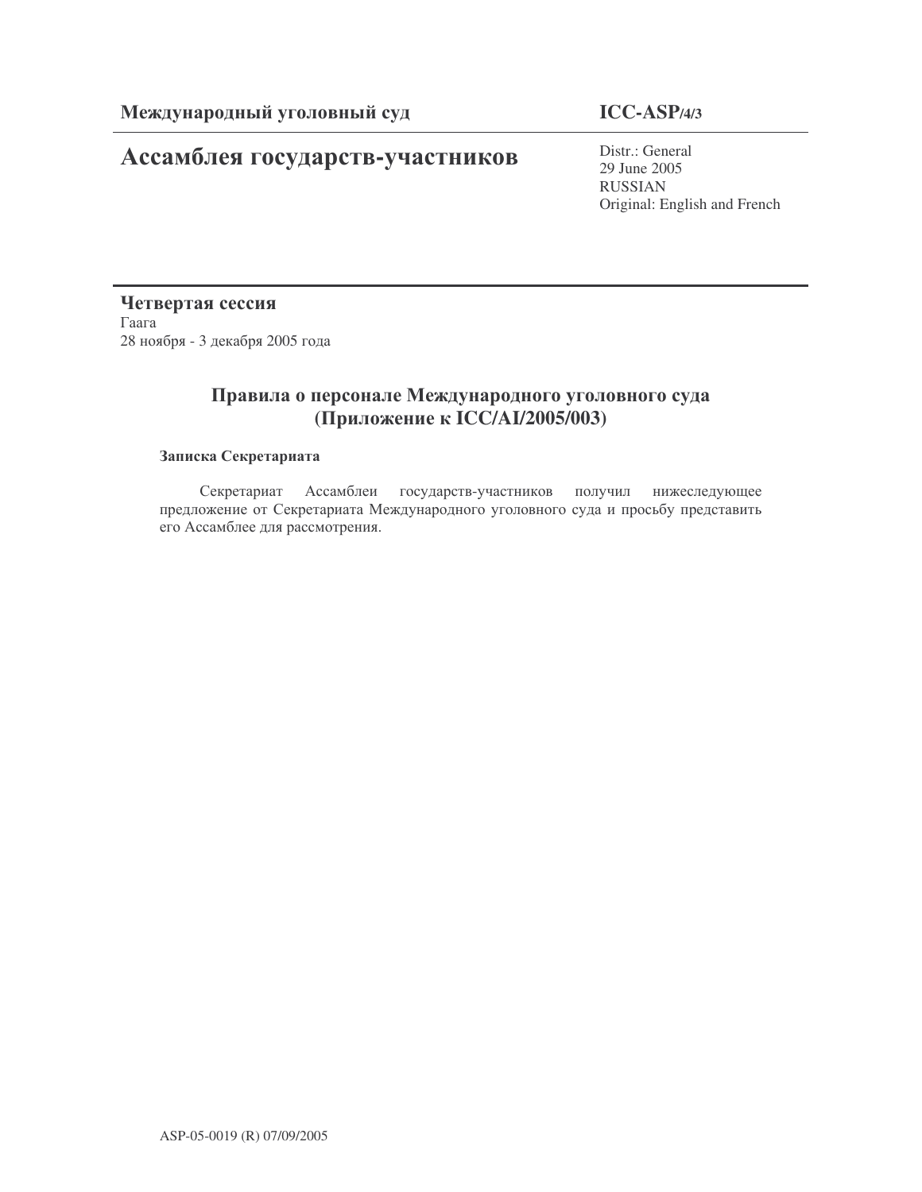**Международный уголовный суд**

**ICC-ASP/4/3**

# Ассамблея государств-участников

Distr.: General
29 June 2005
RUSSIAN
Original: English and French

**Четвертая сессия**
Гаага
28 ноября - 3 декабря 2005 года

## Правила о персонале Международного уголовного суда (Приложение к ICC/AI/2005/003)

**Записка Секретариата**

Секретариат Ассамблеи государств-участников получил нижеследующее предложение от Секретариата Международного уголовного суда и просьбу представить его Ассамблее для рассмотрения.

ASP-05-0019 (R) 07/09/2005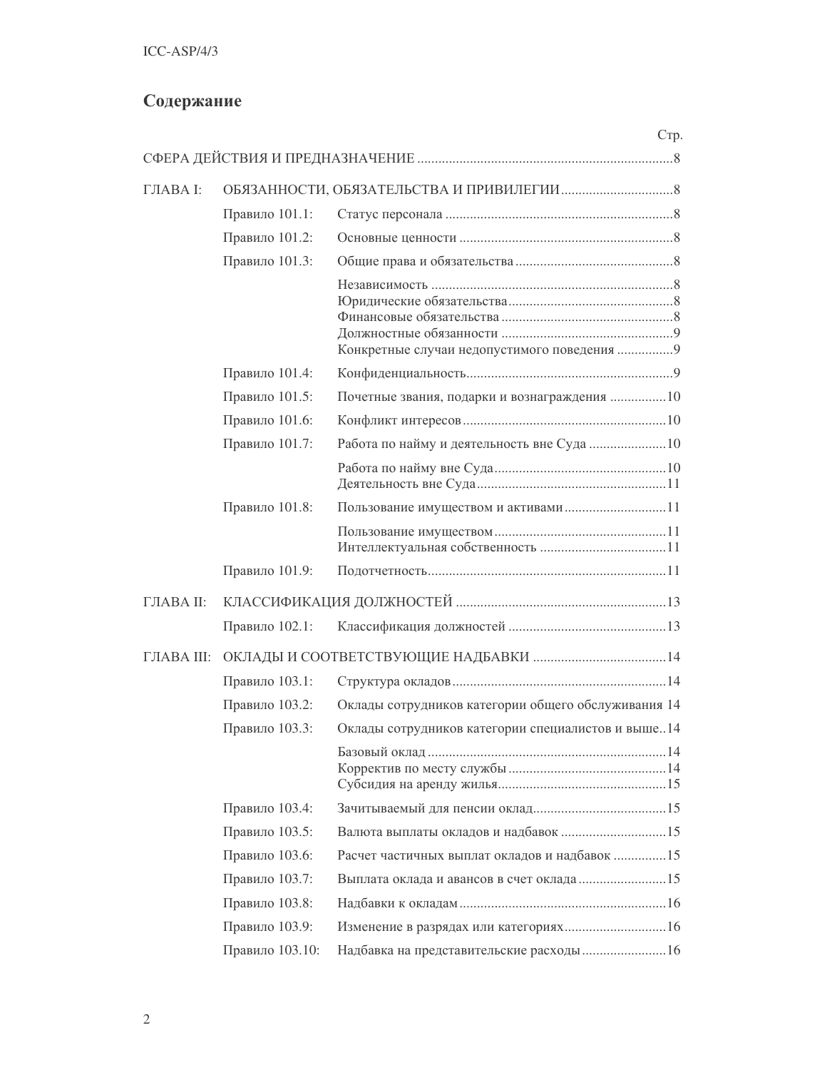# Содержание

| | | | Стр. |
|---|---|---|---|
| СФЕРА ДЕЙСТВИЯ И ПРЕДНАЗНАЧЕНИЕ | | | 8 |
| ГЛАВА I: | ОБЯЗАННОСТИ, ОБЯЗАТЕЛЬСТВА И ПРИВИЛЕГИИ | | 8 |
| | Правило 101.1: | Статус персонала | 8 |
| | Правило 101.2: | Основные ценности | 8 |
| | Правило 101.3: | Общие права и обязательства | 8 |
| | | Независимость | 8 |
| | | Юридические обязательства | 8 |
| | | Финансовые обязательства | 8 |
| | | Должностные обязанности | 9 |
| | | Конкретные случаи недопустимого поведения | 9 |
| | Правило 101.4: | Конфиденциальность | 9 |
| | Правило 101.5: | Почетные звания, подарки и вознаграждения | 10 |
| | Правило 101.6: | Конфликт интересов | 10 |
| | Правило 101.7: | Работа по найму и деятельность вне Суда | 10 |
| | | Работа по найму вне Суда | 10 |
| | | Деятельность вне Суда | 11 |
| | Правило 101.8: | Пользование имуществом и активами | 11 |
| | | Пользование имуществом | 11 |
| | | Интеллектуальная собственность | 11 |
| | Правило 101.9: | Подотчетность | 11 |
| ГЛАВА II: | КЛАССИФИКАЦИЯ ДОЛЖНОСТЕЙ | | 13 |
| | Правило 102.1: | Классификация должностей | 13 |
| ГЛАВА III: | ОКЛАДЫ И СООТВЕТСТВУЮЩИЕ НАДБАВКИ | | 14 |
| | Правило 103.1: | Структура окладов | 14 |
| | Правило 103.2: | Оклады сотрудников категории общего обслуживания | 14 |
| | Правило 103.3: | Оклады сотрудников категории специалистов и выше | 14 |
| | | Базовый оклад | 14 |
| | | Корректив по месту службы | 14 |
| | | Субсидия на аренду жилья | 15 |
| | Правило 103.4: | Зачитываемый для пенсии оклад | 15 |
| | Правило 103.5: | Валюта выплаты окладов и надбавок | 15 |
| | Правило 103.6: | Расчет частичных выплат окладов и надбавок | 15 |
| | Правило 103.7: | Выплата оклада и авансов в счет оклада | 15 |
| | Правило 103.8: | Надбавки к окладам | 16 |
| | Правило 103.9: | Изменение в разрядах или категориях | 16 |
| | Правило 103.10: | Надбавка на представительские расходы | 16 |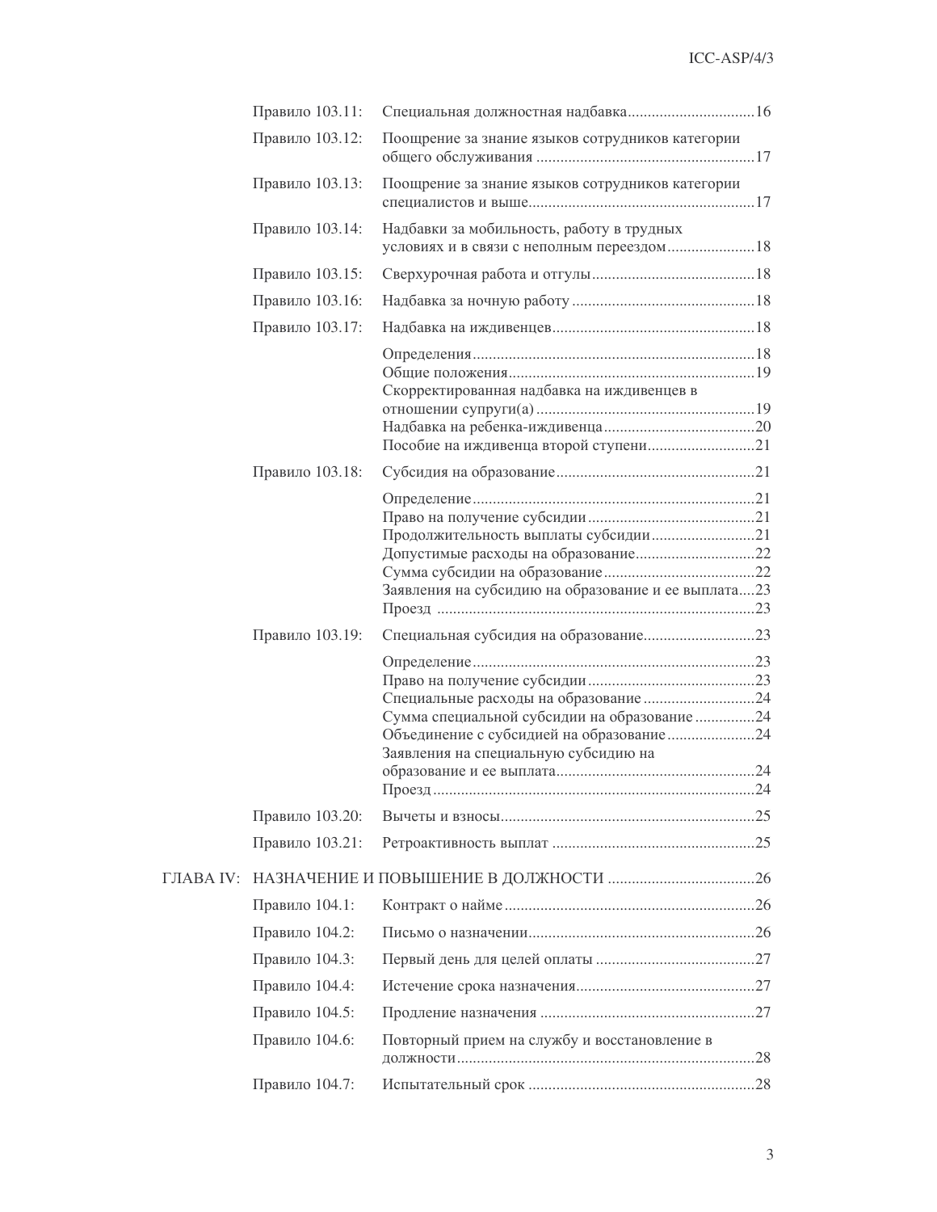| | | |
|---|---|---|
| Правило 103.11: | Специальная должностная надбавка | 16 |
| Правило 103.12: | Поощрение за знание языков сотрудников категории общего обслуживания | 17 |
| Правило 103.13: | Поощрение за знание языков сотрудников категории специалистов и выше | 17 |
| Правило 103.14: | Надбавки за мобильность, работу в трудных условиях и в связи с неполным переездом | 18 |
| Правило 103.15: | Сверхурочная работа и отгулы | 18 |
| Правило 103.16: | Надбавка за ночную работу | 18 |
| Правило 103.17: | Надбавка на иждивенцев | 18 |
| | Определения | 18 |
| | Общие положения | 19 |
| | Скорректированная надбавка на иждивенцев в отношении супруги(а) | 19 |
| | Надбавка на ребенка-иждивенца | 20 |
| | Пособие на иждивенца второй ступени | 21 |
| Правило 103.18: | Субсидия на образование | 21 |
| | Определение | 21 |
| | Право на получение субсидии | 21 |
| | Продолжительность выплаты субсидии | 21 |
| | Допустимые расходы на образование | 22 |
| | Сумма субсидии на образование | 22 |
| | Заявления на субсидию на образование и ее выплата | 23 |
| | Проезд | 23 |
| Правило 103.19: | Специальная субсидия на образование | 23 |
| | Определение | 23 |
| | Право на получение субсидии | 23 |
| | Специальные расходы на образование | 24 |
| | Сумма специальной субсидии на образование | 24 |
| | Объединение с субсидией на образование | 24 |
| | Заявления на специальную субсидию на образование и ее выплата | 24 |
| | Проезд | 24 |
| Правило 103.20: | Вычеты и взносы | 25 |
| Правило 103.21: | Ретроактивность выплат | 25 |
| ГЛАВА IV: | НАЗНАЧЕНИЕ И ПОВЫШЕНИЕ В ДОЛЖНОСТИ | 26 |
| Правило 104.1: | Контракт о найме | 26 |
| Правило 104.2: | Письмо о назначении | 26 |
| Правило 104.3: | Первый день для целей оплаты | 27 |
| Правило 104.4: | Истечение срока назначения | 27 |
| Правило 104.5: | Продление назначения | 27 |
| Правило 104.6: | Повторный прием на службу и восстановление в должности | 28 |
| Правило 104.7: | Испытательный срок | 28 |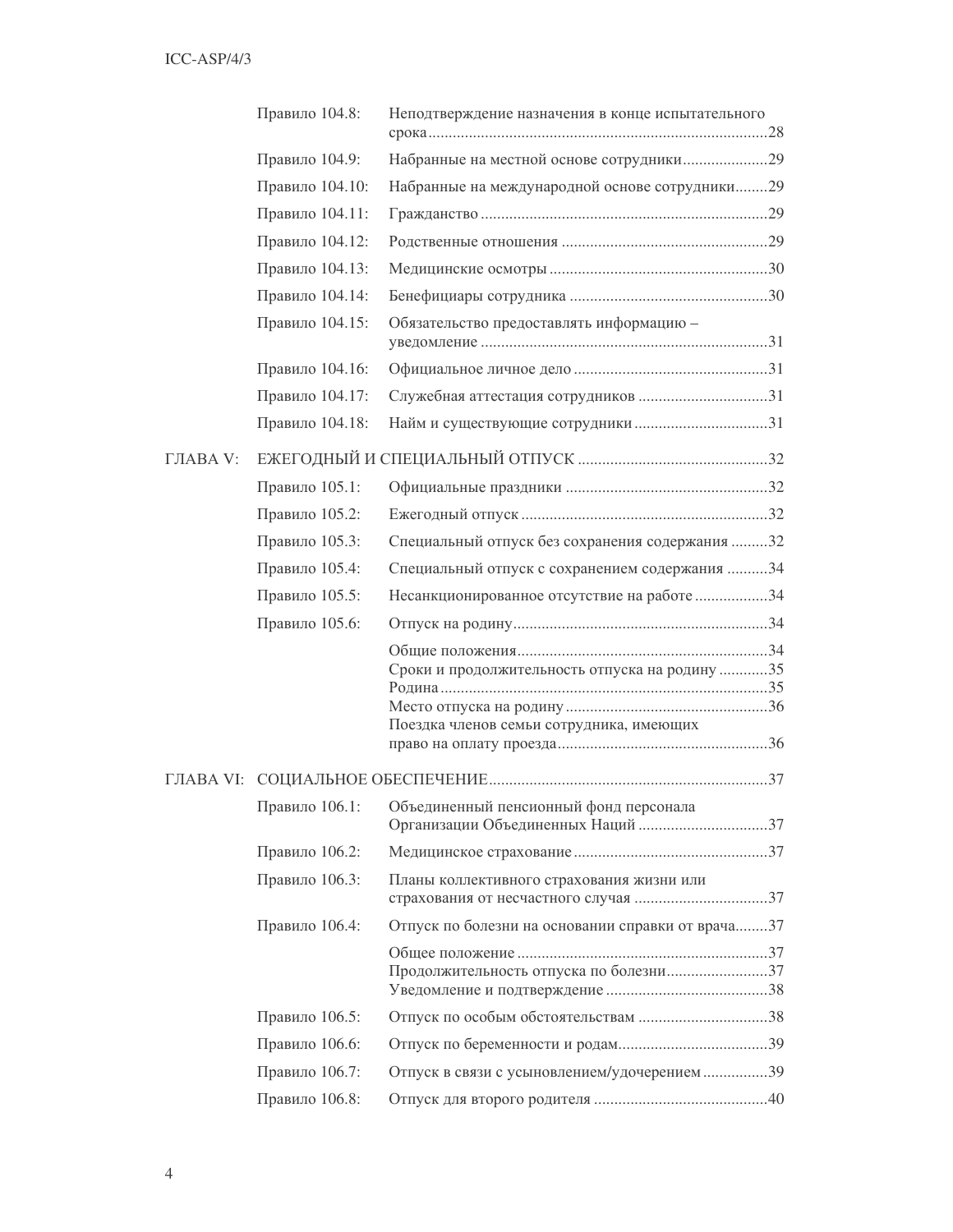| | | |
|---|---|---|
| | Правило 104.8: | Неподтверждение назначения в конце испытательного срока ....28 |
| | Правило 104.9: | Набранные на местной основе сотрудники ....29 |
| | Правило 104.10: | Набранные на международной основе сотрудники ....29 |
| | Правило 104.11: | Гражданство ....29 |
| | Правило 104.12: | Родственные отношения ....29 |
| | Правило 104.13: | Медицинские осмотры ....30 |
| | Правило 104.14: | Бенефициары сотрудника ....30 |
| | Правило 104.15: | Обязательство предоставлять информацию – уведомление ....31 |
| | Правило 104.16: | Официальное личное дело ....31 |
| | Правило 104.17: | Служебная аттестация сотрудников ....31 |
| | Правило 104.18: | Найм и существующие сотрудники ....31 |
| ГЛАВА V: | ЕЖЕГОДНЫЙ И СПЕЦИАЛЬНЫЙ ОТПУСК ....32 | |
| | Правило 105.1: | Официальные праздники ....32 |
| | Правило 105.2: | Ежегодный отпуск ....32 |
| | Правило 105.3: | Специальный отпуск без сохранения содержания ....32 |
| | Правило 105.4: | Специальный отпуск с сохранением содержания ....34 |
| | Правило 105.5: | Несанкционированное отсутствие на работе ....34 |
| | Правило 105.6: | Отпуск на родину ....34 |
| | | Общие положения ....34<br>Сроки и продолжительность отпуска на родину ....35<br>Родина ....35<br>Место отпуска на родину ....36<br>Поездка членов семьи сотрудника, имеющих право на оплату проезда ....36 |
| ГЛАВА VI: | СОЦИАЛЬНОЕ ОБЕСПЕЧЕНИЕ ....37 | |
| | Правило 106.1: | Объединенный пенсионный фонд персонала Организации Объединенных Наций ....37 |
| | Правило 106.2: | Медицинское страхование ....37 |
| | Правило 106.3: | Планы коллективного страхования жизни или страхования от несчастного случая ....37 |
| | Правило 106.4: | Отпуск по болезни на основании справки от врача ....37 |
| | | Общее положение ....37<br>Продолжительность отпуска по болезни ....37<br>Уведомление и подтверждение ....38 |
| | Правило 106.5: | Отпуск по особым обстоятельствам ....38 |
| | Правило 106.6: | Отпуск по беременности и родам ....39 |
| | Правило 106.7: | Отпуск в связи с усыновлением/удочерением ....39 |
| | Правило 106.8: | Отпуск для второго родителя ....40 |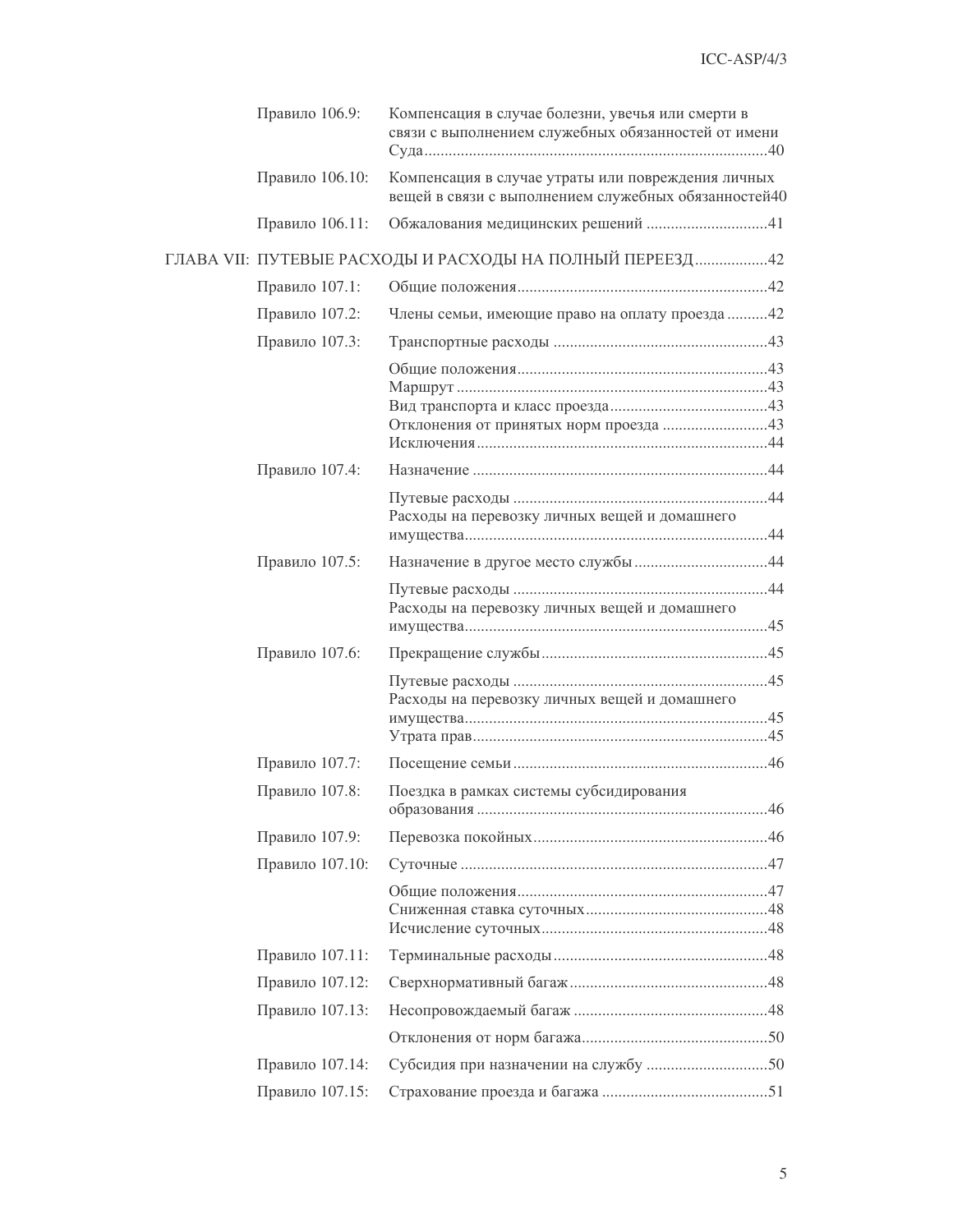| | | |
|---|---|---|
| Правило 106.9: | Компенсация в случае болезни, увечья или смерти в связи с выполнением служебных обязанностей от имени Суда | 40 |
| Правило 106.10: | Компенсация в случае утраты или повреждения личных вещей в связи с выполнением служебных обязанностей | 40 |
| Правило 106.11: | Обжалования медицинских решений | 41 |
| ГЛАВА VII: | ПУТЕВЫЕ РАСХОДЫ И РАСХОДЫ НА ПОЛНЫЙ ПЕРЕЕЗД | 42 |
| Правило 107.1: | Общие положения | 42 |
| Правило 107.2: | Члены семьи, имеющие право на оплату проезда | 42 |
| Правило 107.3: | Транспортные расходы | 43 |
| | Общие положения | 43 |
| | Маршрут | 43 |
| | Вид транспорта и класс проезда | 43 |
| | Отклонения от принятых норм проезда | 43 |
| | Исключения | 44 |
| Правило 107.4: | Назначение | 44 |
| | Путевые расходы | 44 |
| | Расходы на перевозку личных вещей и домашнего имущества | 44 |
| Правило 107.5: | Назначение в другое место службы | 44 |
| | Путевые расходы | 44 |
| | Расходы на перевозку личных вещей и домашнего имущества | 45 |
| Правило 107.6: | Прекращение службы | 45 |
| | Путевые расходы | 45 |
| | Расходы на перевозку личных вещей и домашнего имущества | 45 |
| | Утрата прав | 45 |
| Правило 107.7: | Посещение семьи | 46 |
| Правило 107.8: | Поездка в рамках системы субсидирования образования | 46 |
| Правило 107.9: | Перевозка покойных | 46 |
| Правило 107.10: | Суточные | 47 |
| | Общие положения | 47 |
| | Сниженная ставка суточных | 48 |
| | Исчисление суточных | 48 |
| Правило 107.11: | Терминальные расходы | 48 |
| Правило 107.12: | Сверхнормативный багаж | 48 |
| Правило 107.13: | Несопровождаемый багаж | 48 |
| | Отклонения от норм багажа | 50 |
| Правило 107.14: | Субсидия при назначении на службу | 50 |
| Правило 107.15: | Страхование проезда и багажа | 51 |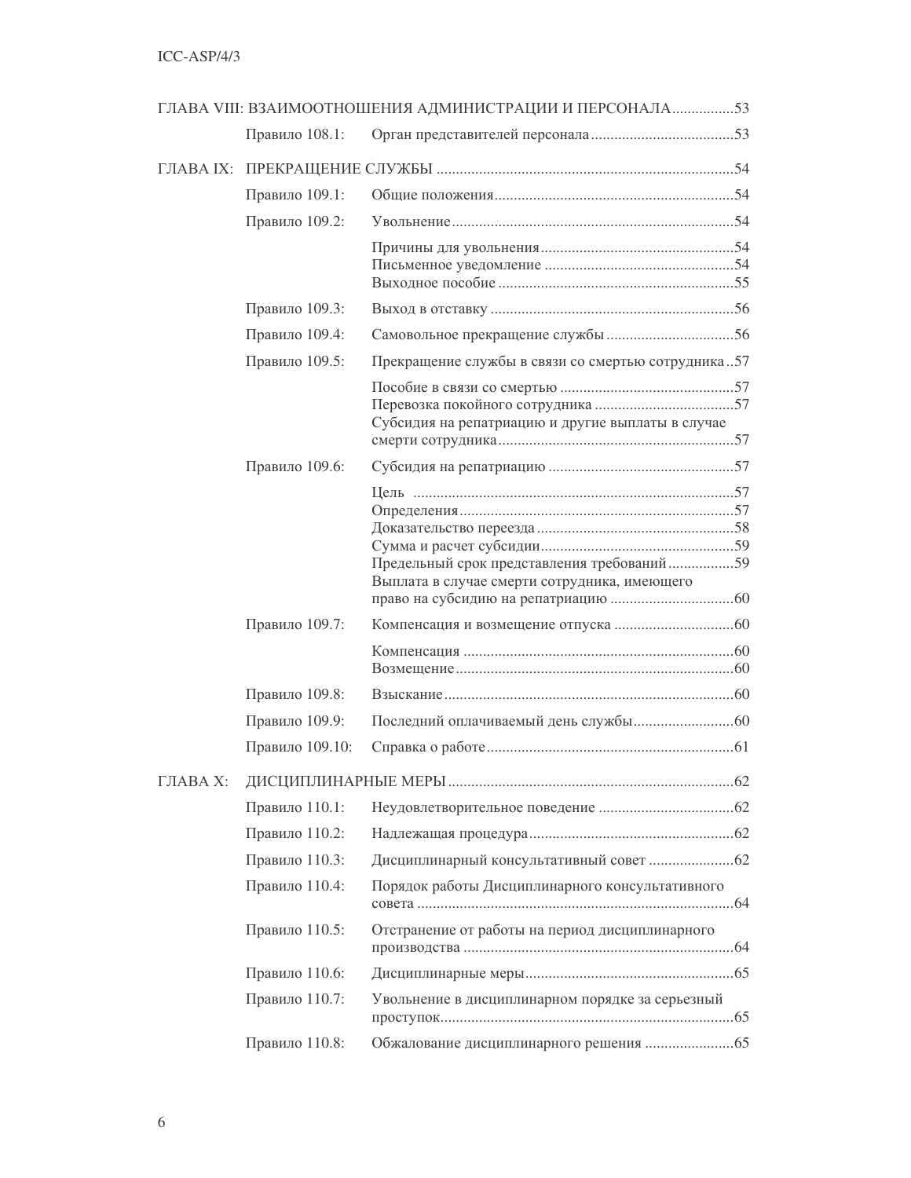ГЛАВА VIII: ВЗАИМООТНОШЕНИЯ АДМИНИСТРАЦИИ И ПЕРСОНАЛА.................53

| | | |
|---|---|---|
| Правило 108.1: | Орган представителей персонала | 53 |

ГЛАВА IX: ПРЕКРАЩЕНИЕ СЛУЖБЫ ........................................................54

| | | |
|---|---|---|
| Правило 109.1: | Общие положения | 54 |
| Правило 109.2: | Увольнение | 54 |
| | Причины для увольнения | 54 |
| | Письменное уведомление | 54 |
| | Выходное пособие | 55 |
| Правило 109.3: | Выход в отставку | 56 |
| Правило 109.4: | Самовольное прекращение службы | 56 |
| Правило 109.5: | Прекращение службы в связи со смертью сотрудника | 57 |
| | Пособие в связи со смертью | 57 |
| | Перевозка покойного сотрудника | 57 |
| | Субсидия на репатриацию и другие выплаты в случае смерти сотрудника | 57 |
| Правило 109.6: | Субсидия на репатриацию | 57 |
| | Цель | 57 |
| | Определения | 57 |
| | Доказательство переезда | 58 |
| | Сумма и расчет субсидии | 59 |
| | Предельный срок представления требований | 59 |
| | Выплата в случае смерти сотрудника, имеющего право на субсидию на репатриацию | 60 |
| Правило 109.7: | Компенсация и возмещение отпуска | 60 |
| | Компенсация | 60 |
| | Возмещение | 60 |
| Правило 109.8: | Взыскание | 60 |
| Правило 109.9: | Последний оплачиваемый день службы | 60 |
| Правило 109.10: | Справка о работе | 61 |

ГЛАВА X: ДИСЦИПЛИНАРНЫЕ МЕРЫ ........................................................62

| | | |
|---|---|---|
| Правило 110.1: | Неудовлетворительное поведение | 62 |
| Правило 110.2: | Надлежащая процедура | 62 |
| Правило 110.3: | Дисциплинарный консультативный совет | 62 |
| Правило 110.4: | Порядок работы Дисциплинарного консультативного совета | 64 |
| Правило 110.5: | Отстранение от работы на период дисциплинарного производства | 64 |
| Правило 110.6: | Дисциплинарные меры | 65 |
| Правило 110.7: | Увольнение в дисциплинарном порядке за серьезный проступок | 65 |
| Правило 110.8: | Обжалование дисциплинарного решения | 65 |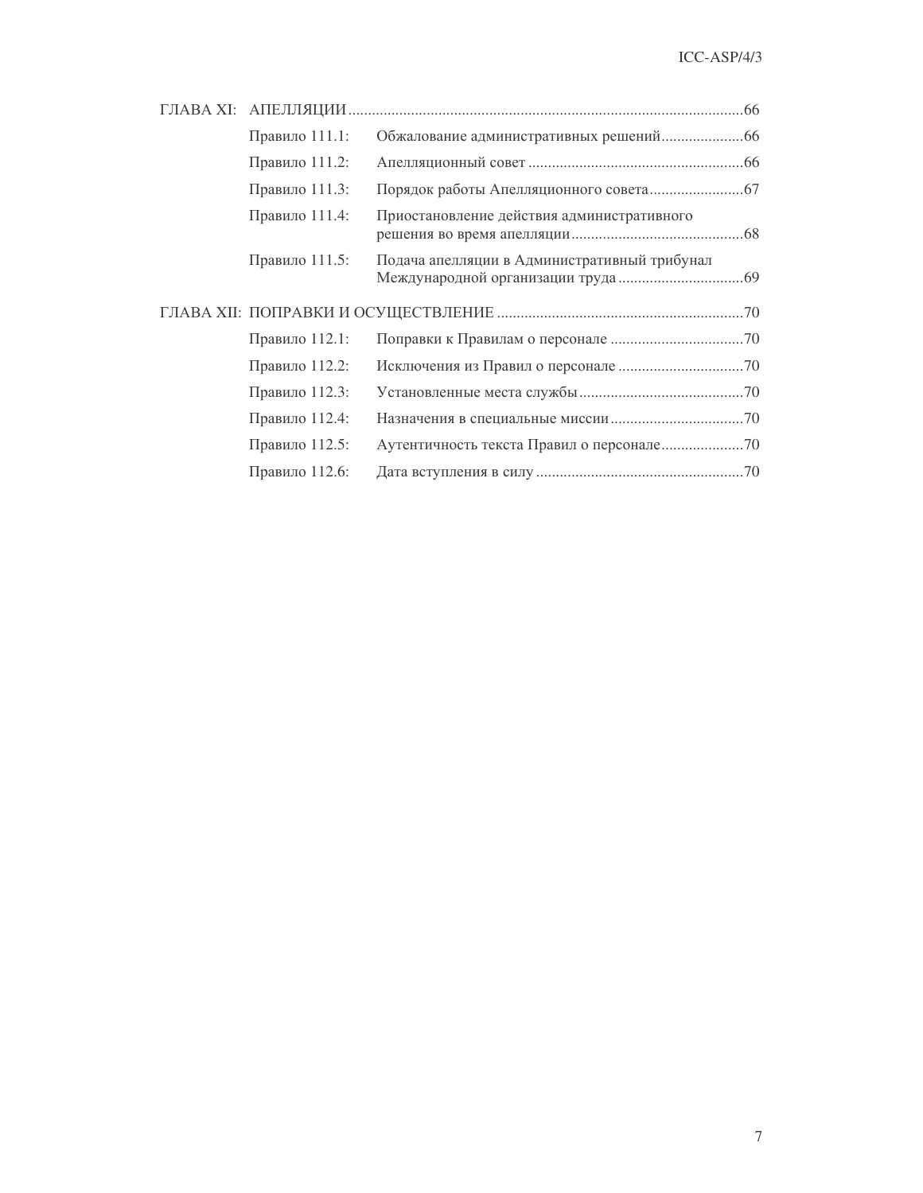| | | |
|---|---|---|
| ГЛАВА XI: АПЕЛЛЯЦИИ | | 66 |
| Правило 111.1: | Обжалование административных решений | 66 |
| Правило 111.2: | Апелляционный совет | 66 |
| Правило 111.3: | Порядок работы Апелляционного совета | 67 |
| Правило 111.4: | Приостановление действия административного решения во время апелляции | 68 |
| Правило 111.5: | Подача апелляции в Административный трибунал Международной организации труда | 69 |
| ГЛАВА XII: ПОПРАВКИ И ОСУЩЕСТВЛЕНИЕ | | 70 |
| Правило 112.1: | Поправки к Правилам о персонале | 70 |
| Правило 112.2: | Исключения из Правил о персонале | 70 |
| Правило 112.3: | Установленные места службы | 70 |
| Правило 112.4: | Назначения в специальные миссии | 70 |
| Правило 112.5: | Аутентичность текста Правил о персонале | 70 |
| Правило 112.6: | Дата вступления в силу | 70 |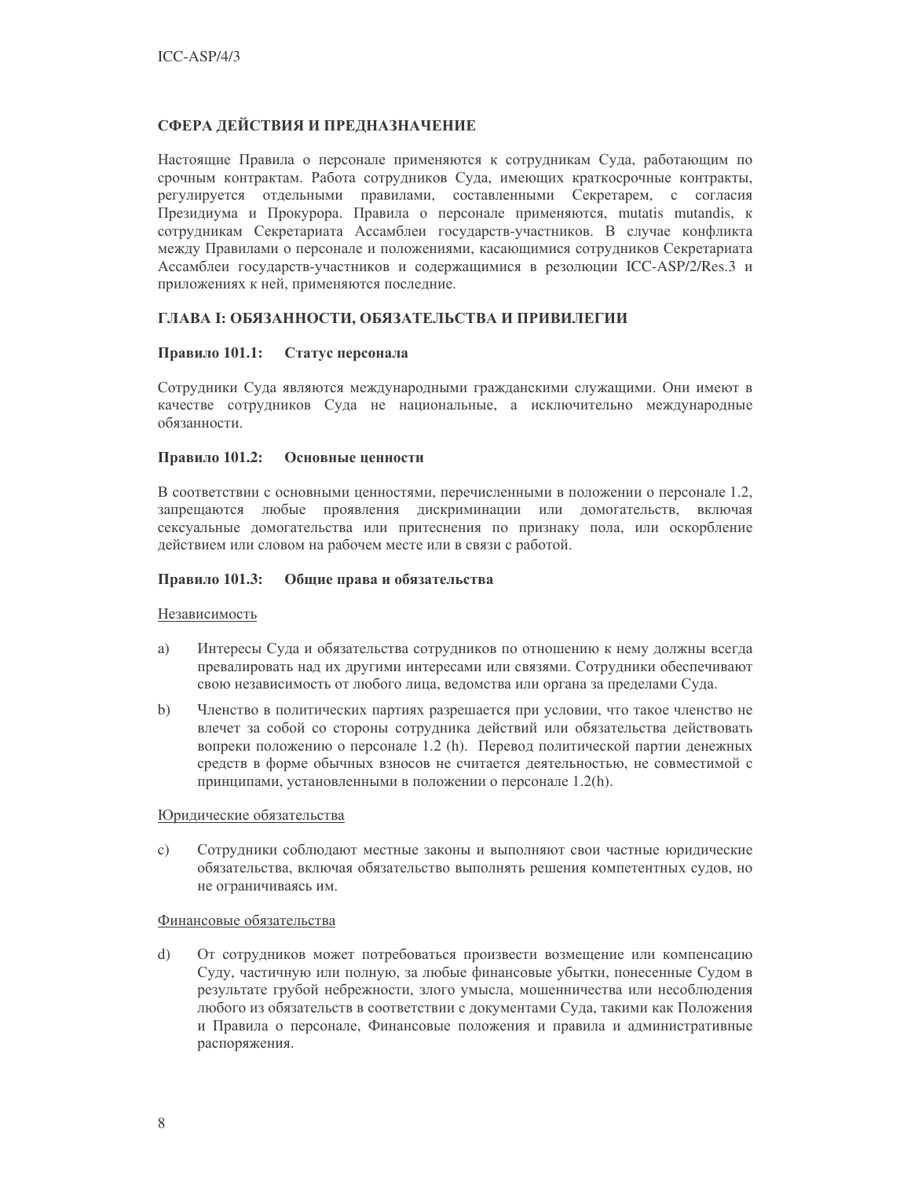## СФЕРА ДЕЙСТВИЯ И ПРЕДНАЗНАЧЕНИЕ

Настоящие Правила о персонале применяются к сотрудникам Суда, работающим по срочным контрактам. Работа сотрудников Суда, имеющих краткосрочные контракты, регулируется отдельными правилами, составленными Секретарем, с согласия Президиума и Прокурора. Правила о персонале применяются, mutatis mutandis, к сотрудникам Секретариата Ассамблеи государств-участников. В случае конфликта между Правилами о персонале и положениями, касающимися сотрудников Секретариата Ассамблеи государств-участников и содержащимися в резолюции ICC-ASP/2/Res.3 и приложениях к ней, применяются последние.

## ГЛАВА I: ОБЯЗАННОСТИ, ОБЯЗАТЕЛЬСТВА И ПРИВИЛЕГИИ

### Правило 101.1: Статус персонала

Сотрудники Суда являются международными гражданскими служащими. Они имеют в качестве сотрудников Суда не национальные, а исключительно международные обязанности.

### Правило 101.2: Основные ценности

В соответствии с основными ценностями, перечисленными в положении о персонале 1.2, запрещаются любые проявления дискриминации или домогательств, включая сексуальные домогательства или притеснения по признаку пола, или оскорбление действием или словом на рабочем месте или в связи с работой.

### Правило 101.3: Общие права и обязательства

Независимость

a) Интересы Суда и обязательства сотрудников по отношению к нему должны всегда превалировать над их другими интересами или связями. Сотрудники обеспечивают свою независимость от любого лица, ведомства или органа за пределами Суда.

b) Членство в политических партиях разрешается при условии, что такое членство не влечет за собой со стороны сотрудника действий или обязательства действовать вопреки положению о персонале 1.2 (h). Перевод политической партии денежных средств в форме обычных взносов не считается деятельностью, не совместимой с принципами, установленными в положении о персонале 1.2(h).

Юридические обязательства

c) Сотрудники соблюдают местные законы и выполняют свои частные юридические обязательства, включая обязательство выполнять решения компетентных судов, но не ограничиваясь им.

Финансовые обязательства

d) От сотрудников может потребоваться произвести возмещение или компенсацию Суду, частичную или полную, за любые финансовые убытки, понесенные Судом в результате грубой небрежности, злого умысла, мошенничества или несоблюдения любого из обязательств в соответствии с документами Суда, такими как Положения и Правила о персонале, Финансовые положения и правила и административные распоряжения.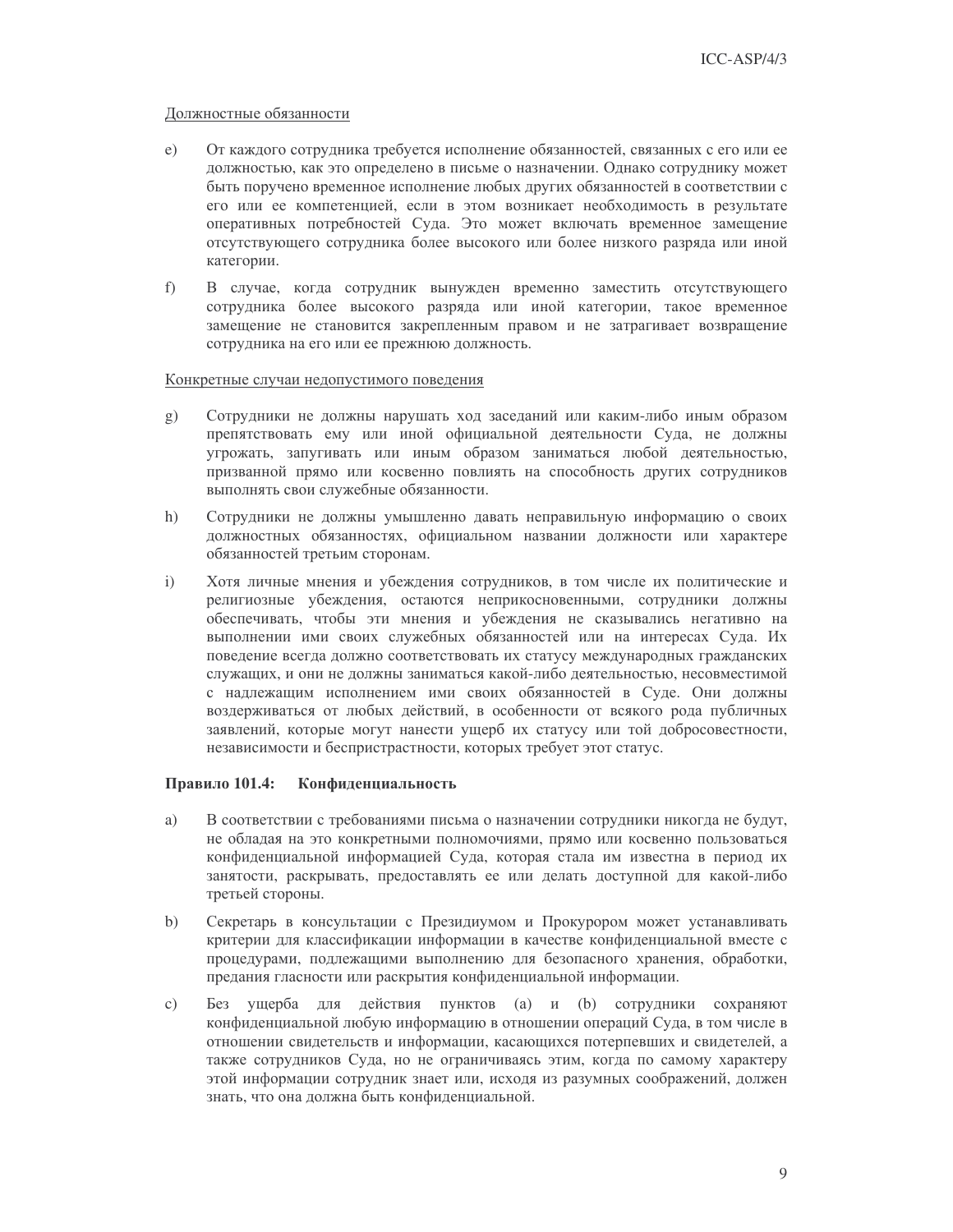Должностные обязанности

e) От каждого сотрудника требуется исполнение обязанностей, связанных с его или ее должностью, как это определено в письме о назначении. Однако сотруднику может быть поручено временное исполнение любых других обязанностей в соответствии с его или ее компетенцией, если в этом возникает необходимость в результате оперативных потребностей Суда. Это может включать временное замещение отсутствующего сотрудника более высокого или более низкого разряда или иной категории.

f) В случае, когда сотрудник вынужден временно заместить отсутствующего сотрудника более высокого разряда или иной категории, такое временное замещение не становится закрепленным правом и не затрагивает возвращение сотрудника на его или ее прежнюю должность.

Конкретные случаи недопустимого поведения

g) Сотрудники не должны нарушать ход заседаний или каким-либо иным образом препятствовать ему или иной официальной деятельности Суда, не должны угрожать, запугивать или иным образом заниматься любой деятельностью, призванной прямо или косвенно повлиять на способность других сотрудников выполнять свои служебные обязанности.

h) Сотрудники не должны умышленно давать неправильную информацию о своих должностных обязанностях, официальном названии должности или характере обязанностей третьим сторонам.

i) Хотя личные мнения и убеждения сотрудников, в том числе их политические и религиозные убеждения, остаются неприкосновенными, сотрудники должны обеспечивать, чтобы эти мнения и убеждения не сказывались негативно на выполнении ими своих служебных обязанностей или на интересах Суда. Их поведение всегда должно соответствовать их статусу международных гражданских служащих, и они не должны заниматься какой-либо деятельностью, несовместимой с надлежащим исполнением ими своих обязанностей в Суде. Они должны воздерживаться от любых действий, в особенности от всякого рода публичных заявлений, которые могут нанести ущерб их статусу или той добросовестности, независимости и беспристрастности, которых требует этот статус.

**Правило 101.4: Конфиденциальность**

a) В соответствии с требованиями письма о назначении сотрудники никогда не будут, не обладая на это конкретными полномочиями, прямо или косвенно пользоваться конфиденциальной информацией Суда, которая стала им известна в период их занятости, раскрывать, предоставлять ее или делать доступной для какой-либо третьей стороны.

b) Секретарь в консультации с Президиумом и Прокурором может устанавливать критерии для классификации информации в качестве конфиденциальной вместе с процедурами, подлежащими выполнению для безопасного хранения, обработки, предания гласности или раскрытия конфиденциальной информации.

c) Без ущерба для действия пунктов (a) и (b) сотрудники сохраняют конфиденциальной любую информацию в отношении операций Суда, в том числе в отношении свидетельств и информации, касающихся потерпевших и свидетелей, а также сотрудников Суда, но не ограничиваясь этим, когда по самому характеру этой информации сотрудник знает или, исходя из разумных соображений, должен знать, что она должна быть конфиденциальной.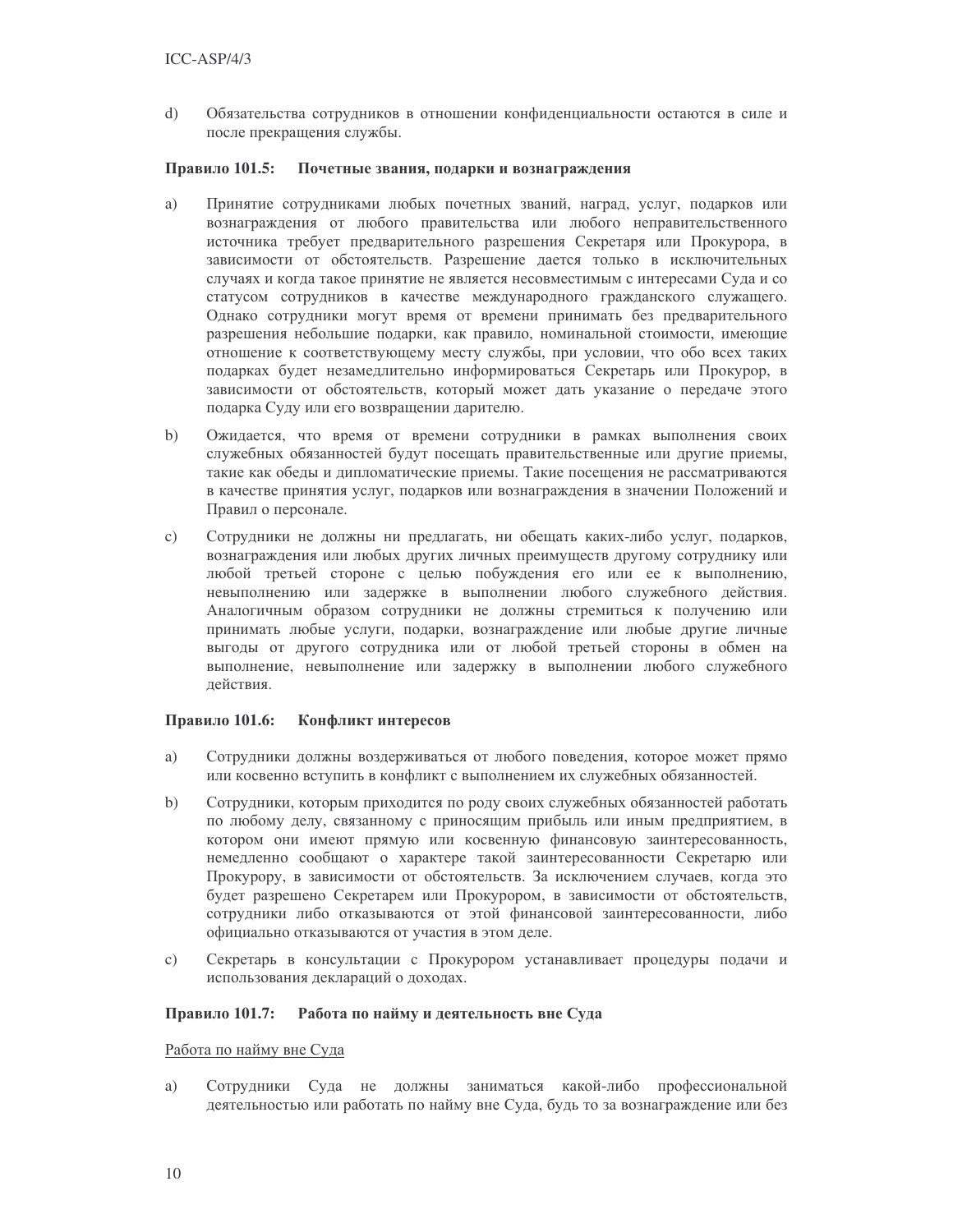d) Обязательства сотрудников в отношении конфиденциальности остаются в силе и после прекращения службы.

**Правило 101.5: Почетные звания, подарки и вознаграждения**

a) Принятие сотрудниками любых почетных званий, наград, услуг, подарков или вознаграждения от любого правительства или любого неправительственного источника требует предварительного разрешения Секретаря или Прокурора, в зависимости от обстоятельств. Разрешение дается только в исключительных случаях и когда такое принятие не является несовместимым с интересами Суда и со статусом сотрудников в качестве международного гражданского служащего. Однако сотрудники могут время от времени принимать без предварительного разрешения небольшие подарки, как правило, номинальной стоимости, имеющие отношение к соответствующему месту службы, при условии, что обо всех таких подарках будет незамедлительно информироваться Секретарь или Прокурор, в зависимости от обстоятельств, который может дать указание о передаче этого подарка Суду или его возвращении дарителю.

b) Ожидается, что время от времени сотрудники в рамках выполнения своих служебных обязанностей будут посещать правительственные или другие приемы, такие как обеды и дипломатические приемы. Такие посещения не рассматриваются в качестве принятия услуг, подарков или вознаграждения в значении Положений и Правил о персонале.

c) Сотрудники не должны ни предлагать, ни обещать каких-либо услуг, подарков, вознаграждения или любых других личных преимуществ другому сотруднику или любой третьей стороне с целью побуждения его или ее к выполнению, невыполнению или задержке в выполнении любого служебного действия. Аналогичным образом сотрудники не должны стремиться к получению или принимать любые услуги, подарки, вознаграждение или любые другие личные выгоды от другого сотрудника или от любой третьей стороны в обмен на выполнение, невыполнение или задержку в выполнении любого служебного действия.

**Правило 101.6: Конфликт интересов**

a) Сотрудники должны воздерживаться от любого поведения, которое может прямо или косвенно вступить в конфликт с выполнением их служебных обязанностей.

b) Сотрудники, которым приходится по роду своих служебных обязанностей работать по любому делу, связанному с приносящим прибыль или иным предприятием, в котором они имеют прямую или косвенную финансовую заинтересованность, немедленно сообщают о характере такой заинтересованности Секретарю или Прокурору, в зависимости от обстоятельств. За исключением случаев, когда это будет разрешено Секретарем или Прокурором, в зависимости от обстоятельств, сотрудники либо отказываются от этой финансовой заинтересованности, либо официально отказываются от участия в этом деле.

c) Секретарь в консультации с Прокурором устанавливает процедуры подачи и использования деклараций о доходах.

**Правило 101.7: Работа по найму и деятельность вне Суда**

Работа по найму вне Суда

a) Сотрудники Суда не должны заниматься какой-либо профессиональной деятельностью или работать по найму вне Суда, будь то за вознаграждение или без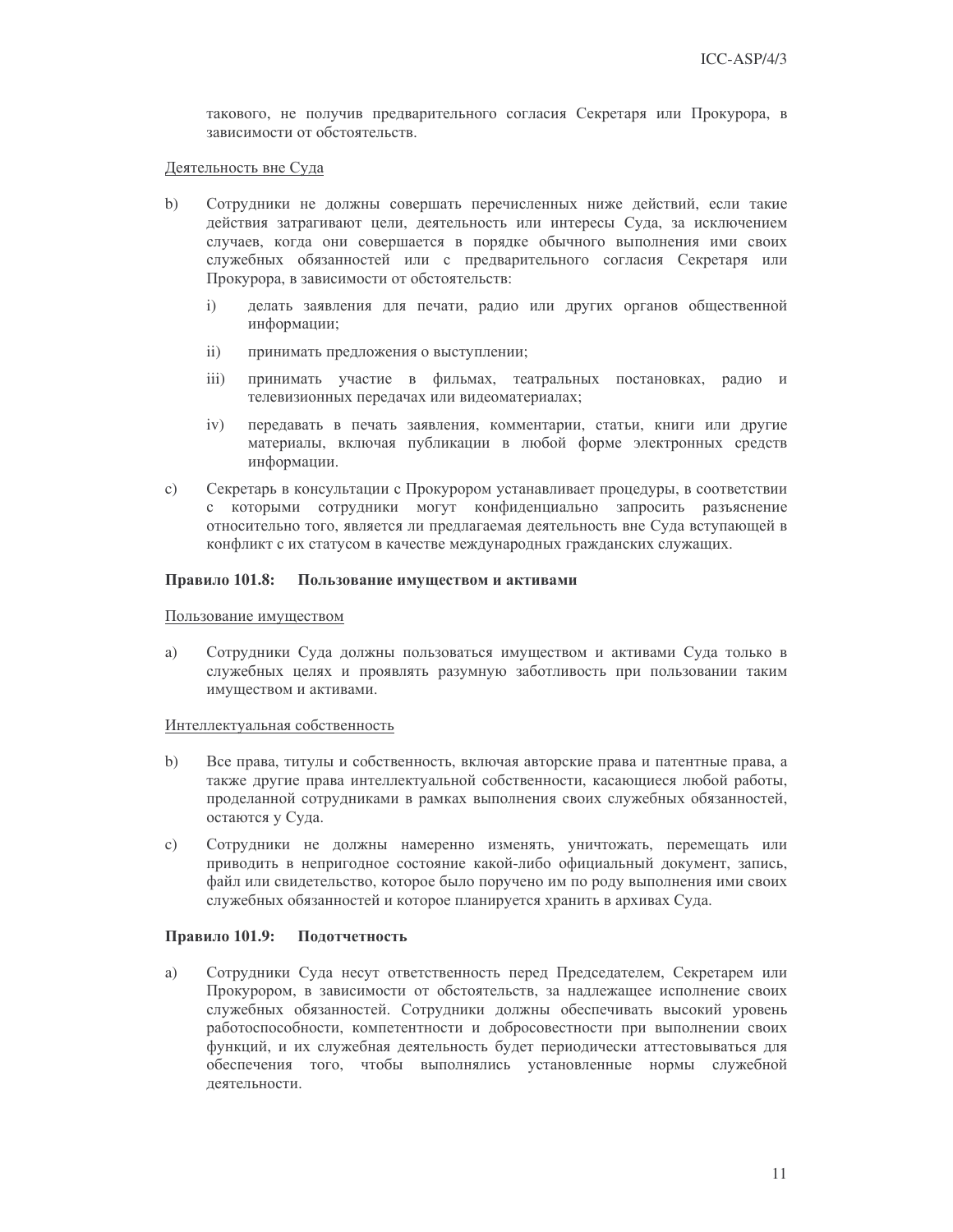такового, не получив предварительного согласия Секретаря или Прокурора, в зависимости от обстоятельств.

Деятельность вне Суда

b) Сотрудники не должны совершать перечисленных ниже действий, если такие действия затрагивают цели, деятельность или интересы Суда, за исключением случаев, когда они совершается в порядке обычного выполнения ими своих служебных обязанностей или с предварительного согласия Секретаря или Прокурора, в зависимости от обстоятельств:

   i) делать заявления для печати, радио или других органов общественной информации;

   ii) принимать предложения о выступлении;

   iii) принимать участие в фильмах, театральных постановках, радио и телевизионных передачах или видеоматериалах;

   iv) передавать в печать заявления, комментарии, статьи, книги или другие материалы, включая публикации в любой форме электронных средств информации.

c) Секретарь в консультации с Прокурором устанавливает процедуры, в соответствии с которыми сотрудники могут конфиденциально запросить разъяснение относительно того, является ли предлагаемая деятельность вне Суда вступающей в конфликт с их статусом в качестве международных гражданских служащих.

### Правило 101.8: Пользование имуществом и активами

Пользование имуществом

a) Сотрудники Суда должны пользоваться имуществом и активами Суда только в служебных целях и проявлять разумную заботливость при пользовании таким имуществом и активами.

Интеллектуальная собственность

b) Все права, титулы и собственность, включая авторские права и патентные права, а также другие права интеллектуальной собственности, касающиеся любой работы, проделанной сотрудниками в рамках выполнения своих служебных обязанностей, остаются у Суда.

c) Сотрудники не должны намеренно изменять, уничтожать, перемещать или приводить в непригодное состояние какой-либо официальный документ, запись, файл или свидетельство, которое было поручено им по роду выполнения ими своих служебных обязанностей и которое планируется хранить в архивах Суда.

### Правило 101.9: Подотчетность

a) Сотрудники Суда несут ответственность перед Председателем, Секретарем или Прокурором, в зависимости от обстоятельств, за надлежащее исполнение своих служебных обязанностей. Сотрудники должны обеспечивать высокий уровень работоспособности, компетентности и добросовестности при выполнении своих функций, и их служебная деятельность будет периодически аттестовываться для обеспечения того, чтобы выполнялись установленные нормы служебной деятельности.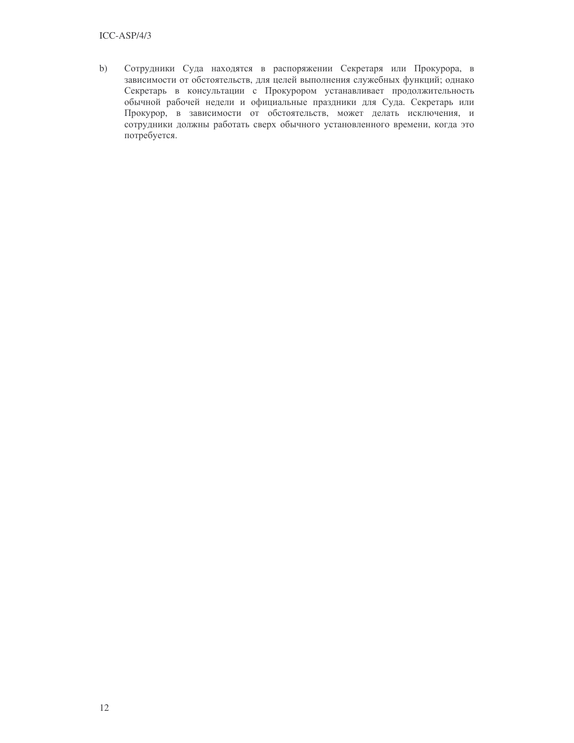b) Сотрудники Суда находятся в распоряжении Секретаря или Прокурора, в зависимости от обстоятельств, для целей выполнения служебных функций; однако Секретарь в консультации с Прокурором устанавливает продолжительность обычной рабочей недели и официальные праздники для Суда. Секретарь или Прокурор, в зависимости от обстоятельств, может делать исключения, и сотрудники должны работать сверх обычного установленного времени, когда это потребуется.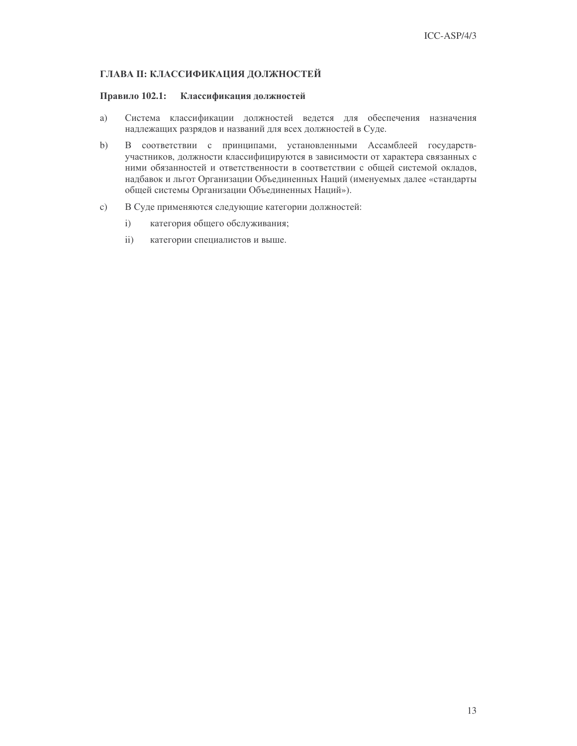## ГЛАВА II: КЛАССИФИКАЦИЯ ДОЛЖНОСТЕЙ

### Правило 102.1: Классификация должностей

a) Система классификации должностей ведется для обеспечения назначения надлежащих разрядов и названий для всех должностей в Суде.

b) В соответствии с принципами, установленными Ассамблеей государств-участников, должности классифицируются в зависимости от характера связанных с ними обязанностей и ответственности в соответствии с общей системой окладов, надбавок и льгот Организации Объединенных Наций (именуемых далее «стандарты общей системы Организации Объединенных Наций»).

c) В Суде применяются следующие категории должностей:

   i) категория общего обслуживания;

   ii) категории специалистов и выше.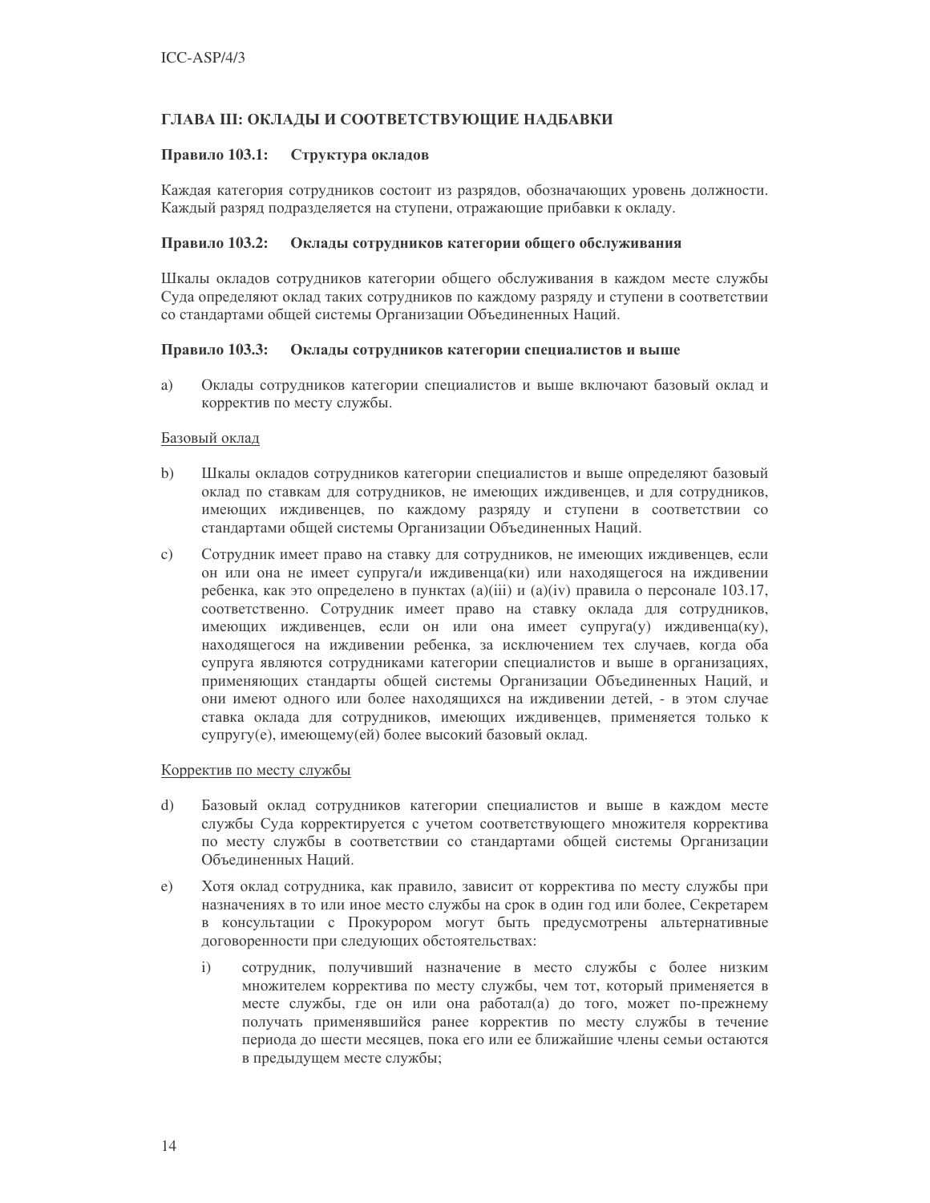## ГЛАВА III: ОКЛАДЫ И СООТВЕТСТВУЮЩИЕ НАДБАВКИ

### Правило 103.1: Структура окладов

Каждая категория сотрудников состоит из разрядов, обозначающих уровень должности. Каждый разряд подразделяется на ступени, отражающие прибавки к окладу.

### Правило 103.2: Оклады сотрудников категории общего обслуживания

Шкалы окладов сотрудников категории общего обслуживания в каждом месте службы Суда определяют оклад таких сотрудников по каждому разряду и ступени в соответствии со стандартами общей системы Организации Объединенных Наций.

### Правило 103.3: Оклады сотрудников категории специалистов и выше

a) Оклады сотрудников категории специалистов и выше включают базовый оклад и корректив по месту службы.

Базовый оклад

b) Шкалы окладов сотрудников категории специалистов и выше определяют базовый оклад по ставкам для сотрудников, не имеющих иждивенцев, и для сотрудников, имеющих иждивенцев, по каждому разряду и ступени в соответствии со стандартами общей системы Организации Объединенных Наций.

c) Сотрудник имеет право на ставку для сотрудников, не имеющих иждивенцев, если он или она не имеет супруга/и иждивенца(ки) или находящегося на иждивении ребенка, как это определено в пунктах (a)(iii) и (a)(iv) правила о персонале 103.17, соответственно. Сотрудник имеет право на ставку оклада для сотрудников, имеющих иждивенцев, если он или она имеет супруга(у) иждивенца(ку), находящегося на иждивении ребенка, за исключением тех случаев, когда оба супруга являются сотрудниками категории специалистов и выше в организациях, применяющих стандарты общей системы Организации Объединенных Наций, и они имеют одного или более находящихся на иждивении детей, - в этом случае ставка оклада для сотрудников, имеющих иждивенцев, применяется только к супругу(е), имеющему(ей) более высокий базовый оклад.

Корректив по месту службы

d) Базовый оклад сотрудников категории специалистов и выше в каждом месте службы Суда корректируется с учетом соответствующего множителя корректива по месту службы в соответствии со стандартами общей системы Организации Объединенных Наций.

e) Хотя оклад сотрудника, как правило, зависит от корректива по месту службы при назначениях в то или иное место службы на срок в один год или более, Секретарем в консультации с Прокурором могут быть предусмотрены альтернативные договоренности при следующих обстоятельствах:

   i) сотрудник, получивший назначение в место службы с более низким множителем корректива по месту службы, чем тот, который применяется в месте службы, где он или она работал(а) до того, может по-прежнему получать применявшийся ранее корректив по месту службы в течение периода до шести месяцев, пока его или ее ближайшие члены семьи остаются в предыдущем месте службы;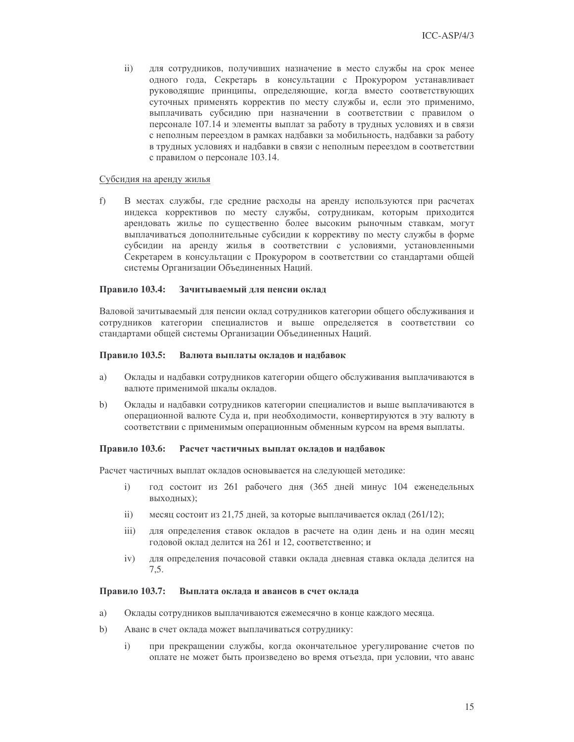ii) для сотрудников, получивших назначение в место службы на срок менее одного года, Секретарь в консультации с Прокурором устанавливает руководящие принципы, определяющие, когда вместо соответствующих суточных применять корректив по месту службы и, если это применимо, выплачивать субсидию при назначении в соответствии с правилом о персонале 107.14 и элементы выплат за работу в трудных условиях и в связи с неполным переездом в рамках надбавки за мобильность, надбавки за работу в трудных условиях и надбавки в связи с неполным переездом в соответствии с правилом о персонале 103.14.

Субсидия на аренду жилья

f) В местах службы, где средние расходы на аренду используются при расчетах индекса коррективов по месту службы, сотрудникам, которым приходится арендовать жилье по существенно более высоким рыночным ставкам, могут выплачиваться дополнительные субсидии к коррективу по месту службы в форме субсидии на аренду жилья в соответствии с условиями, установленными Секретарем в консультации с Прокурором в соответствии со стандартами общей системы Организации Объединенных Наций.

**Правило 103.4: Зачитываемый для пенсии оклад**

Валовой зачитываемый для пенсии оклад сотрудников категории общего обслуживания и сотрудников категории специалистов и выше определяется в соответствии со стандартами общей системы Организации Объединенных Наций.

**Правило 103.5: Валюта выплаты окладов и надбавок**

a) Оклады и надбавки сотрудников категории общего обслуживания выплачиваются в валюте применимой шкалы окладов.

b) Оклады и надбавки сотрудников категории специалистов и выше выплачиваются в операционной валюте Суда и, при необходимости, конвертируются в эту валюту в соответствии с применимым операционным обменным курсом на время выплаты.

**Правило 103.6: Расчет частичных выплат окладов и надбавок**

Расчет частичных выплат окладов основывается на следующей методике:

i) год состоит из 261 рабочего дня (365 дней минус 104 еженедельных выходных);

ii) месяц состоит из 21,75 дней, за которые выплачивается оклад (261/12);

iii) для определения ставок окладов в расчете на один день и на один месяц годовой оклад делится на 261 и 12, соответственно; и

iv) для определения почасовой ставки оклада дневная ставка оклада делится на 7,5.

**Правило 103.7: Выплата оклада и авансов в счет оклада**

a) Оклады сотрудников выплачиваются ежемесячно в конце каждого месяца.

b) Аванс в счет оклада может выплачиваться сотруднику:

i) при прекращении службы, когда окончательное урегулирование счетов по оплате не может быть произведено во время отъезда, при условии, что аванс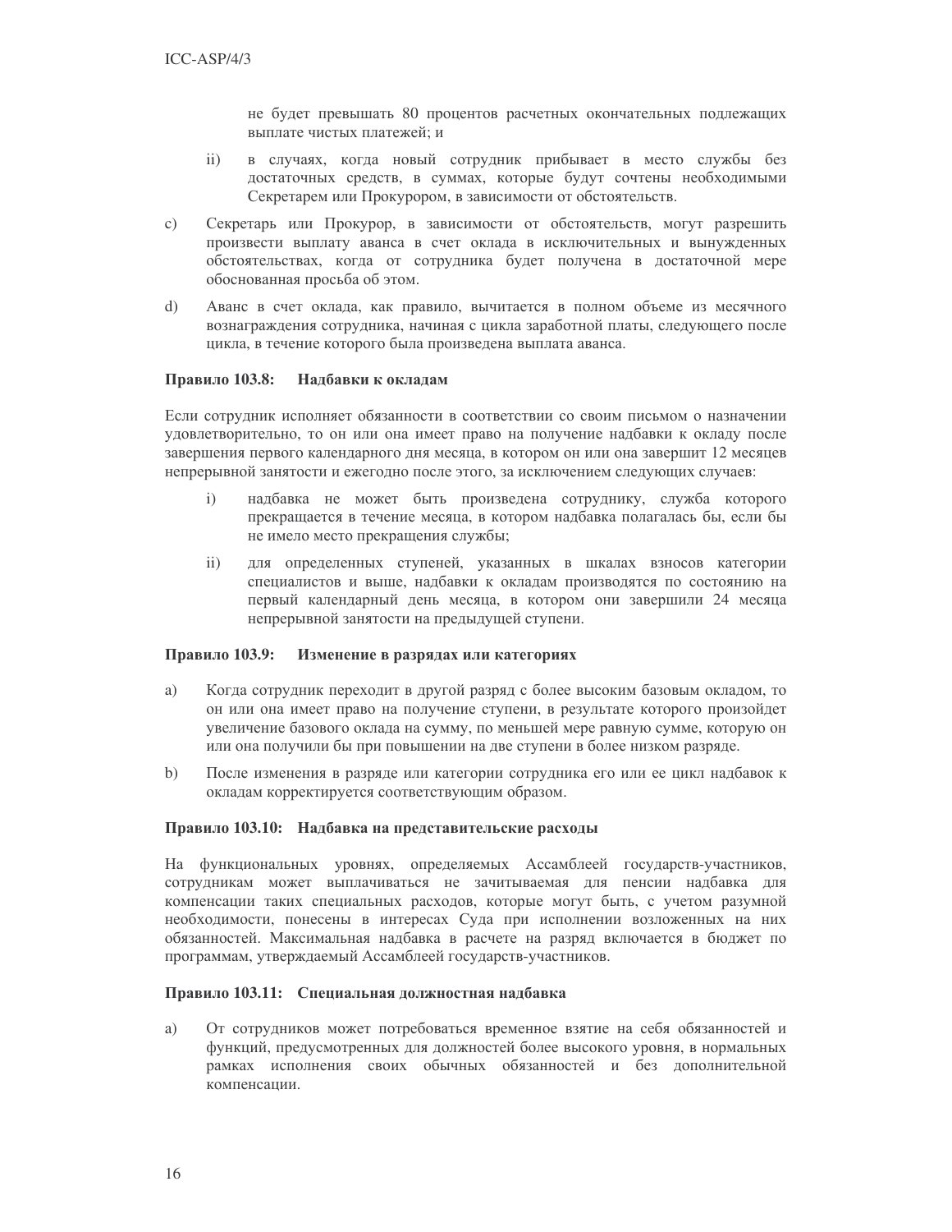не будет превышать 80 процентов расчетных окончательных подлежащих выплате чистых платежей; и

ii) в случаях, когда новый сотрудник прибывает в место службы без достаточных средств, в суммах, которые будут сочтены необходимыми Секретарем или Прокурором, в зависимости от обстоятельств.

c) Секретарь или Прокурор, в зависимости от обстоятельств, могут разрешить произвести выплату аванса в счет оклада в исключительных и вынужденных обстоятельствах, когда от сотрудника будет получена в достаточной мере обоснованная просьба об этом.

d) Аванс в счет оклада, как правило, вычитается в полном объеме из месячного вознаграждения сотрудника, начиная с цикла заработной платы, следующего после цикла, в течение которого была произведена выплата аванса.

**Правило 103.8: Надбавки к окладам**

Если сотрудник исполняет обязанности в соответствии со своим письмом о назначении удовлетворительно, то он или она имеет право на получение надбавки к окладу после завершения первого календарного дня месяца, в котором он или она завершит 12 месяцев непрерывной занятости и ежегодно после этого, за исключением следующих случаев:

i) надбавка не может быть произведена сотруднику, служба которого прекращается в течение месяца, в котором надбавка полагалась бы, если бы не имело место прекращения службы;

ii) для определенных ступеней, указанных в шкалах взносов категории специалистов и выше, надбавки к окладам производятся по состоянию на первый календарный день месяца, в котором они завершили 24 месяца непрерывной занятости на предыдущей ступени.

**Правило 103.9: Изменение в разрядах или категориях**

a) Когда сотрудник переходит в другой разряд с более высоким базовым окладом, то он или она имеет право на получение ступени, в результате которого произойдет увеличение базового оклада на сумму, по меньшей мере равную сумме, которую он или она получили бы при повышении на две ступени в более низком разряде.

b) После изменения в разряде или категории сотрудника его или ее цикл надбавок к окладам корректируется соответствующим образом.

**Правило 103.10: Надбавка на представительские расходы**

На функциональных уровнях, определяемых Ассамблеей государств-участников, сотрудникам может выплачиваться не зачитываемая для пенсии надбавка для компенсации таких специальных расходов, которые могут быть, с учетом разумной необходимости, понесены в интересах Суда при исполнении возложенных на них обязанностей. Максимальная надбавка в расчете на разряд включается в бюджет по программам, утверждаемый Ассамблеей государств-участников.

**Правило 103.11: Специальная должностная надбавка**

a) От сотрудников может потребоваться временное взятие на себя обязанностей и функций, предусмотренных для должностей более высокого уровня, в нормальных рамках исполнения своих обычных обязанностей и без дополнительной компенсации.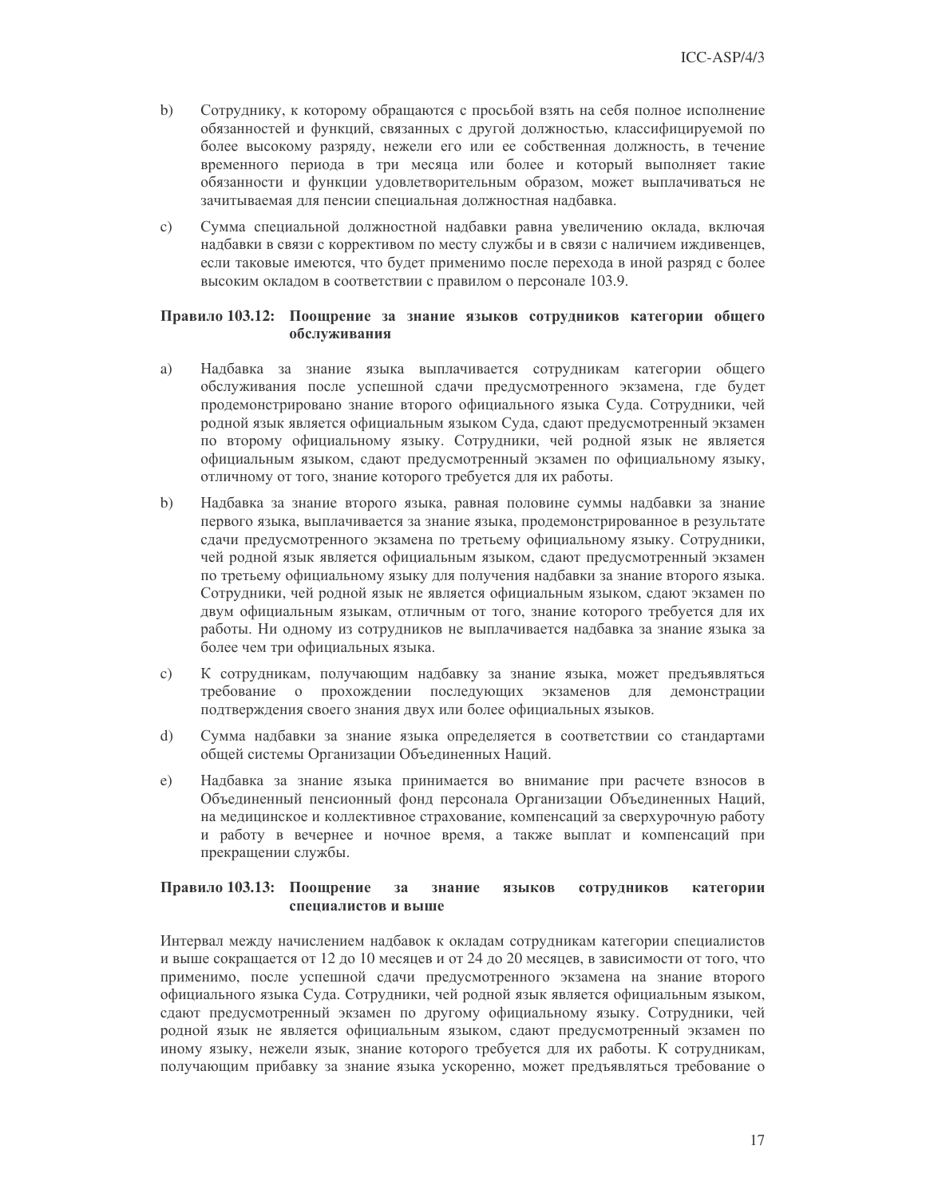b) Сотруднику, к которому обращаются с просьбой взять на себя полное исполнение обязанностей и функций, связанных с другой должностью, классифицируемой по более высокому разряду, нежели его или ее собственная должность, в течение временного периода в три месяца или более и который выполняет такие обязанности и функции удовлетворительным образом, может выплачиваться не зачитываемая для пенсии специальная должностная надбавка.

c) Сумма специальной должностной надбавки равна увеличению оклада, включая надбавки в связи с коррективом по месту службы и в связи с наличием иждивенцев, если таковые имеются, что будет применимо после перехода в иной разряд с более высоким окладом в соответствии с правилом о персонале 103.9.

### Правило 103.12: Поощрение за знание языков сотрудников категории общего обслуживания

a) Надбавка за знание языка выплачивается сотрудникам категории общего обслуживания после успешной сдачи предусмотренного экзамена, где будет продемонстрировано знание второго официального языка Суда. Сотрудники, чей родной язык является официальным языком Суда, сдают предусмотренный экзамен по второму официальному языку. Сотрудники, чей родной язык не является официальным языком, сдают предусмотренный экзамен по официальному языку, отличному от того, знание которого требуется для их работы.

b) Надбавка за знание второго языка, равная половине суммы надбавки за знание первого языка, выплачивается за знание языка, продемонстрированное в результате сдачи предусмотренного экзамена по третьему официальному языку. Сотрудники, чей родной язык является официальным языком, сдают предусмотренный экзамен по третьему официальному языку для получения надбавки за знание второго языка. Сотрудники, чей родной язык не является официальным языком, сдают экзамен по двум официальным языкам, отличным от того, знание которого требуется для их работы. Ни одному из сотрудников не выплачивается надбавка за знание языка за более чем три официальных языка.

c) К сотрудникам, получающим надбавку за знание языка, может предъявляться требование о прохождении последующих экзаменов для демонстрации подтверждения своего знания двух или более официальных языков.

d) Сумма надбавки за знание языка определяется в соответствии со стандартами общей системы Организации Объединенных Наций.

e) Надбавка за знание языка принимается во внимание при расчете взносов в Объединенный пенсионный фонд персонала Организации Объединенных Наций, на медицинское и коллективное страхование, компенсаций за сверхурочную работу и работу в вечернее и ночное время, а также выплат и компенсаций при прекращении службы.

### Правило 103.13: Поощрение за знание языков сотрудников категории специалистов и выше

Интервал между начислением надбавок к окладам сотрудникам категории специалистов и выше сокращается от 12 до 10 месяцев и от 24 до 20 месяцев, в зависимости от того, что применимо, после успешной сдачи предусмотренного экзамена на знание второго официального языка Суда. Сотрудники, чей родной язык является официальным языком, сдают предусмотренный экзамен по другому официальному языку. Сотрудники, чей родной язык не является официальным языком, сдают предусмотренный экзамен по иному языку, нежели язык, знание которого требуется для их работы. К сотрудникам, получающим прибавку за знание языка ускоренно, может предъявляться требование о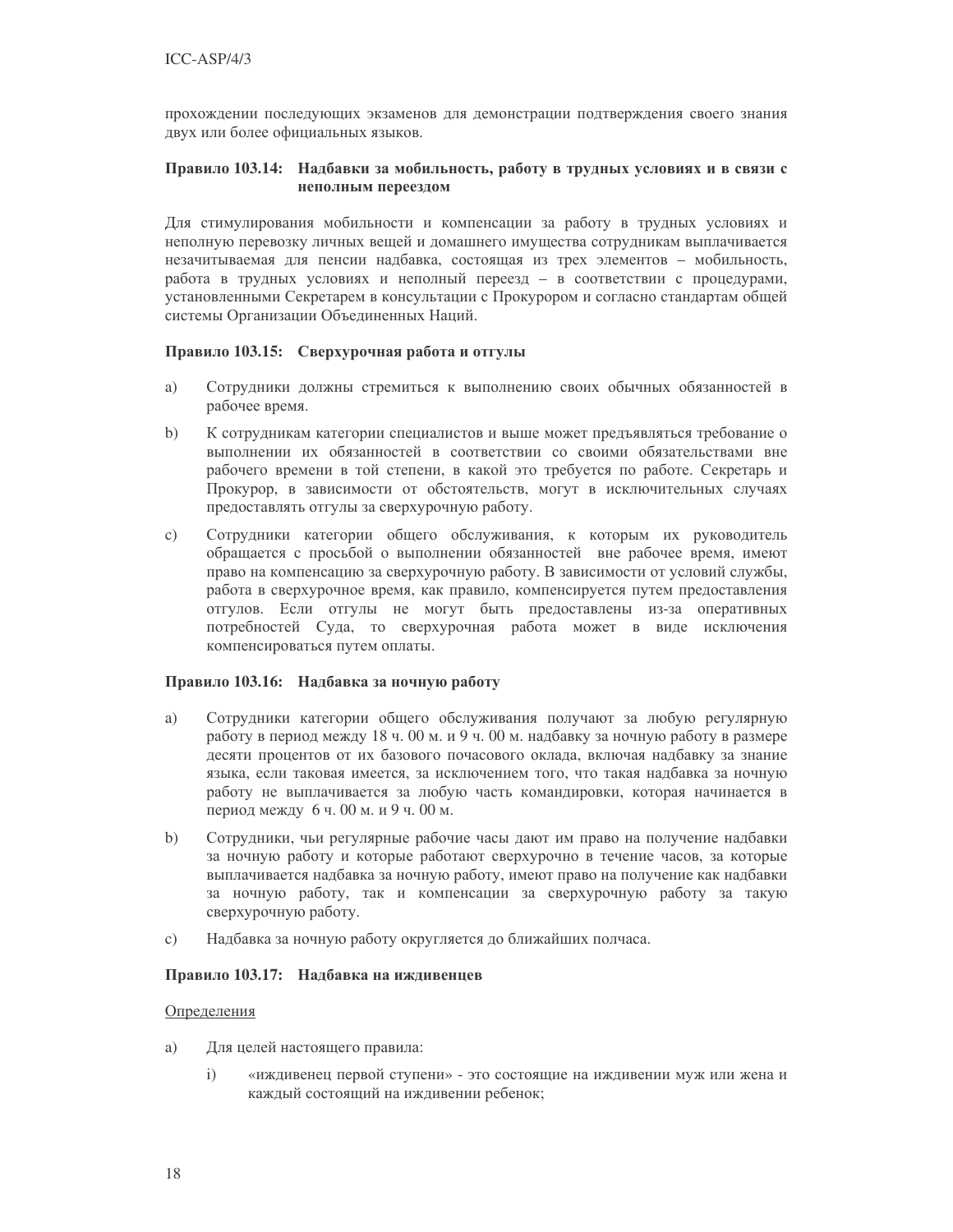прохождении последующих экзаменов для демонстрации подтверждения своего знания двух или более официальных языков.

### Правило 103.14: Надбавки за мобильность, работу в трудных условиях и в связи с неполным переездом

Для стимулирования мобильности и компенсации за работу в трудных условиях и неполную перевозку личных вещей и домашнего имущества сотрудникам выплачивается незачитываемая для пенсии надбавка, состоящая из трех элементов – мобильность, работа в трудных условиях и неполный переезд – в соответствии с процедурами, установленными Секретарем в консультации с Прокурором и согласно стандартам общей системы Организации Объединенных Наций.

### Правило 103.15: Сверхурочная работа и отгулы

a) Сотрудники должны стремиться к выполнению своих обычных обязанностей в рабочее время.

b) К сотрудникам категории специалистов и выше может предъявляться требование о выполнении их обязанностей в соответствии со своими обязательствами вне рабочего времени в той степени, в какой это требуется по работе. Секретарь и Прокурор, в зависимости от обстоятельств, могут в исключительных случаях предоставлять отгулы за сверхурочную работу.

c) Сотрудники категории общего обслуживания, к которым их руководитель обращается с просьбой о выполнении обязанностей вне рабочее время, имеют право на компенсацию за сверхурочную работу. В зависимости от условий службы, работа в сверхурочное время, как правило, компенсируется путем предоставления отгулов. Если отгулы не могут быть предоставлены из-за оперативных потребностей Суда, то сверхурочная работа может в виде исключения компенсироваться путем оплаты.

### Правило 103.16: Надбавка за ночную работу

a) Сотрудники категории общего обслуживания получают за любую регулярную работу в период между 18 ч. 00 м. и 9 ч. 00 м. надбавку за ночную работу в размере десяти процентов от их базового почасового оклада, включая надбавку за знание языка, если таковая имеется, за исключением того, что такая надбавка за ночную работу не выплачивается за любую часть командировки, которая начинается в период между 6 ч. 00 м. и 9 ч. 00 м.

b) Сотрудники, чьи регулярные рабочие часы дают им право на получение надбавки за ночную работу и которые работают сверхурочно в течение часов, за которые выплачивается надбавка за ночную работу, имеют право на получение как надбавки за ночную работу, так и компенсации за сверхурочную работу за такую сверхурочную работу.

c) Надбавка за ночную работу округляется до ближайших полчаса.

### Правило 103.17: Надбавка на иждивенцев

Определения

a) Для целей настоящего правила:

   i) «иждивенец первой ступени» - это состоящие на иждивении муж или жена и каждый состоящий на иждивении ребенок;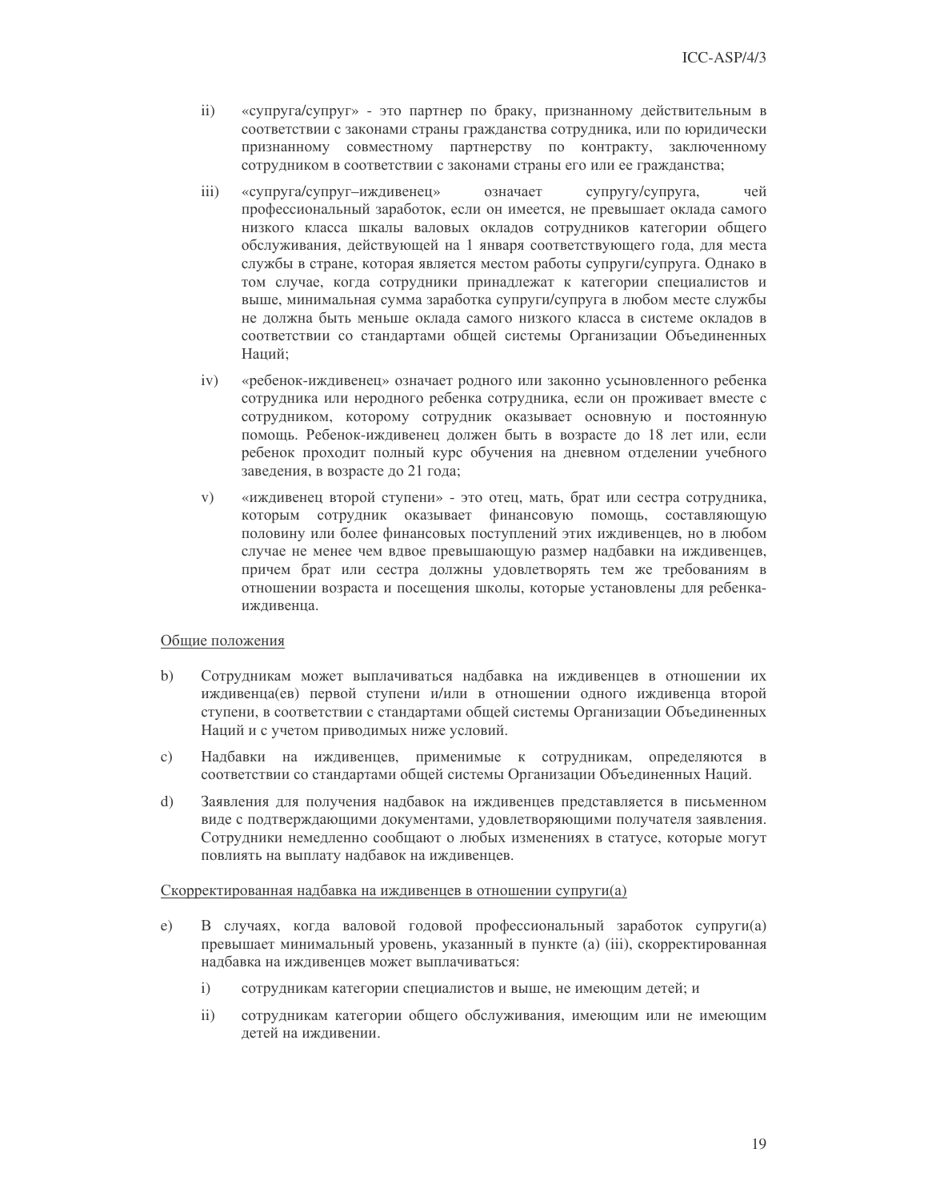ii) «супруга/супруг» - это партнер по браку, признанному действительным в соответствии с законами страны гражданства сотрудника, или по юридически признанному совместному партнерству по контракту, заключенному сотрудником в соответствии с законами страны его или ее гражданства;

iii) «супруга/супруг–иждивенец» означает супругу/супруга, чей профессиональный заработок, если он имеется, не превышает оклада самого низкого класса шкалы валовых окладов сотрудников категории общего обслуживания, действующей на 1 января соответствующего года, для места службы в стране, которая является местом работы супруги/супруга. Однако в том случае, когда сотрудники принадлежат к категории специалистов и выше, минимальная сумма заработка супруги/супруга в любом месте службы не должна быть меньше оклада самого низкого класса в системе окладов в соответствии со стандартами общей системы Организации Объединенных Наций;

iv) «ребенок-иждивенец» означает родного или законно усыновленного ребенка сотрудника или неродного ребенка сотрудника, если он проживает вместе с сотрудником, которому сотрудник оказывает основную и постоянную помощь. Ребенок-иждивенец должен быть в возрасте до 18 лет или, если ребенок проходит полный курс обучения на дневном отделении учебного заведения, в возрасте до 21 года;

v) «иждивенец второй ступени» - это отец, мать, брат или сестра сотрудника, которым сотрудник оказывает финансовую помощь, составляющую половину или более финансовых поступлений этих иждивенцев, но в любом случае не менее чем вдвое превышающую размер надбавки на иждивенцев, причем брат или сестра должны удовлетворять тем же требованиям в отношении возраста и посещения школы, которые установлены для ребенка-иждивенца.

<u>Общие положения</u>

b) Сотрудникам может выплачиваться надбавка на иждивенцев в отношении их иждивенца(ев) первой ступени и/или в отношении одного иждивенца второй ступени, в соответствии со стандартами общей системы Организации Объединенных Наций и с учетом приводимых ниже условий.

c) Надбавки на иждивенцев, применимые к сотрудникам, определяются в соответствии со стандартами общей системы Организации Объединенных Наций.

d) Заявления для получения надбавок на иждивенцев представляется в письменном виде с подтверждающими документами, удовлетворяющими получателя заявления. Сотрудники немедленно сообщают о любых изменениях в статусе, которые могут повлиять на выплату надбавок на иждивенцев.

<u>Скорректированная надбавка на иждивенцев в отношении супруги(а)</u>

e) В случаях, когда валовой годовой профессиональный заработок супруги(а) превышает минимальный уровень, указанный в пункте (а) (iii), скорректированная надбавка на иждивенцев может выплачиваться:

   i) сотрудникам категории специалистов и выше, не имеющим детей; и

   ii) сотрудникам категории общего обслуживания, имеющим или не имеющим детей на иждивении.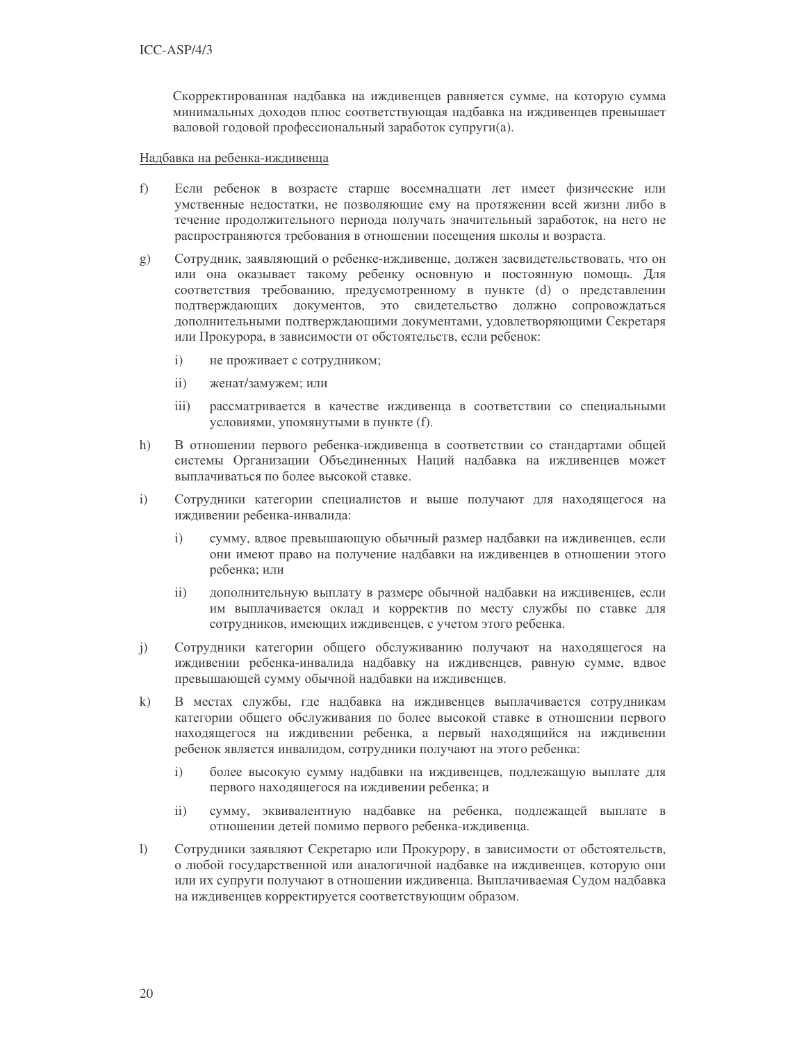Скорректированная надбавка на иждивенцев равняется сумме, на которую сумма минимальных доходов плюс соответствующая надбавка на иждивенцев превышает валовой годовой профессиональный заработок супруги(а).

Надбавка на ребенка-иждивенца

f) Если ребенок в возрасте старше восемнадцати лет имеет физические или умственные недостатки, не позволяющие ему на протяжении всей жизни либо в течение продолжительного периода получать значительный заработок, на него не распространяются требования в отношении посещения школы и возраста.

g) Сотрудник, заявляющий о ребенке-иждивенце, должен засвидетельствовать, что он или она оказывает такому ребенку основную и постоянную помощь. Для соответствия требованию, предусмотренному в пункте (d) о представлении подтверждающих документов, это свидетельство должно сопровождаться дополнительными подтверждающими документами, удовлетворяющими Секретаря или Прокурора, в зависимости от обстоятельств, если ребенок:

   i) не проживает с сотрудником;

   ii) женат/замужем; или

   iii) рассматривается в качестве иждивенца в соответствии со специальными условиями, упомянутыми в пункте (f).

h) В отношении первого ребенка-иждивенца в соответствии со стандартами общей системы Организации Объединенных Наций надбавка на иждивенцев может выплачиваться по более высокой ставке.

i) Сотрудники категории специалистов и выше получают для находящегося на иждивении ребенка-инвалида:

   i) сумму, вдвое превышающую обычный размер надбавки на иждивенцев, если они имеют право на получение надбавки на иждивенцев в отношении этого ребенка; или

   ii) дополнительную выплату в размере обычной надбавки на иждивенцев, если им выплачивается оклад и корректив по месту службы по ставке для сотрудников, имеющих иждивенцев, с учетом этого ребенка.

j) Сотрудники категории общего обслуживанию получают на находящегося на иждивении ребенка-инвалида надбавку на иждивенцев, равную сумме, вдвое превышающей сумму обычной надбавки на иждивенцев.

k) В местах службы, где надбавка на иждивенцев выплачивается сотрудникам категории общего обслуживания по более высокой ставке в отношении первого находящегося на иждивении ребенка, а первый находящийся на иждивении ребенок является инвалидом, сотрудники получают на этого ребенка:

   i) более высокую сумму надбавки на иждивенцев, подлежащую выплате для первого находящегося на иждивении ребенка; и

   ii) сумму, эквивалентную надбавке на ребенка, подлежащей выплате в отношении детей помимо первого ребенка-иждивенца.

l) Сотрудники заявляют Секретарю или Прокурору, в зависимости от обстоятельств, о любой государственной или аналогичной надбавке на иждивенцев, которую они или их супруги получают в отношении иждивенца. Выплачиваемая Судом надбавка на иждивенцев корректируется соответствующим образом.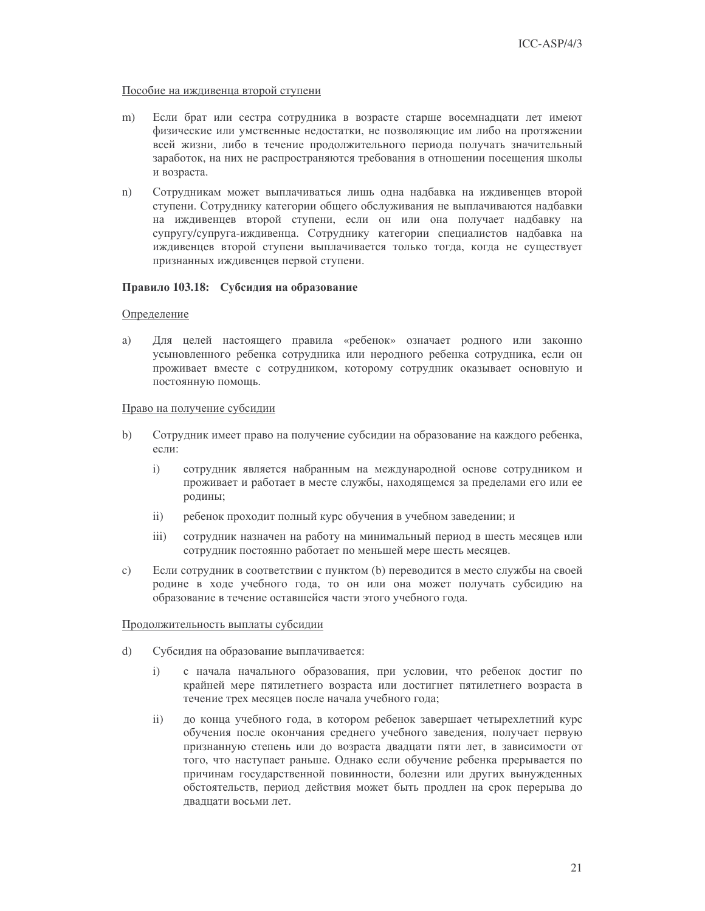Пособие на иждивенца второй ступени

m) Если брат или сестра сотрудника в возрасте старше восемнадцати лет имеют физические или умственные недостатки, не позволяющие им либо на протяжении всей жизни, либо в течение продолжительного периода получать значительный заработок, на них не распространяются требования в отношении посещения школы и возраста.

n) Сотрудникам может выплачиваться лишь одна надбавка на иждивенцев второй ступени. Сотруднику категории общего обслуживания не выплачиваются надбавки на иждивенцев второй ступени, если он или она получает надбавку на супругу/супруга-иждивенца. Сотруднику категории специалистов надбавка на иждивенцев второй ступени выплачивается только тогда, когда не существует признанных иждивенцев первой ступени.

**Правило 103.18: Субсидия на образование**

Определение

a) Для целей настоящего правила «ребенок» означает родного или законно усыновленного ребенка сотрудника или неродного ребенка сотрудника, если он проживает вместе с сотрудником, которому сотрудник оказывает основную и постоянную помощь.

Право на получение субсидии

b) Сотрудник имеет право на получение субсидии на образование на каждого ребенка, если:

   i) сотрудник является набранным на международной основе сотрудником и проживает и работает в месте службы, находящемся за пределами его или ее родины;

   ii) ребенок проходит полный курс обучения в учебном заведении; и

   iii) сотрудник назначен на работу на минимальный период в шесть месяцев или сотрудник постоянно работает по меньшей мере шесть месяцев.

c) Если сотрудник в соответствии с пунктом (b) переводится в место службы на своей родине в ходе учебного года, то он или она может получать субсидию на образование в течение оставшейся части этого учебного года.

Продолжительность выплаты субсидии

d) Субсидия на образование выплачивается:

   i) с начала начального образования, при условии, что ребенок достиг по крайней мере пятилетнего возраста или достигнет пятилетнего возраста в течение трех месяцев после начала учебного года;

   ii) до конца учебного года, в котором ребенок завершает четырехлетний курс обучения после окончания среднего учебного заведения, получает первую признанную степень или до возраста двадцати пяти лет, в зависимости от того, что наступает раньше. Однако если обучение ребенка прерывается по причинам государственной повинности, болезни или других вынужденных обстоятельств, период действия может быть продлен на срок перерыва до двадцати восьми лет.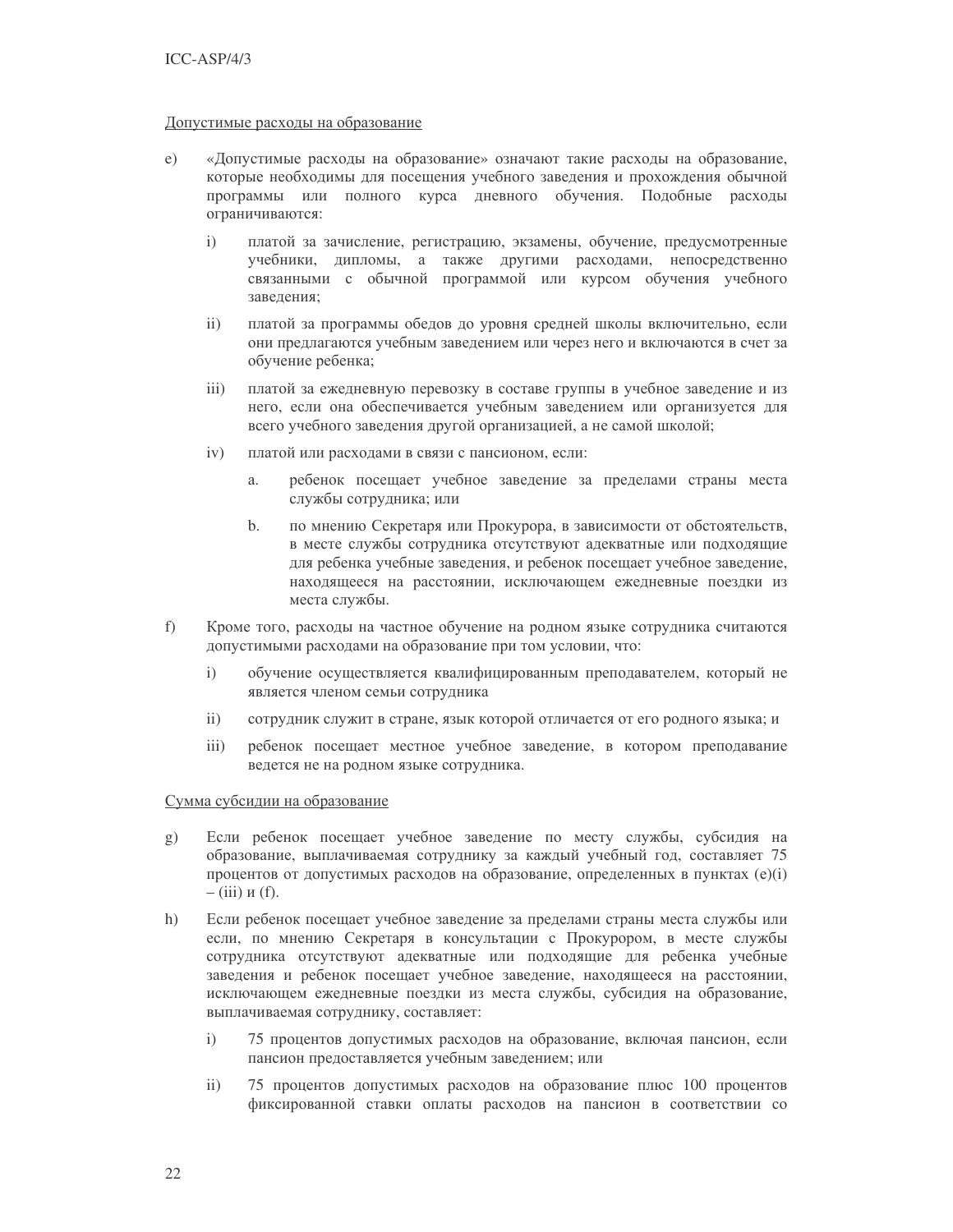Допустимые расходы на образование

e) «Допустимые расходы на образование» означают такие расходы на образование, которые необходимы для посещения учебного заведения и прохождения обычной программы или полного курса дневного обучения. Подобные расходы ограничиваются:

   i) платой за зачисление, регистрацию, экзамены, обучение, предусмотренные учебники, дипломы, а также другими расходами, непосредственно связанными с обычной программой или курсом обучения учебного заведения;

   ii) платой за программы обедов до уровня средней школы включительно, если они предлагаются учебным заведением или через него и включаются в счет за обучение ребенка;

   iii) платой за ежедневную перевозку в составе группы в учебное заведение и из него, если она обеспечивается учебным заведением или организуется для всего учебного заведения другой организацией, а не самой школой;

   iv) платой или расходами в связи с пансионом, если:

      a. ребенок посещает учебное заведение за пределами страны места службы сотрудника; или

      b. по мнению Секретаря или Прокурора, в зависимости от обстоятельств, в месте службы сотрудника отсутствуют адекватные или подходящие для ребенка учебные заведения, и ребенок посещает учебное заведение, находящееся на расстоянии, исключающем ежедневные поездки из места службы.

f) Кроме того, расходы на частное обучение на родном языке сотрудника считаются допустимыми расходами на образование при том условии, что:

   i) обучение осуществляется квалифицированным преподавателем, который не является членом семьи сотрудника

   ii) сотрудник служит в стране, язык которой отличается от его родного языка; и

   iii) ребенок посещает местное учебное заведение, в котором преподавание ведется не на родном языке сотрудника.

Сумма субсидии на образование

g) Если ребенок посещает учебное заведение по месту службы, субсидия на образование, выплачиваемая сотруднику за каждый учебный год, составляет 75 процентов от допустимых расходов на образование, определенных в пунктах (e)(i) – (iii) и (f).

h) Если ребенок посещает учебное заведение за пределами страны места службы или если, по мнению Секретаря в консультации с Прокурором, в месте службы сотрудника отсутствуют адекватные или подходящие для ребенка учебные заведения и ребенок посещает учебное заведение, находящееся на расстоянии, исключающем ежедневные поездки из места службы, субсидия на образование, выплачиваемая сотруднику, составляет:

   i) 75 процентов допустимых расходов на образование, включая пансион, если пансион предоставляется учебным заведением; или

   ii) 75 процентов допустимых расходов на образование плюс 100 процентов фиксированной ставки оплаты расходов на пансион в соответствии со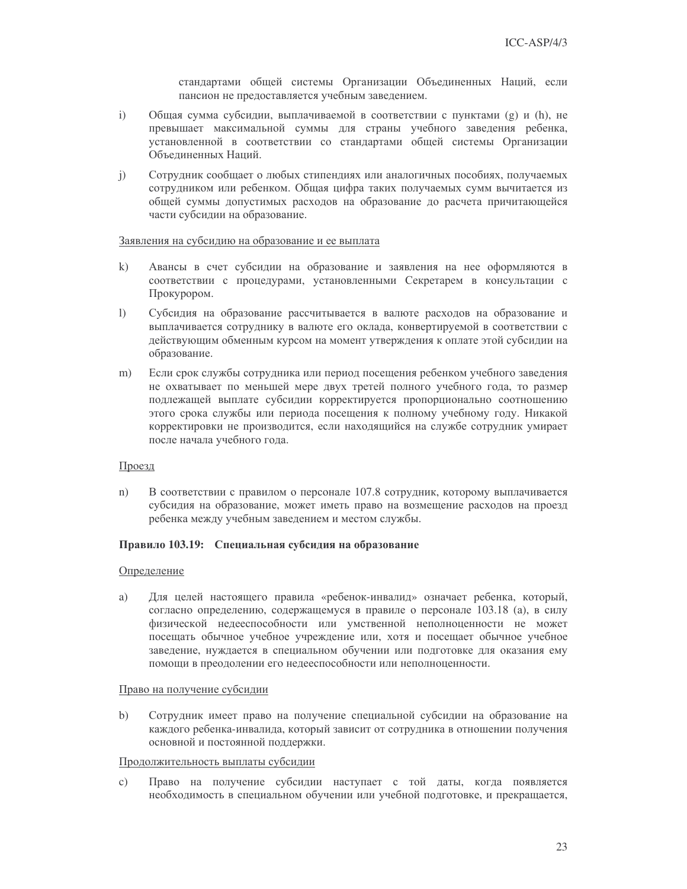стандартами общей системы Организации Объединенных Наций, если пансион не предоставляется учебным заведением.

i) Общая сумма субсидии, выплачиваемой в соответствии с пунктами (g) и (h), не превышает максимальной суммы для страны учебного заведения ребенка, установленной в соответствии со стандартами общей системы Организации Объединенных Наций.

j) Сотрудник сообщает о любых стипендиях или аналогичных пособиях, получаемых сотрудником или ребенком. Общая цифра таких получаемых сумм вычитается из общей суммы допустимых расходов на образование до расчета причитающейся части субсидии на образование.

Заявления на субсидию на образование и ее выплата

k) Авансы в счет субсидии на образование и заявления на нее оформляются в соответствии с процедурами, установленными Секретарем в консультации с Прокурором.

l) Субсидия на образование рассчитывается в валюте расходов на образование и выплачивается сотруднику в валюте его оклада, конвертируемой в соответствии с действующим обменным курсом на момент утверждения к оплате этой субсидии на образование.

m) Если срок службы сотрудника или период посещения ребенком учебного заведения не охватывает по меньшей мере двух третей полного учебного года, то размер подлежащей выплате субсидии корректируется пропорционально соотношению этого срока службы или периода посещения к полному учебному году. Никакой корректировки не производится, если находящийся на службе сотрудник умирает после начала учебного года.

Проезд

n) В соответствии с правилом о персонале 107.8 сотрудник, которому выплачивается субсидия на образование, может иметь право на возмещение расходов на проезд ребенка между учебным заведением и местом службы.

**Правило 103.19: Специальная субсидия на образование**

Определение

a) Для целей настоящего правила «ребенок-инвалид» означает ребенка, который, согласно определению, содержащемуся в правиле о персонале 103.18 (а), в силу физической недееспособности или умственной неполноценности не может посещать обычное учебное учреждение или, хотя и посещает обычное учебное заведение, нуждается в специальном обучении или подготовке для оказания ему помощи в преодолении его недееспособности или неполноценности.

Право на получение субсидии

b) Сотрудник имеет право на получение специальной субсидии на образование на каждого ребенка-инвалида, который зависит от сотрудника в отношении получения основной и постоянной поддержки.

Продолжительность выплаты субсидии

c) Право на получение субсидии наступает с той даты, когда появляется необходимость в специальном обучении или учебной подготовке, и прекращается,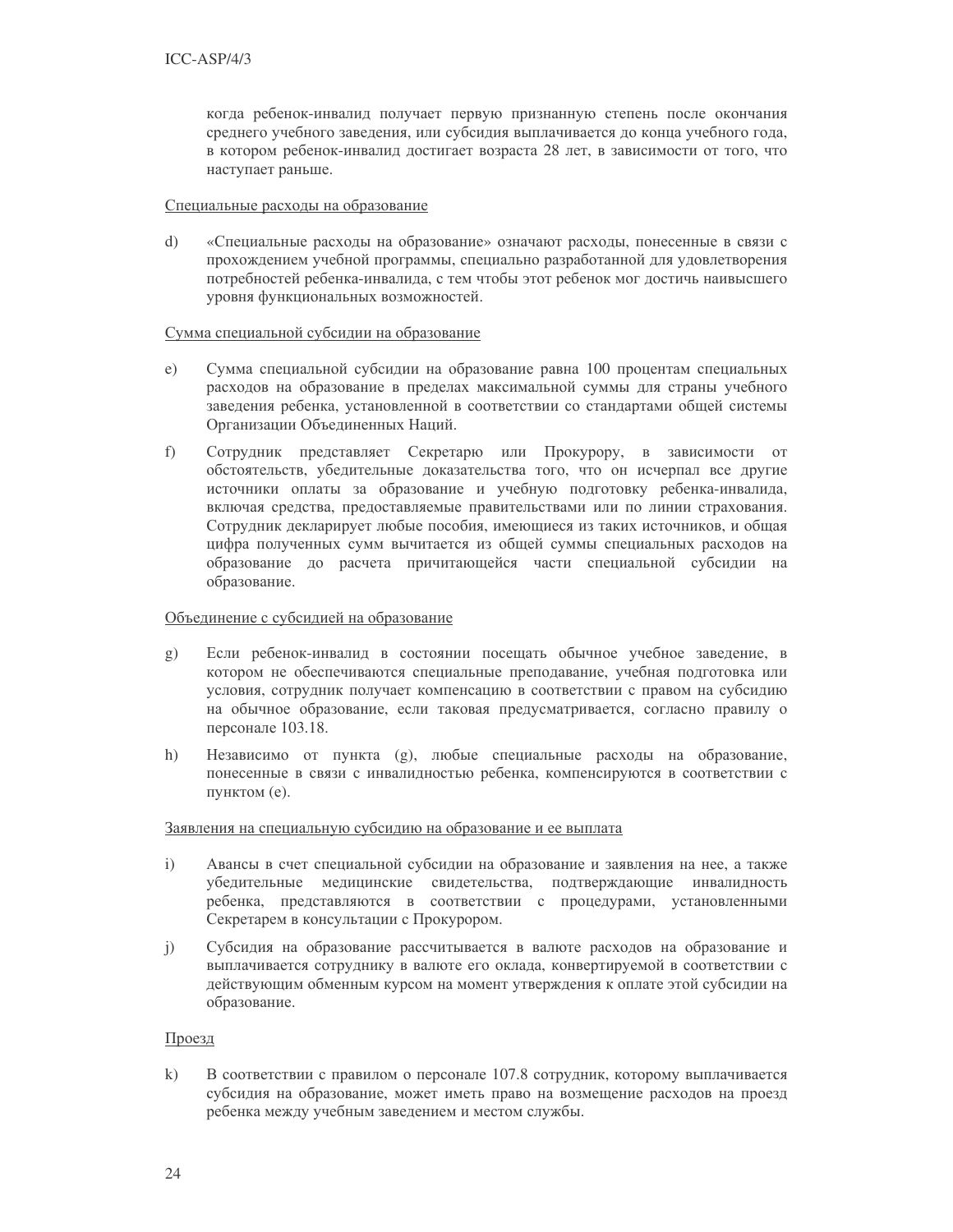когда ребенок-инвалид получает первую признанную степень после окончания среднего учебного заведения, или субсидия выплачивается до конца учебного года, в котором ребенок-инвалид достигает возраста 28 лет, в зависимости от того, что наступает раньше.

Специальные расходы на образование

d) «Специальные расходы на образование» означают расходы, понесенные в связи с прохождением учебной программы, специально разработанной для удовлетворения потребностей ребенка-инвалида, с тем чтобы этот ребенок мог достичь наивысшего уровня функциональных возможностей.

Сумма специальной субсидии на образование

e) Сумма специальной субсидии на образование равна 100 процентам специальных расходов на образование в пределах максимальной суммы для страны учебного заведения ребенка, установленной в соответствии со стандартами общей системы Организации Объединенных Наций.

f) Сотрудник представляет Секретарю или Прокурору, в зависимости от обстоятельств, убедительные доказательства того, что он исчерпал все другие источники оплаты за образование и учебную подготовку ребенка-инвалида, включая средства, предоставляемые правительствами или по линии страхования. Сотрудник декларирует любые пособия, имеющиеся из таких источников, и общая цифра полученных сумм вычитается из общей суммы специальных расходов на образование до расчета причитающейся части специальной субсидии на образование.

Объединение с субсидией на образование

g) Если ребенок-инвалид в состоянии посещать обычное учебное заведение, в котором не обеспечиваются специальные преподавание, учебная подготовка или условия, сотрудник получает компенсацию в соответствии с правом на субсидию на обычное образование, если таковая предусматривается, согласно правилу о персонале 103.18.

h) Независимо от пункта (g), любые специальные расходы на образование, понесенные в связи с инвалидностью ребенка, компенсируются в соответствии с пунктом (e).

Заявления на специальную субсидию на образование и ее выплата

i) Авансы в счет специальной субсидии на образование и заявления на нее, а также убедительные медицинские свидетельства, подтверждающие инвалидность ребенка, представляются в соответствии с процедурами, установленными Секретарем в консультации с Прокурором.

j) Субсидия на образование рассчитывается в валюте расходов на образование и выплачивается сотруднику в валюте его оклада, конвертируемой в соответствии с действующим обменным курсом на момент утверждения к оплате этой субсидии на образование.

Проезд

k) В соответствии с правилом о персонале 107.8 сотрудник, которому выплачивается субсидия на образование, может иметь право на возмещение расходов на проезд ребенка между учебным заведением и местом службы.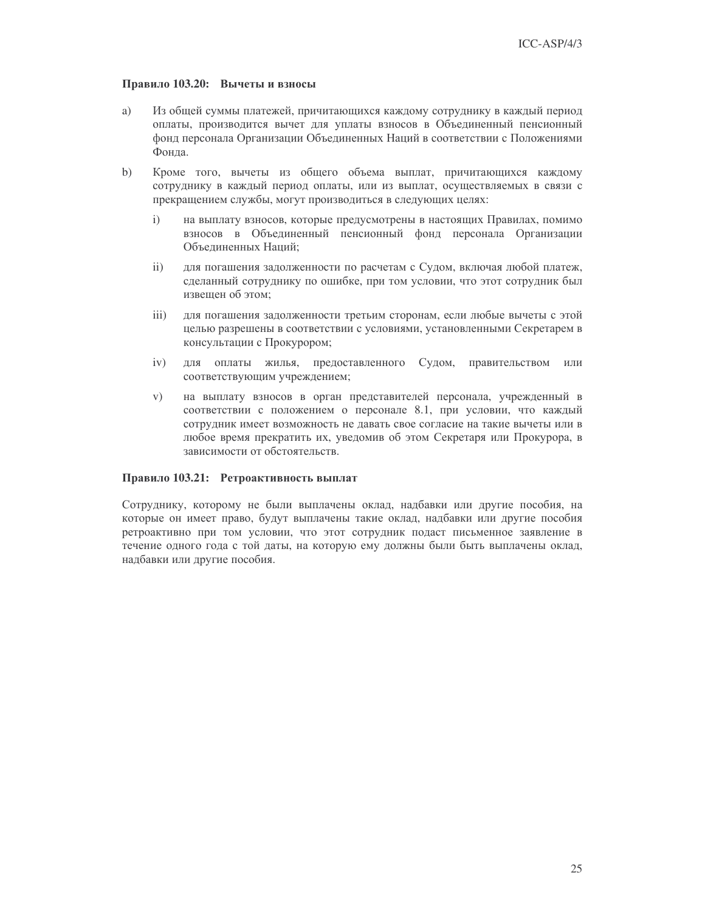**Правило 103.20: Вычеты и взносы**

a) Из общей суммы платежей, причитающихся каждому сотруднику в каждый период оплаты, производится вычет для уплаты взносов в Объединенный пенсионный фонд персонала Организации Объединенных Наций в соответствии с Положениями Фонда.

b) Кроме того, вычеты из общего объема выплат, причитающихся каждому сотруднику в каждый период оплаты, или из выплат, осуществляемых в связи с прекращением службы, могут производиться в следующих целях:

   i) на выплату взносов, которые предусмотрены в настоящих Правилах, помимо взносов в Объединенный пенсионный фонд персонала Организации Объединенных Наций;

   ii) для погашения задолженности по расчетам с Судом, включая любой платеж, сделанный сотруднику по ошибке, при том условии, что этот сотрудник был извещен об этом;

   iii) для погашения задолженности третьим сторонам, если любые вычеты с этой целью разрешены в соответствии с условиями, установленными Секретарем в консультации с Прокурором;

   iv) для оплаты жилья, предоставленного Судом, правительством или соответствующим учреждением;

   v) на выплату взносов в орган представителей персонала, учрежденный в соответствии с положением о персонале 8.1, при условии, что каждый сотрудник имеет возможность не давать свое согласие на такие вычеты или в любое время прекратить их, уведомив об этом Секретаря или Прокурора, в зависимости от обстоятельств.

**Правило 103.21: Ретроактивность выплат**

Сотруднику, которому не были выплачены оклад, надбавки или другие пособия, на которые он имеет право, будут выплачены такие оклад, надбавки или другие пособия ретроактивно при том условии, что этот сотрудник подаст письменное заявление в течение одного года с той даты, на которую ему должны были быть выплачены оклад, надбавки или другие пособия.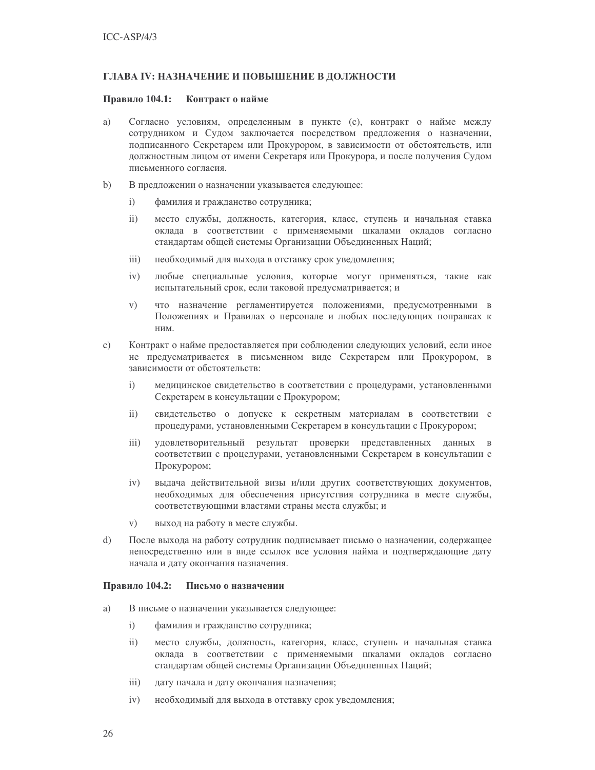## ГЛАВА IV: НАЗНАЧЕНИЕ И ПОВЫШЕНИЕ В ДОЛЖНОСТИ

### Правило 104.1: Контракт о найме

a) Согласно условиям, определенным в пункте (с), контракт о найме между сотрудником и Судом заключается посредством предложения о назначении, подписанного Секретарем или Прокурором, в зависимости от обстоятельств, или должностным лицом от имени Секретаря или Прокурора, и после получения Судом письменного согласия.

b) В предложении о назначении указывается следующее:

   i) фамилия и гражданство сотрудника;

   ii) место службы, должность, категория, класс, ступень и начальная ставка оклада в соответствии с применяемыми шкалами окладов согласно стандартам общей системы Организации Объединенных Наций;

   iii) необходимый для выхода в отставку срок уведомления;

   iv) любые специальные условия, которые могут применяться, такие как испытательный срок, если таковой предусматривается; и

   v) что назначение регламентируется положениями, предусмотренными в Положениях и Правилах о персонале и любых последующих поправках к ним.

c) Контракт о найме предоставляется при соблюдении следующих условий, если иное не предусматривается в письменном виде Секретарем или Прокурором, в зависимости от обстоятельств:

   i) медицинское свидетельство в соответствии с процедурами, установленными Секретарем в консультации с Прокурором;

   ii) свидетельство о допуске к секретным материалам в соответствии с процедурами, установленными Секретарем в консультации с Прокурором;

   iii) удовлетворительный результат проверки представленных данных в соответствии с процедурами, установленными Секретарем в консультации с Прокурором;

   iv) выдача действительной визы и/или других соответствующих документов, необходимых для обеспечения присутствия сотрудника в месте службы, соответствующими властями страны места службы; и

   v) выход на работу в месте службы.

d) После выхода на работу сотрудник подписывает письмо о назначении, содержащее непосредственно или в виде ссылок все условия найма и подтверждающие дату начала и дату окончания назначения.

### Правило 104.2: Письмо о назначении

a) В письме о назначении указывается следующее:

   i) фамилия и гражданство сотрудника;

   ii) место службы, должность, категория, класс, ступень и начальная ставка оклада в соответствии с применяемыми шкалами окладов согласно стандартам общей системы Организации Объединенных Наций;

   iii) дату начала и дату окончания назначения;

   iv) необходимый для выхода в отставку срок уведомления;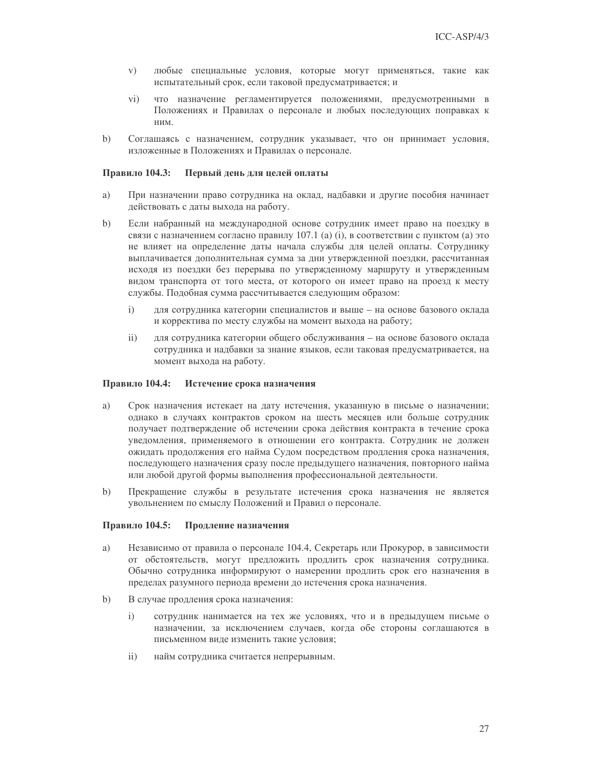v) любые специальные условия, которые могут применяться, такие как испытательный срок, если таковой предусматривается; и

vi) что назначение регламентируется положениями, предусмотренными в Положениях и Правилах о персонале и любых последующих поправках к ним.

b) Соглашаясь с назначением, сотрудник указывает, что он принимает условия, изложенные в Положениях и Правилах о персонале.

### Правило 104.3: Первый день для целей оплаты

a) При назначении право сотрудника на оклад, надбавки и другие пособия начинает действовать с даты выхода на работу.

b) Если набранный на международной основе сотрудник имеет право на поездку в связи с назначением согласно правилу 107.1 (a) (i), в соответствии с пунктом (a) это не влияет на определение даты начала службы для целей оплаты. Сотруднику выплачивается дополнительная сумма за дни утвержденной поездки, рассчитанная исходя из поездки без перерыва по утвержденному маршруту и утвержденным видом транспорта от того места, от которого он имеет право на проезд к месту службы. Подобная сумма рассчитывается следующим образом:

   i) для сотрудника категории специалистов и выше – на основе базового оклада и корректива по месту службы на момент выхода на работу;

   ii) для сотрудника категории общего обслуживания – на основе базового оклада сотрудника и надбавки за знание языков, если таковая предусматривается, на момент выхода на работу.

### Правило 104.4: Истечение срока назначения

a) Срок назначения истекает на дату истечения, указанную в письме о назначении; однако в случаях контрактов сроком на шесть месяцев или больше сотрудник получает подтверждение об истечении срока действия контракта в течение срока уведомления, применяемого в отношении его контракта. Сотрудник не должен ожидать продолжения его найма Судом посредством продления срока назначения, последующего назначения сразу после предыдущего назначения, повторного найма или любой другой формы выполнения профессиональной деятельности.

b) Прекращение службы в результате истечения срока назначения не является увольнением по смыслу Положений и Правил о персонале.

### Правило 104.5: Продление назначения

a) Независимо от правила о персонале 104.4, Секретарь или Прокурор, в зависимости от обстоятельств, могут предложить продлить срок назначения сотрудника. Обычно сотрудника информируют о намерении продлить срок его назначения в пределах разумного периода времени до истечения срока назначения.

b) В случае продления срока назначения:

   i) сотрудник нанимается на тех же условиях, что и в предыдущем письме о назначении, за исключением случаев, когда обе стороны соглашаются в письменном виде изменить такие условия;

   ii) найм сотрудника считается непрерывным.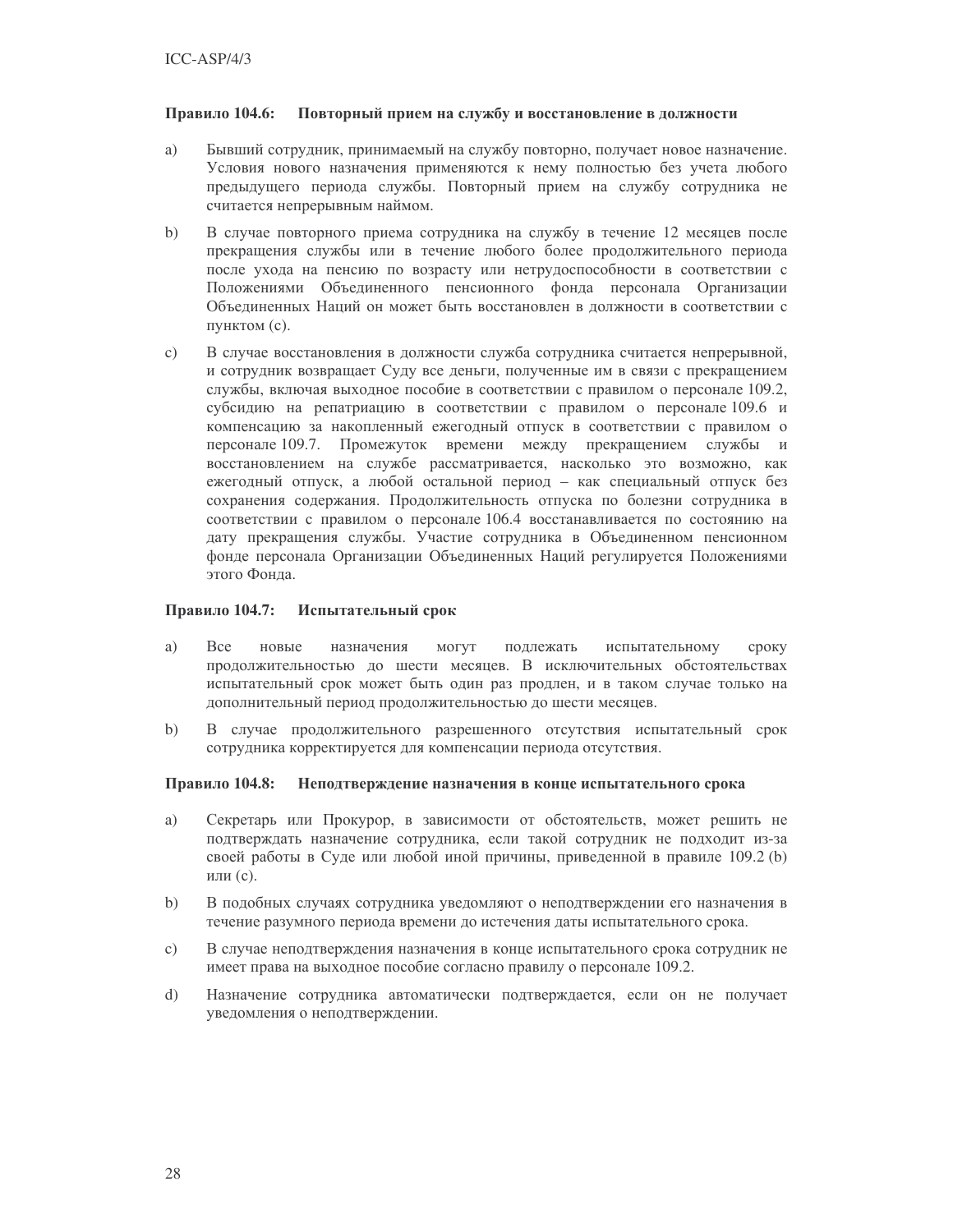### Правило 104.6: Повторный прием на службу и восстановление в должности

a) Бывший сотрудник, принимаемый на службу повторно, получает новое назначение. Условия нового назначения применяются к нему полностью без учета любого предыдущего периода службы. Повторный прием на службу сотрудника не считается непрерывным наймом.

b) В случае повторного приема сотрудника на службу в течение 12 месяцев после прекращения службы или в течение любого более продолжительного периода после ухода на пенсию по возрасту или нетрудоспособности в соответствии с Положениями Объединенного пенсионного фонда персонала Организации Объединенных Наций он может быть восстановлен в должности в соответствии с пунктом (c).

c) В случае восстановления в должности служба сотрудника считается непрерывной, и сотрудник возвращает Суду все деньги, полученные им в связи с прекращением службы, включая выходное пособие в соответствии с правилом о персонале 109.2, субсидию на репатриацию в соответствии с правилом о персонале 109.6 и компенсацию за накопленный ежегодный отпуск в соответствии с правилом о персонале 109.7. Промежуток времени между прекращением службы и восстановлением на службе рассматривается, насколько это возможно, как ежегодный отпуск, а любой остальной период – как специальный отпуск без сохранения содержания. Продолжительность отпуска по болезни сотрудника в соответствии с правилом о персонале 106.4 восстанавливается по состоянию на дату прекращения службы. Участие сотрудника в Объединенном пенсионном фонде персонала Организации Объединенных Наций регулируется Положениями этого Фонда.

### Правило 104.7: Испытательный срок

a) Все новые назначения могут подлежать испытательному сроку продолжительностью до шести месяцев. В исключительных обстоятельствах испытательный срок может быть один раз продлен, и в таком случае только на дополнительный период продолжительностью до шести месяцев.

b) В случае продолжительного разрешенного отсутствия испытательный срок сотрудника корректируется для компенсации периода отсутствия.

### Правило 104.8: Неподтверждение назначения в конце испытательного срока

a) Секретарь или Прокурор, в зависимости от обстоятельств, может решить не подтверждать назначение сотрудника, если такой сотрудник не подходит из-за своей работы в Суде или любой иной причины, приведенной в правиле 109.2 (b) или (c).

b) В подобных случаях сотрудника уведомляют о неподтверждении его назначения в течение разумного периода времени до истечения даты испытательного срока.

c) В случае неподтверждения назначения в конце испытательного срока сотрудник не имеет права на выходное пособие согласно правилу о персонале 109.2.

d) Назначение сотрудника автоматически подтверждается, если он не получает уведомления о неподтверждении.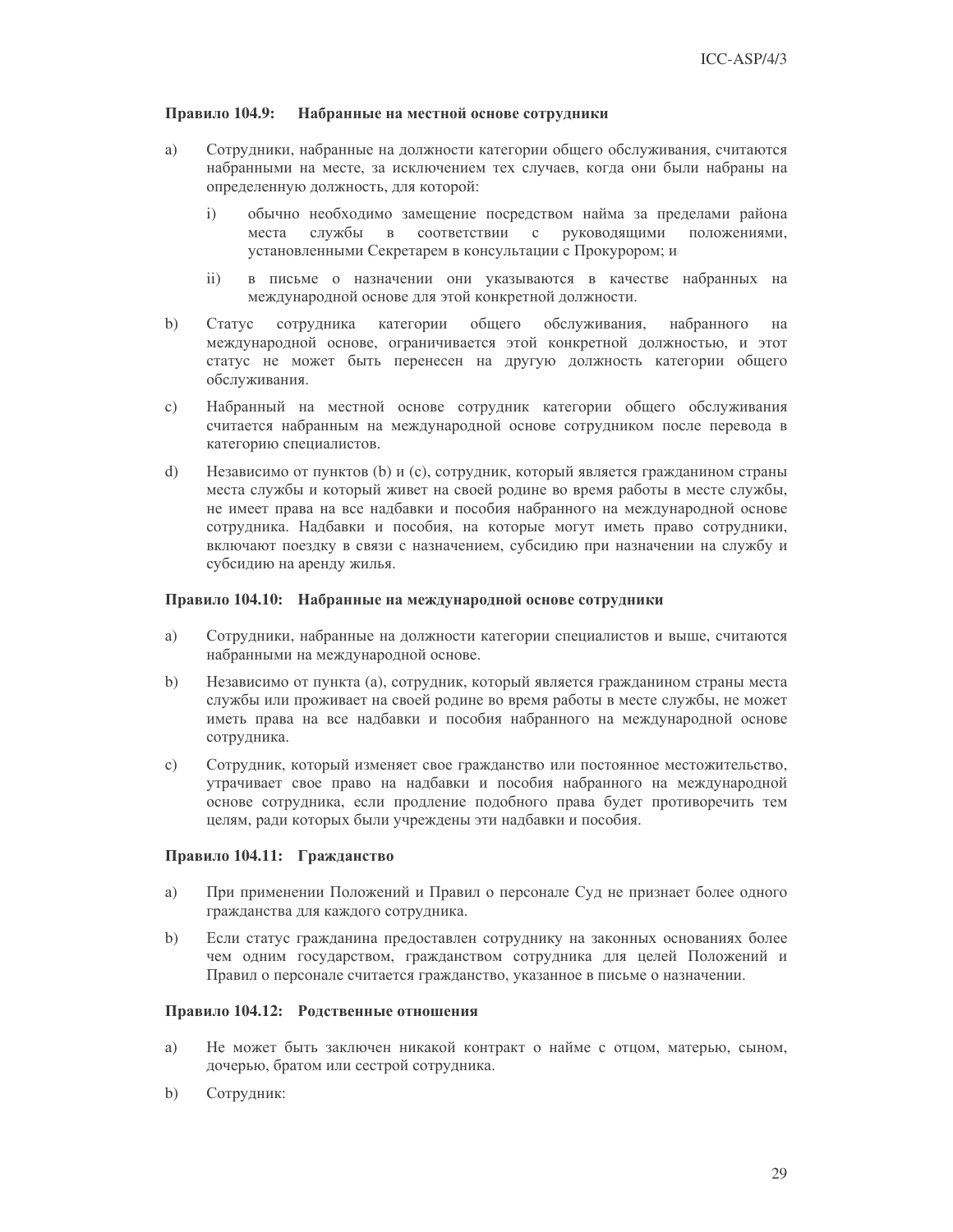### Правило 104.9: Набранные на местной основе сотрудники

a) Сотрудники, набранные на должности категории общего обслуживания, считаются набранными на месте, за исключением тех случаев, когда они были набраны на определенную должность, для которой:

   i) обычно необходимо замещение посредством найма за пределами района места службы в соответствии с руководящими положениями, установленными Секретарем в консультации с Прокурором; и

   ii) в письме о назначении они указываются в качестве набранных на международной основе для этой конкретной должности.

b) Статус сотрудника категории общего обслуживания, набранного на международной основе, ограничивается этой конкретной должностью, и этот статус не может быть перенесен на другую должность категории общего обслуживания.

c) Набранный на местной основе сотрудник категории общего обслуживания считается набранным на международной основе сотрудником после перевода в категорию специалистов.

d) Независимо от пунктов (b) и (c), сотрудник, который является гражданином страны места службы и который живет на своей родине во время работы в месте службы, не имеет права на все надбавки и пособия набранного на международной основе сотрудника. Надбавки и пособия, на которые могут иметь право сотрудники, включают поездку в связи с назначением, субсидию при назначении на службу и субсидию на аренду жилья.

### Правило 104.10: Набранные на международной основе сотрудники

a) Сотрудники, набранные на должности категории специалистов и выше, считаются набранными на международной основе.

b) Независимо от пункта (a), сотрудник, который является гражданином страны места службы или проживает на своей родине во время работы в месте службы, не может иметь права на все надбавки и пособия набранного на международной основе сотрудника.

c) Сотрудник, который изменяет свое гражданство или постоянное местожительство, утрачивает свое право на надбавки и пособия набранного на международной основе сотрудника, если продление подобного права будет противоречить тем целям, ради которых были учреждены эти надбавки и пособия.

### Правило 104.11: Гражданство

a) При применении Положений и Правил о персонале Суд не признает более одного гражданства для каждого сотрудника.

b) Если статус гражданина предоставлен сотруднику на законных основаниях более чем одним государством, гражданством сотрудника для целей Положений и Правил о персонале считается гражданство, указанное в письме о назначении.

### Правило 104.12: Родственные отношения

a) Не может быть заключен никакой контракт о найме с отцом, матерью, сыном, дочерью, братом или сестрой сотрудника.

b) Сотрудник: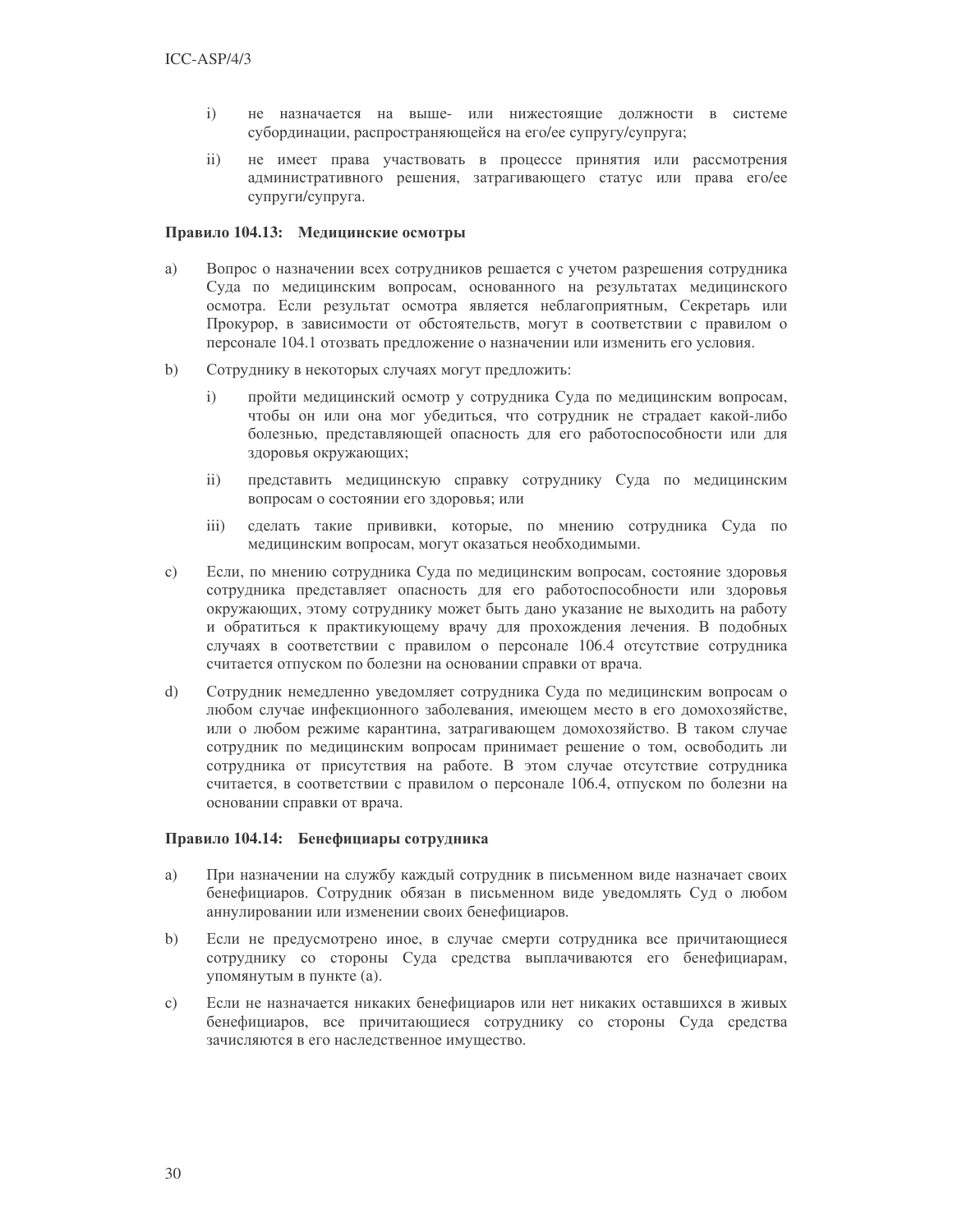i) не назначается на выше- или нижестоящие должности в системе субординации, распространяющейся на его/ее супругу/супруга;

ii) не имеет права участвовать в процессе принятия или рассмотрения административного решения, затрагивающего статус или права его/ее супруги/супруга.

**Правило 104.13: Медицинские осмотры**

a) Вопрос о назначении всех сотрудников решается с учетом разрешения сотрудника Суда по медицинским вопросам, основанного на результатах медицинского осмотра. Если результат осмотра является неблагоприятным, Секретарь или Прокурор, в зависимости от обстоятельств, могут в соответствии с правилом о персонале 104.1 отозвать предложение о назначении или изменить его условия.

b) Сотруднику в некоторых случаях могут предложить:

   i) пройти медицинский осмотр у сотрудника Суда по медицинским вопросам, чтобы он или она мог убедиться, что сотрудник не страдает какой-либо болезнью, представляющей опасность для его работоспособности или для здоровья окружающих;

   ii) представить медицинскую справку сотруднику Суда по медицинским вопросам о состоянии его здоровья; или

   iii) сделать такие прививки, которые, по мнению сотрудника Суда по медицинским вопросам, могут оказаться необходимыми.

c) Если, по мнению сотрудника Суда по медицинским вопросам, состояние здоровья сотрудника представляет опасность для его работоспособности или здоровья окружающих, этому сотруднику может быть дано указание не выходить на работу и обратиться к практикующему врачу для прохождения лечения. В подобных случаях в соответствии с правилом о персонале 106.4 отсутствие сотрудника считается отпуском по болезни на основании справки от врача.

d) Сотрудник немедленно уведомляет сотрудника Суда по медицинским вопросам о любом случае инфекционного заболевания, имеющем место в его домохозяйстве, или о любом режиме карантина, затрагивающем домохозяйство. В таком случае сотрудник по медицинским вопросам принимает решение о том, освободить ли сотрудника от присутствия на работе. В этом случае отсутствие сотрудника считается, в соответствии с правилом о персонале 106.4, отпуском по болезни на основании справки от врача.

**Правило 104.14: Бенефициары сотрудника**

a) При назначении на службу каждый сотрудник в письменном виде назначает своих бенефициаров. Сотрудник обязан в письменном виде уведомлять Суд о любом аннулировании или изменении своих бенефициаров.

b) Если не предусмотрено иное, в случае смерти сотрудника все причитающиеся сотруднику со стороны Суда средства выплачиваются его бенефициарам, упомянутым в пункте (а).

c) Если не назначается никаких бенефициаров или нет никаких оставшихся в живых бенефициаров, все причитающиеся сотруднику со стороны Суда средства зачисляются в его наследственное имущество.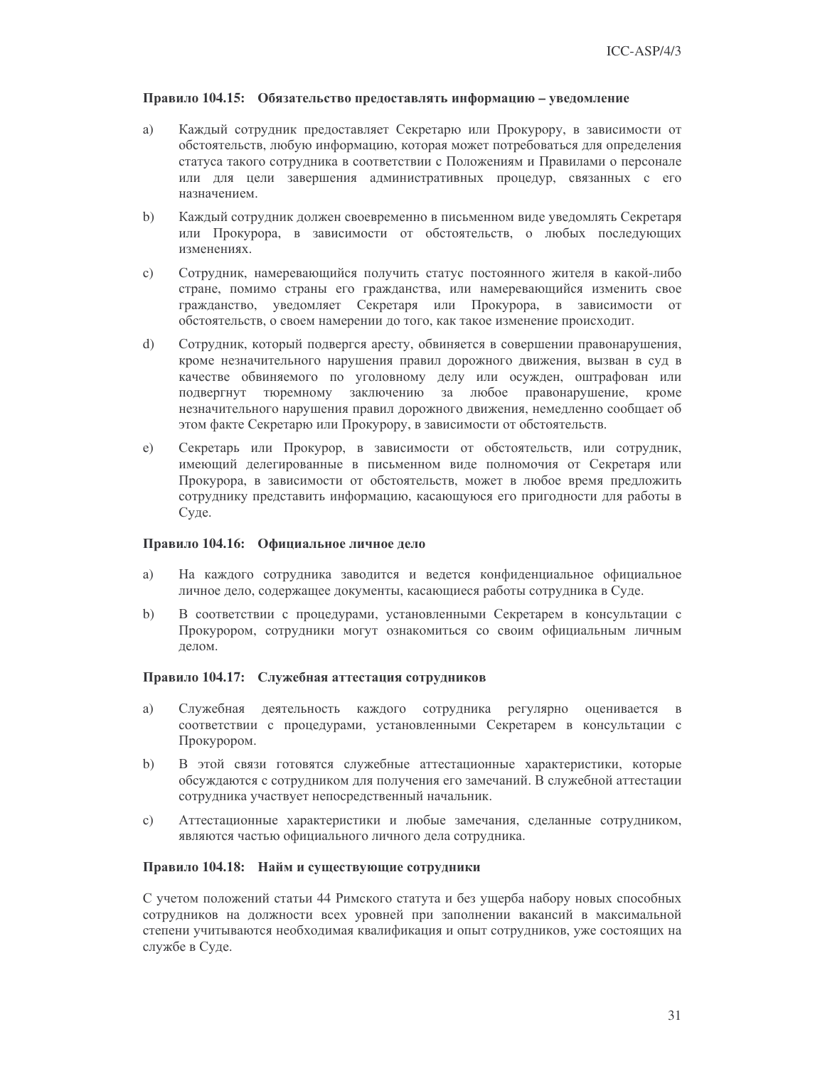**Правило 104.15: Обязательство предоставлять информацию – уведомление**

a) Каждый сотрудник предоставляет Секретарю или Прокурору, в зависимости от обстоятельств, любую информацию, которая может потребоваться для определения статуса такого сотрудника в соответствии с Положениям и Правилами о персонале или для цели завершения административных процедур, связанных с его назначением.

b) Каждый сотрудник должен своевременно в письменном виде уведомлять Секретаря или Прокурора, в зависимости от обстоятельств, о любых последующих изменениях.

c) Сотрудник, намеревающийся получить статус постоянного жителя в какой-либо стране, помимо страны его гражданства, или намеревающийся изменить свое гражданство, уведомляет Секретаря или Прокурора, в зависимости от обстоятельств, о своем намерении до того, как такое изменение происходит.

d) Сотрудник, который подвергся аресту, обвиняется в совершении правонарушения, кроме незначительного нарушения правил дорожного движения, вызван в суд в качестве обвиняемого по уголовному делу или осужден, оштрафован или подвергнут тюремному заключению за любое правонарушение, кроме незначительного нарушения правил дорожного движения, немедленно сообщает об этом факте Секретарю или Прокурору, в зависимости от обстоятельств.

e) Секретарь или Прокурор, в зависимости от обстоятельств, или сотрудник, имеющий делегированные в письменном виде полномочия от Секретаря или Прокурора, в зависимости от обстоятельств, может в любое время предложить сотруднику представить информацию, касающуюся его пригодности для работы в Суде.

**Правило 104.16: Официальное личное дело**

a) На каждого сотрудника заводится и ведется конфиденциальное официальное личное дело, содержащее документы, касающиеся работы сотрудника в Суде.

b) В соответствии с процедурами, установленными Секретарем в консультации с Прокурором, сотрудники могут ознакомиться со своим официальным личным делом.

**Правило 104.17: Служебная аттестация сотрудников**

a) Служебная деятельность каждого сотрудника регулярно оценивается в соответствии с процедурами, установленными Секретарем в консультации с Прокурором.

b) В этой связи готовятся служебные аттестационные характеристики, которые обсуждаются с сотрудником для получения его замечаний. В служебной аттестации сотрудника участвует непосредственный начальник.

c) Аттестационные характеристики и любые замечания, сделанные сотрудником, являются частью официального личного дела сотрудника.

**Правило 104.18: Найм и существующие сотрудники**

С учетом положений статьи 44 Римского статута и без ущерба набору новых способных сотрудников на должности всех уровней при заполнении вакансий в максимальной степени учитываются необходимая квалификация и опыт сотрудников, уже состоящих на службе в Суде.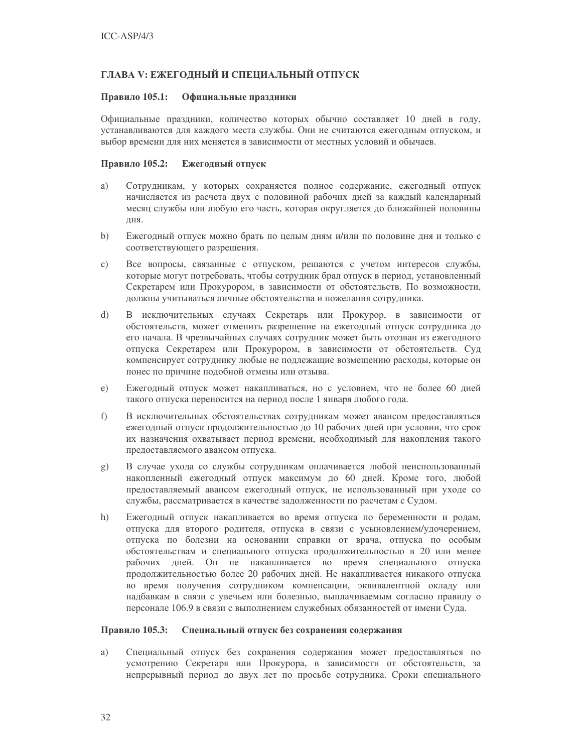## ГЛАВА V: ЕЖЕГОДНЫЙ И СПЕЦИАЛЬНЫЙ ОТПУСК

### Правило 105.1: Официальные праздники

Официальные праздники, количество которых обычно составляет 10 дней в году, устанавливаются для каждого места службы. Они не считаются ежегодным отпуском, и выбор времени для них меняется в зависимости от местных условий и обычаев.

### Правило 105.2: Ежегодный отпуск

a) Сотрудникам, у которых сохраняется полное содержание, ежегодный отпуск начисляется из расчета двух с половиной рабочих дней за каждый календарный месяц службы или любую его часть, которая округляется до ближайшей половины дня.

b) Ежегодный отпуск можно брать по целым дням и/или по половине дня и только с соответствующего разрешения.

c) Все вопросы, связанные с отпуском, решаются с учетом интересов службы, которые могут потребовать, чтобы сотрудник брал отпуск в период, установленный Секретарем или Прокурором, в зависимости от обстоятельств. По возможности, должны учитываться личные обстоятельства и пожелания сотрудника.

d) В исключительных случаях Секретарь или Прокурор, в зависимости от обстоятельств, может отменить разрешение на ежегодный отпуск сотрудника до его начала. В чрезвычайных случаях сотрудник может быть отозван из ежегодного отпуска Секретарем или Прокурором, в зависимости от обстоятельств. Суд компенсирует сотруднику любые не подлежащие возмещению расходы, которые он понес по причине подобной отмены или отзыва.

e) Ежегодный отпуск может накапливаться, но с условием, что не более 60 дней такого отпуска переносится на период после 1 января любого года.

f) В исключительных обстоятельствах сотрудникам может авансом предоставляться ежегодный отпуск продолжительностью до 10 рабочих дней при условии, что срок их назначения охватывает период времени, необходимый для накопления такого предоставляемого авансом отпуска.

g) В случае ухода со службы сотрудникам оплачивается любой неиспользованный накопленный ежегодный отпуск максимум до 60 дней. Кроме того, любой предоставляемый авансом ежегодный отпуск, не использованный при уходе со службы, рассматривается в качестве задолженности по расчетам с Судом.

h) Ежегодный отпуск накапливается во время отпуска по беременности и родам, отпуска для второго родителя, отпуска в связи с усыновлением/удочерением, отпуска по болезни на основании справки от врача, отпуска по особым обстоятельствам и специального отпуска продолжительностью в 20 или менее рабочих дней. Он не накапливается во время специального отпуска продолжительностью более 20 рабочих дней. Не накапливается никакого отпуска во время получения сотрудником компенсации, эквивалентной окладу или надбавкам в связи с увечьем или болезнью, выплачиваемым согласно правилу о персонале 106.9 в связи с выполнением служебных обязанностей от имени Суда.

### Правило 105.3: Специальный отпуск без сохранения содержания

a) Специальный отпуск без сохранения содержания может предоставляться по усмотрению Секретаря или Прокурора, в зависимости от обстоятельств, за непрерывный период до двух лет по просьбе сотрудника. Сроки специального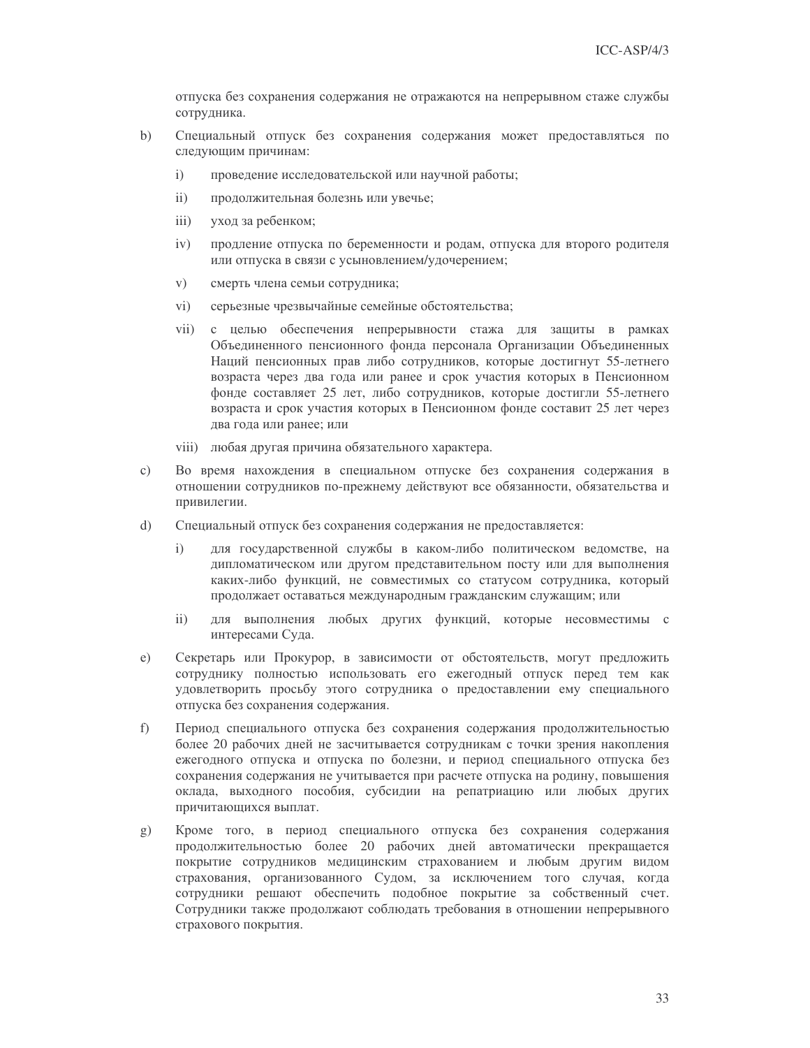отпуска без сохранения содержания не отражаются на непрерывном стаже службы сотрудника.

b) Специальный отпуск без сохранения содержания может предоставляться по следующим причинам:

   i) проведение исследовательской или научной работы;

   ii) продолжительная болезнь или увечье;

   iii) уход за ребенком;

   iv) продление отпуска по беременности и родам, отпуска для второго родителя или отпуска в связи с усыновлением/удочерением;

   v) смерть члена семьи сотрудника;

   vi) серьезные чрезвычайные семейные обстоятельства;

   vii) с целью обеспечения непрерывности стажа для защиты в рамках Объединенного пенсионного фонда персонала Организации Объединенных Наций пенсионных прав либо сотрудников, которые достигнут 55-летнего возраста через два года или ранее и срок участия которых в Пенсионном фонде составляет 25 лет, либо сотрудников, которые достигли 55-летнего возраста и срок участия которых в Пенсионном фонде составит 25 лет через два года или ранее; или

   viii) любая другая причина обязательного характера.

c) Во время нахождения в специальном отпуске без сохранения содержания в отношении сотрудников по-прежнему действуют все обязанности, обязательства и привилегии.

d) Специальный отпуск без сохранения содержания не предоставляется:

   i) для государственной службы в каком-либо политическом ведомстве, на дипломатическом или другом представительном посту или для выполнения каких-либо функций, не совместимых со статусом сотрудника, который продолжает оставаться международным гражданским служащим; или

   ii) для выполнения любых других функций, которые несовместимы с интересами Суда.

e) Секретарь или Прокурор, в зависимости от обстоятельств, могут предложить сотруднику полностью использовать его ежегодный отпуск перед тем как удовлетворить просьбу этого сотрудника о предоставлении ему специального отпуска без сохранения содержания.

f) Период специального отпуска без сохранения содержания продолжительностью более 20 рабочих дней не засчитывается сотрудникам с точки зрения накопления ежегодного отпуска и отпуска по болезни, и период специального отпуска без сохранения содержания не учитывается при расчете отпуска на родину, повышения оклада, выходного пособия, субсидии на репатриацию или любых других причитающихся выплат.

g) Кроме того, в период специального отпуска без сохранения содержания продолжительностью более 20 рабочих дней автоматически прекращается покрытие сотрудников медицинским страхованием и любым другим видом страхования, организованного Судом, за исключением того случая, когда сотрудники решают обеспечить подобное покрытие за собственный счет. Сотрудники также продолжают соблюдать требования в отношении непрерывного страхового покрытия.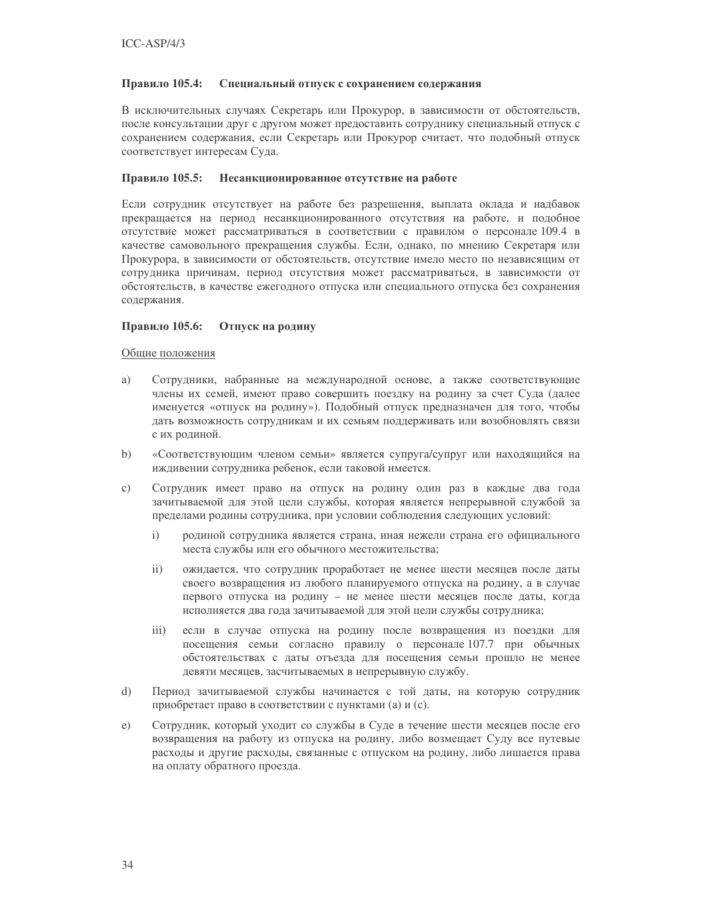### Правило 105.4: Специальный отпуск с сохранением содержания

В исключительных случаях Секретарь или Прокурор, в зависимости от обстоятельств, после консультации друг с другом может предоставить сотруднику специальный отпуск с сохранением содержания, если Секретарь или Прокурор считает, что подобный отпуск соответствует интересам Суда.

### Правило 105.5: Несанкционированное отсутствие на работе

Если сотрудник отсутствует на работе без разрешения, выплата оклада и надбавок прекращается на период несанкционированного отсутствия на работе, и подобное отсутствие может рассматриваться в соответствии с правилом о персонале 109.4 в качестве самовольного прекращения службы. Если, однако, по мнению Секретаря или Прокурора, в зависимости от обстоятельств, отсутствие имело место по независящим от сотрудника причинам, период отсутствия может рассматриваться, в зависимости от обстоятельств, в качестве ежегодного отпуска или специального отпуска без сохранения содержания.

### Правило 105.6: Отпуск на родину

<u>Общие положения</u>

a) Сотрудники, набранные на международной основе, а также соответствующие члены их семей, имеют право совершить поездку на родину за счет Суда (далее именуется «отпуск на родину»). Подобный отпуск предназначен для того, чтобы дать возможность сотрудникам и их семьям поддерживать или возобновлять связи с их родиной.

b) «Соответствующим членом семьи» является супруга/супруг или находящийся на иждивении сотрудника ребенок, если таковой имеется.

c) Сотрудник имеет право на отпуск на родину один раз в каждые два года зачитываемой для этой цели службы, которая является непрерывной службой за пределами родины сотрудника, при условии соблюдения следующих условий:

   i) родиной сотрудника является страна, иная нежели страна его официального места службы или его обычного местожительства;

   ii) ожидается, что сотрудник проработает не менее шести месяцев после даты своего возвращения из любого планируемого отпуска на родину, а в случае первого отпуска на родину – не менее шести месяцев после даты, когда исполняется два года зачитываемой для этой цели службы сотрудника;

   iii) если в случае отпуска на родину после возвращения из поездки для посещения семьи согласно правилу о персонале 107.7 при обычных обстоятельствах с даты отъезда для посещения семьи прошло не менее девяти месяцев, засчитываемых в непрерывную службу.

d) Период зачитываемой службы начинается с той даты, на которую сотрудник приобретает право в соответствии с пунктами (a) и (c).

e) Сотрудник, который уходит со службы в Суде в течение шести месяцев после его возвращения на работу из отпуска на родину, либо возмещает Суду все путевые расходы и другие расходы, связанные с отпуском на родину, либо лишается права на оплату обратного проезда.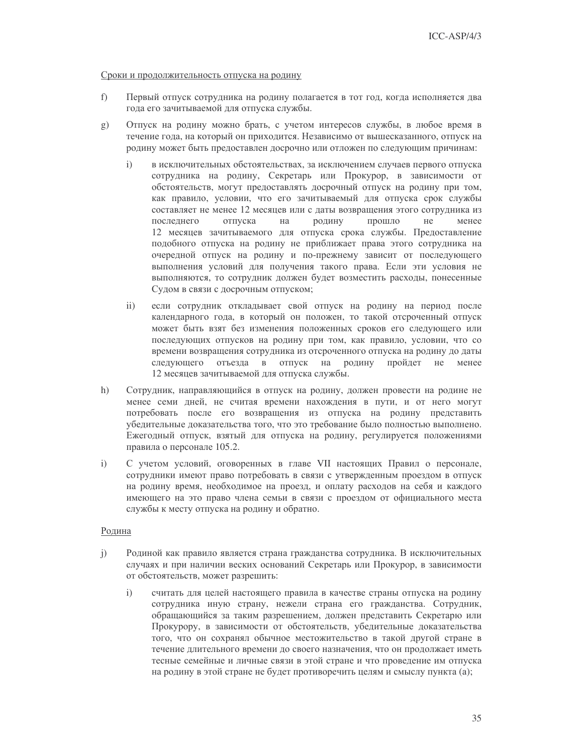Сроки и продолжительность отпуска на родину

f) Первый отпуск сотрудника на родину полагается в тот год, когда исполняется два года его зачитываемой для отпуска службы.

g) Отпуск на родину можно брать, с учетом интересов службы, в любое время в течение года, на который он приходится. Независимо от вышесказанного, отпуск на родину может быть предоставлен досрочно или отложен по следующим причинам:

   i) в исключительных обстоятельствах, за исключением случаев первого отпуска сотрудника на родину, Секретарь или Прокурор, в зависимости от обстоятельств, могут предоставлять досрочный отпуск на родину при том, как правило, условии, что его зачитываемый для отпуска срок службы составляет не менее 12 месяцев или с даты возвращения этого сотрудника из последнего отпуска на родину прошло не менее 12 месяцев зачитываемого для отпуска срока службы. Предоставление подобного отпуска на родину не приближает права этого сотрудника на очередной отпуск на родину и по-прежнему зависит от последующего выполнения условий для получения такого права. Если эти условия не выполняются, то сотрудник должен будет возместить расходы, понесенные Судом в связи с досрочным отпуском;

   ii) если сотрудник откладывает свой отпуск на родину на период после календарного года, в который он положен, то такой отсроченный отпуск может быть взят без изменения положенных сроков его следующего или последующих отпусков на родину при том, как правило, условии, что со времени возвращения сотрудника из отсроченного отпуска на родину до даты следующего отъезда в отпуск на родину пройдет не менее 12 месяцев зачитываемой для отпуска службы.

h) Сотрудник, направляющийся в отпуск на родину, должен провести на родине не менее семи дней, не считая времени нахождения в пути, и от него могут потребовать после его возвращения из отпуска на родину представить убедительные доказательства того, что это требование было полностью выполнено. Ежегодный отпуск, взятый для отпуска на родину, регулируется положениями правила о персонале 105.2.

i) С учетом условий, оговоренных в главе VII настоящих Правил о персонале, сотрудники имеют право потребовать в связи с утвержденным проездом в отпуск на родину время, необходимое на проезд, и оплату расходов на себя и каждого имеющего на это право члена семьи в связи с проездом от официального места службы к месту отпуска на родину и обратно.

Родина

j) Родиной как правило является страна гражданства сотрудника. В исключительных случаях и при наличии веских оснований Секретарь или Прокурор, в зависимости от обстоятельств, может разрешить:

   i) считать для целей настоящего правила в качестве страны отпуска на родину сотрудника иную страну, нежели страна его гражданства. Сотрудник, обращающийся за таким разрешением, должен представить Секретарю или Прокурору, в зависимости от обстоятельств, убедительные доказательства того, что он сохранял обычное местожительство в такой другой стране в течение длительного времени до своего назначения, что он продолжает иметь тесные семейные и личные связи в этой стране и что проведение им отпуска на родину в этой стране не будет противоречить целям и смыслу пункта (a);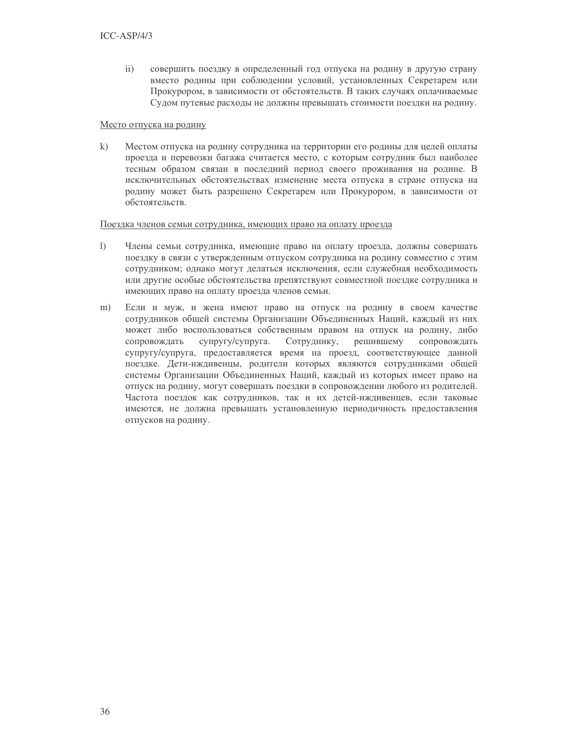ii) совершить поездку в определенный год отпуска на родину в другую страну вместо родины при соблюдении условий, установленных Секретарем или Прокурором, в зависимости от обстоятельств. В таких случаях оплачиваемые Судом путевые расходы не должны превышать стоимости поездки на родину.

Место отпуска на родину

k) Местом отпуска на родину сотрудника на территории его родины для целей оплаты проезда и перевозки багажа считается место, с которым сотрудник был наиболее тесным образом связан в последний период своего проживания на родине. В исключительных обстоятельствах изменение места отпуска в стране отпуска на родину может быть разрешено Секретарем или Прокурором, в зависимости от обстоятельств.

Поездка членов семьи сотрудника, имеющих право на оплату проезда

l) Члены семьи сотрудника, имеющие право на оплату проезда, должны совершать поездку в связи с утвержденным отпуском сотрудника на родину совместно с этим сотрудником; однако могут делаться исключения, если служебная необходимость или другие особые обстоятельства препятствуют совместной поездке сотрудника и имеющих право на оплату проезда членов семьи.

m) Если и муж, и жена имеют право на отпуск на родину в своем качестве сотрудников общей системы Организации Объединенных Наций, каждый из них может либо воспользоваться собственным правом на отпуск на родину, либо сопровождать супругу/супруга. Сотруднику, решившему сопровождать супругу/супруга, предоставляется время на проезд, соответствующее данной поездке. Дети-иждивенцы, родители которых являются сотрудниками общей системы Организации Объединенных Наций, каждый из которых имеет право на отпуск на родину, могут совершать поездки в сопровождении любого из родителей. Частота поездок как сотрудников, так и их детей-иждивенцев, если таковые имеются, не должна превышать установленную периодичность предоставления отпусков на родину.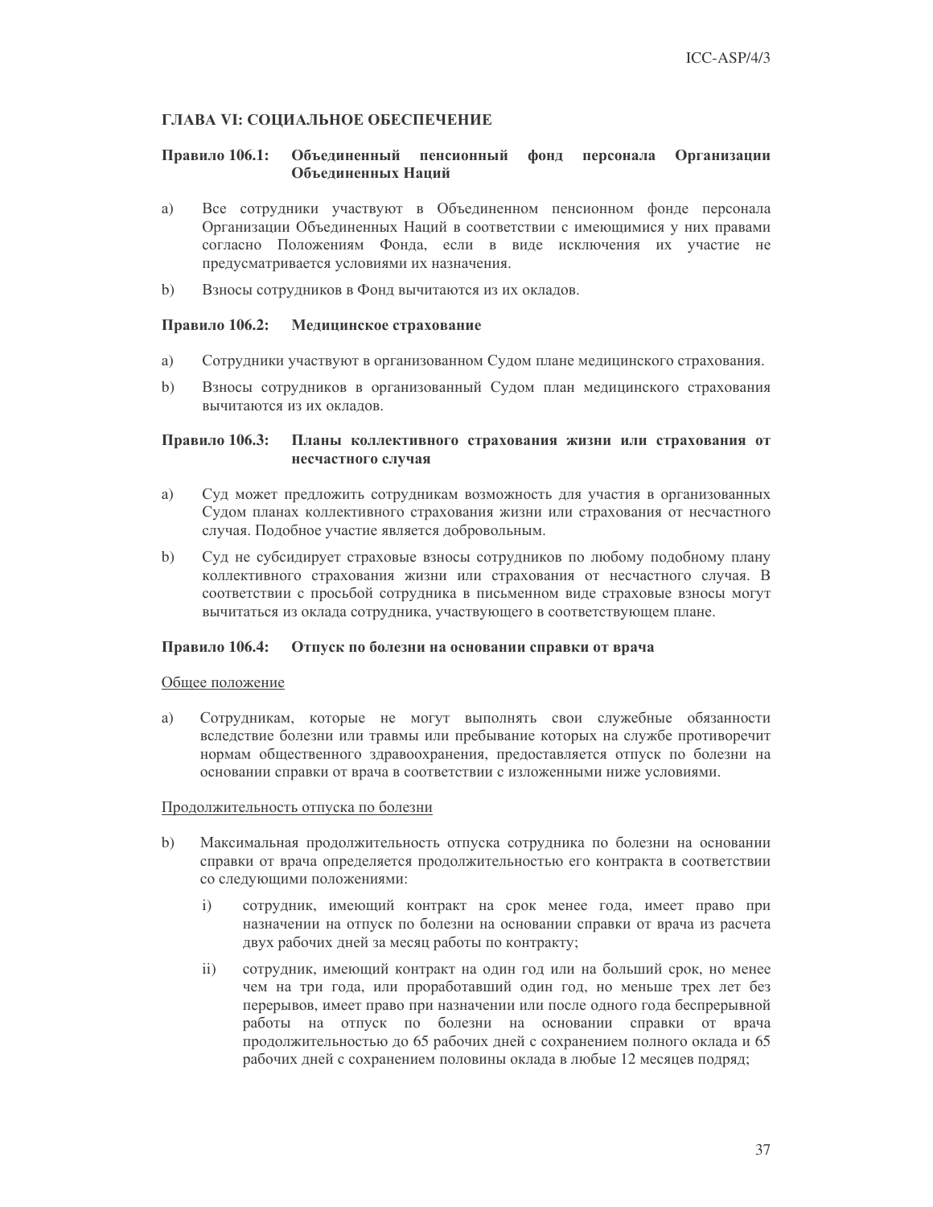## ГЛАВА VI: СОЦИАЛЬНОЕ ОБЕСПЕЧЕНИЕ

### Правило 106.1: Объединенный пенсионный фонд персонала Организации Объединенных Наций

a) Все сотрудники участвуют в Объединенном пенсионном фонде персонала Организации Объединенных Наций в соответствии с имеющимися у них правами согласно Положениям Фонда, если в виде исключения их участие не предусматривается условиями их назначения.

b) Взносы сотрудников в Фонд вычитаются из их окладов.

### Правило 106.2: Медицинское страхование

a) Сотрудники участвуют в организованном Судом плане медицинского страхования.

b) Взносы сотрудников в организованный Судом план медицинского страхования вычитаются из их окладов.

### Правило 106.3: Планы коллективного страхования жизни или страхования от несчастного случая

a) Суд может предложить сотрудникам возможность для участия в организованных Судом планах коллективного страхования жизни или страхования от несчастного случая. Подобное участие является добровольным.

b) Суд не субсидирует страховые взносы сотрудников по любому подобному плану коллективного страхования жизни или страхования от несчастного случая. В соответствии с просьбой сотрудника в письменном виде страховые взносы могут вычитаться из оклада сотрудника, участвующего в соответствующем плане.

### Правило 106.4: Отпуск по болезни на основании справки от врача

Общее положение

a) Сотрудникам, которые не могут выполнять свои служебные обязанности вследствие болезни или травмы или пребывание которых на службе противоречит нормам общественного здравоохранения, предоставляется отпуск по болезни на основании справки от врача в соответствии с изложенными ниже условиями.

Продолжительность отпуска по болезни

b) Максимальная продолжительность отпуска сотрудника по болезни на основании справки от врача определяется продолжительностью его контракта в соответствии со следующими положениями:

   i) сотрудник, имеющий контракт на срок менее года, имеет право при назначении на отпуск по болезни на основании справки от врача из расчета двух рабочих дней за месяц работы по контракту;

   ii) сотрудник, имеющий контракт на один год или на больший срок, но менее чем на три года, или проработавший один год, но меньше трех лет без перерывов, имеет право при назначении или после одного года беспрерывной работы на отпуск по болезни на основании справки от врача продолжительностью до 65 рабочих дней с сохранением полного оклада и 65 рабочих дней с сохранением половины оклада в любые 12 месяцев подряд;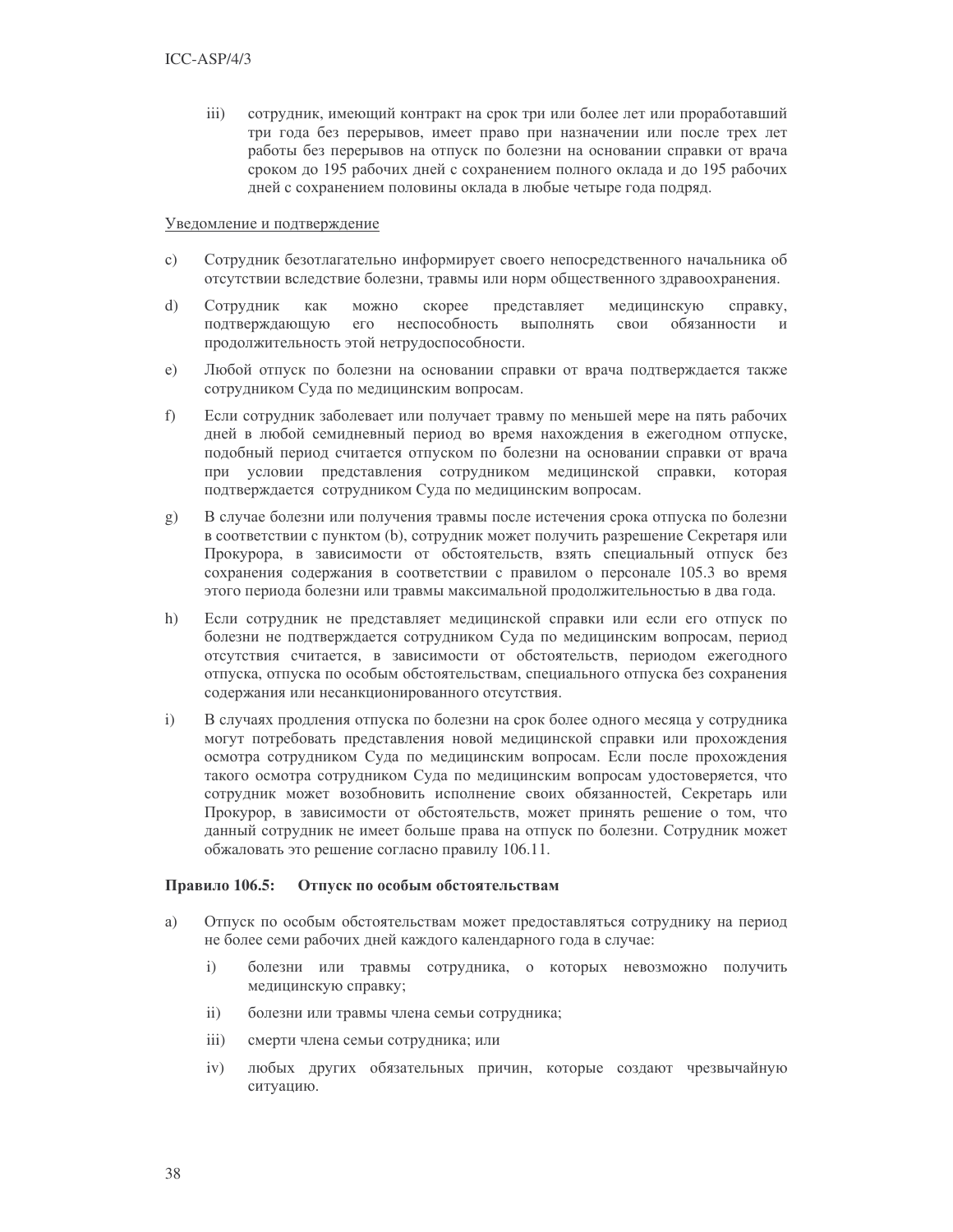iii) сотрудник, имеющий контракт на срок три или более лет или проработавший три года без перерывов, имеет право при назначении или после трех лет работы без перерывов на отпуск по болезни на основании справки от врача сроком до 195 рабочих дней с сохранением полного оклада и до 195 рабочих дней с сохранением половины оклада в любые четыре года подряд.

Уведомление и подтверждение

c) Сотрудник безотлагательно информирует своего непосредственного начальника об отсутствии вследствие болезни, травмы или норм общественного здравоохранения.

d) Сотрудник как можно скорее представляет медицинскую справку, подтверждающую его неспособность выполнять свои обязанности и продолжительность этой нетрудоспособности.

e) Любой отпуск по болезни на основании справки от врача подтверждается также сотрудником Суда по медицинским вопросам.

f) Если сотрудник заболевает или получает травму по меньшей мере на пять рабочих дней в любой семидневный период во время нахождения в ежегодном отпуске, подобный период считается отпуском по болезни на основании справки от врача при условии представления сотрудником медицинской справки, которая подтверждается сотрудником Суда по медицинским вопросам.

g) В случае болезни или получения травмы после истечения срока отпуска по болезни в соответствии с пунктом (b), сотрудник может получить разрешение Секретаря или Прокурора, в зависимости от обстоятельств, взять специальный отпуск без сохранения содержания в соответствии с правилом о персонале 105.3 во время этого периода болезни или травмы максимальной продолжительностью в два года.

h) Если сотрудник не представляет медицинской справки или если его отпуск по болезни не подтверждается сотрудником Суда по медицинским вопросам, период отсутствия считается, в зависимости от обстоятельств, периодом ежегодного отпуска, отпуска по особым обстоятельствам, специального отпуска без сохранения содержания или несанкционированного отсутствия.

i) В случаях продления отпуска по болезни на срок более одного месяца у сотрудника могут потребовать представления новой медицинской справки или прохождения осмотра сотрудником Суда по медицинским вопросам. Если после прохождения такого осмотра сотрудником Суда по медицинским вопросам удостоверяется, что сотрудник может возобновить исполнение своих обязанностей, Секретарь или Прокурор, в зависимости от обстоятельств, может принять решение о том, что данный сотрудник не имеет больше права на отпуск по болезни. Сотрудник может обжаловать это решение согласно правилу 106.11.

**Правило 106.5: Отпуск по особым обстоятельствам**

a) Отпуск по особым обстоятельствам может предоставляться сотруднику на период не более семи рабочих дней каждого календарного года в случае:

   i) болезни или травмы сотрудника, о которых невозможно получить медицинскую справку;

   ii) болезни или травмы члена семьи сотрудника;

   iii) смерти члена семьи сотрудника; или

   iv) любых других обязательных причин, которые создают чрезвычайную ситуацию.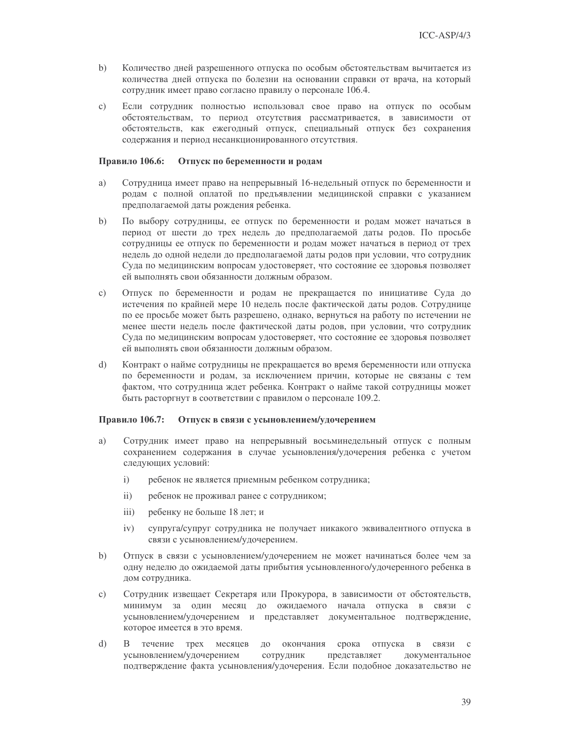b) Количество дней разрешенного отпуска по особым обстоятельствам вычитается из количества дней отпуска по болезни на основании справки от врача, на который сотрудник имеет право согласно правилу о персонале 106.4.

c) Если сотрудник полностью использовал свое право на отпуск по особым обстоятельствам, то период отсутствия рассматривается, в зависимости от обстоятельств, как ежегодный отпуск, специальный отпуск без сохранения содержания и период несанкционированного отсутствия.

**Правило 106.6: Отпуск по беременности и родам**

a) Сотрудница имеет право на непрерывный 16-недельный отпуск по беременности и родам с полной оплатой по предъявлении медицинской справки с указанием предполагаемой даты рождения ребенка.

b) По выбору сотрудницы, ее отпуск по беременности и родам может начаться в период от шести до трех недель до предполагаемой даты родов. По просьбе сотрудницы ее отпуск по беременности и родам может начаться в период от трех недель до одной недели до предполагаемой даты родов при условии, что сотрудник Суда по медицинским вопросам удостоверяет, что состояние ее здоровья позволяет ей выполнять свои обязанности должным образом.

c) Отпуск по беременности и родам не прекращается по инициативе Суда до истечения по крайней мере 10 недель после фактической даты родов. Сотруднице по ее просьбе может быть разрешено, однако, вернуться на работу по истечении не менее шести недель после фактической даты родов, при условии, что сотрудник Суда по медицинским вопросам удостоверяет, что состояние ее здоровья позволяет ей выполнять свои обязанности должным образом.

d) Контракт о найме сотрудницы не прекращается во время беременности или отпуска по беременности и родам, за исключением причин, которые не связаны с тем фактом, что сотрудница ждет ребенка. Контракт о найме такой сотрудницы может быть расторгнут в соответствии с правилом о персонале 109.2.

**Правило 106.7: Отпуск в связи с усыновлением/удочерением**

a) Сотрудник имеет право на непрерывный восьминедельный отпуск с полным сохранением содержания в случае усыновления/удочерения ребенка с учетом следующих условий:

   i) ребенок не является приемным ребенком сотрудника;

   ii) ребенок не проживал ранее с сотрудником;

   iii) ребенку не больше 18 лет; и

   iv) супруга/супруг сотрудника не получает никакого эквивалентного отпуска в связи с усыновлением/удочерением.

b) Отпуск в связи с усыновлением/удочерением не может начинаться более чем за одну неделю до ожидаемой даты прибытия усыновленного/удочеренного ребенка в дом сотрудника.

c) Сотрудник извещает Секретаря или Прокурора, в зависимости от обстоятельств, минимум за один месяц до ожидаемого начала отпуска в связи с усыновлением/удочерением и представляет документальное подтверждение, которое имеется в это время.

d) В течение трех месяцев до окончания срока отпуска в связи с усыновлением/удочерением сотрудник представляет документальное подтверждение факта усыновления/удочерения. Если подобное доказательство не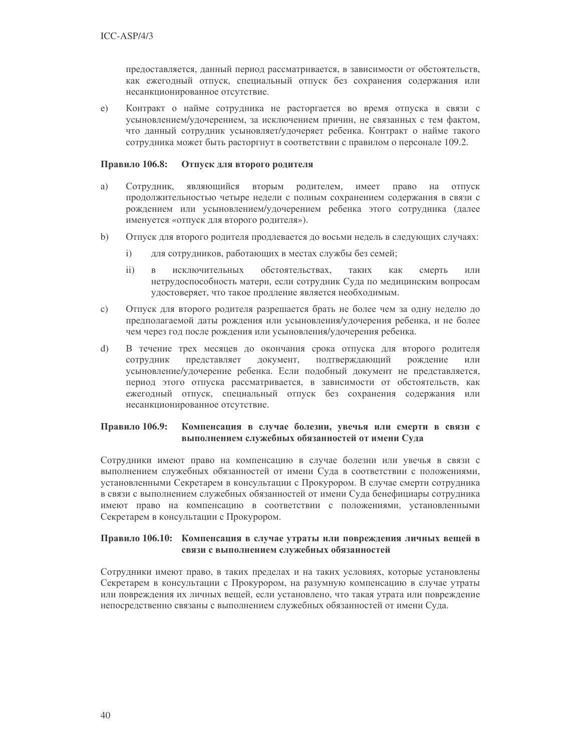предоставляется, данный период рассматривается, в зависимости от обстоятельств, как ежегодный отпуск, специальный отпуск без сохранения содержания или несанкционированное отсутствие.

e) Контракт о найме сотрудника не расторгается во время отпуска в связи с усыновлением/удочерением, за исключением причин, не связанных с тем фактом, что данный сотрудник усыновляет/удочеряет ребенка. Контракт о найме такого сотрудника может быть расторгнут в соответствии с правилом о персонале 109.2.

### Правило 106.8: Отпуск для второго родителя

a) Сотрудник, являющийся вторым родителем, имеет право на отпуск продолжительностью четыре недели с полным сохранением содержания в связи с рождением или усыновлением/удочерением ребенка этого сотрудника (далее именуется «отпуск для второго родителя»).

b) Отпуск для второго родителя продлевается до восьми недель в следующих случаях:

   i) для сотрудников, работающих в местах службы без семей;

   ii) в исключительных обстоятельствах, таких как смерть или нетрудоспособность матери, если сотрудник Суда по медицинским вопросам удостоверяет, что такое продление является необходимым.

c) Отпуск для второго родителя разрешается брать не более чем за одну неделю до предполагаемой даты рождения или усыновления/удочерения ребенка, и не более чем через год после рождения или усыновления/удочерения ребенка.

d) В течение трех месяцев до окончания срока отпуска для второго родителя сотрудник представляет документ, подтверждающий рождение или усыновление/удочерение ребенка. Если подобный документ не представляется, период этого отпуска рассматривается, в зависимости от обстоятельств, как ежегодный отпуск, специальный отпуск без сохранения содержания или несанкционированное отсутствие.

### Правило 106.9: Компенсация в случае болезни, увечья или смерти в связи с выполнением служебных обязанностей от имени Суда

Сотрудники имеют право на компенсацию в случае болезни или увечья в связи с выполнением служебных обязанностей от имени Суда в соответствии с положениями, установленными Секретарем в консультации с Прокурором. В случае смерти сотрудника в связи с выполнением служебных обязанностей от имени Суда бенефициары сотрудника имеют право на компенсацию в соответствии с положениями, установленными Секретарем в консультации с Прокурором.

### Правило 106.10: Компенсация в случае утраты или повреждения личных вещей в связи с выполнением служебных обязанностей

Сотрудники имеют право, в таких пределах и на таких условиях, которые установлены Секретарем в консультации с Прокурором, на разумную компенсацию в случае утраты или повреждения их личных вещей, если установлено, что такая утрата или повреждение непосредственно связаны с выполнением служебных обязанностей от имени Суда.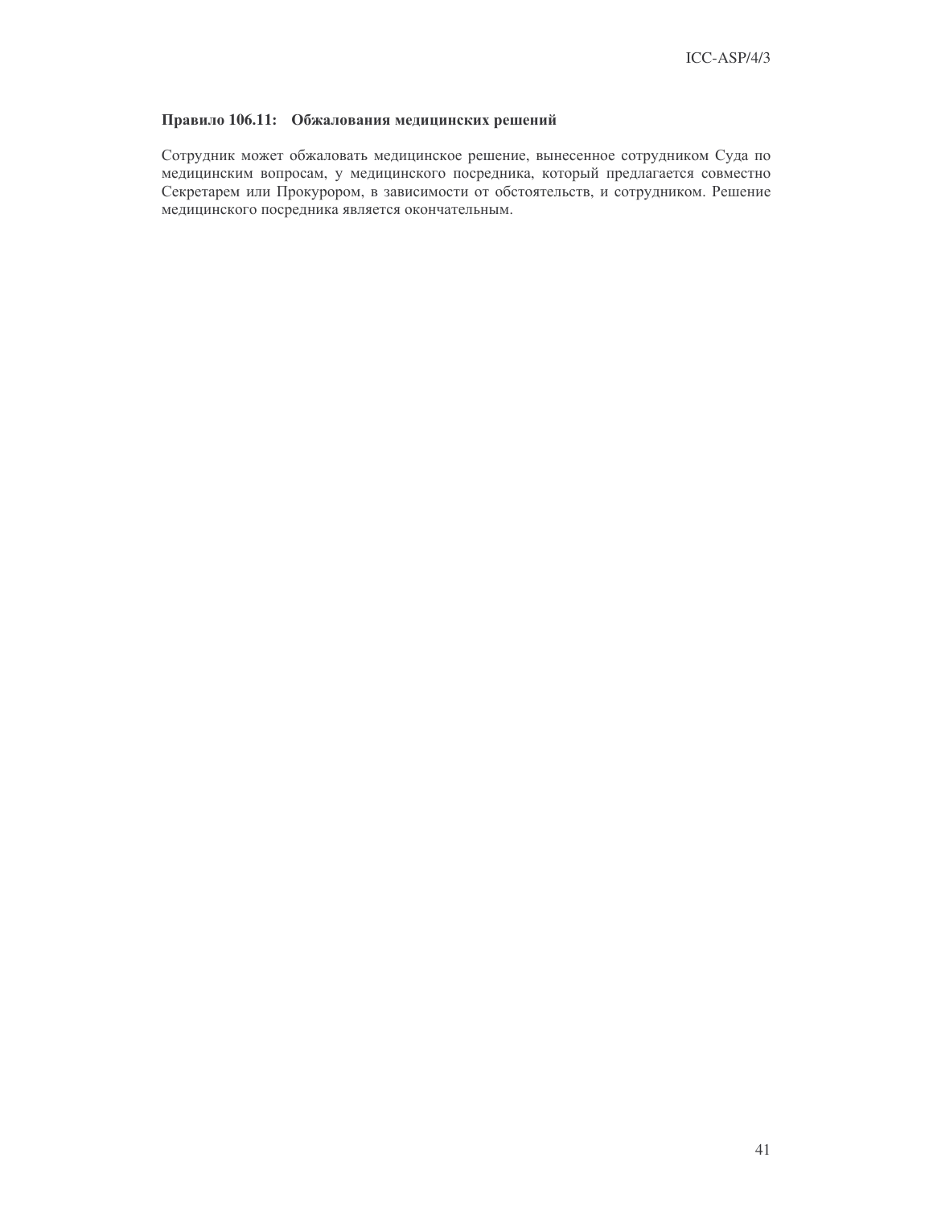**Правило 106.11: Обжалования медицинских решений**

Сотрудник может обжаловать медицинское решение, вынесенное сотрудником Суда по медицинским вопросам, у медицинского посредника, который предлагается совместно Секретарем или Прокурором, в зависимости от обстоятельств, и сотрудником. Решение медицинского посредника является окончательным.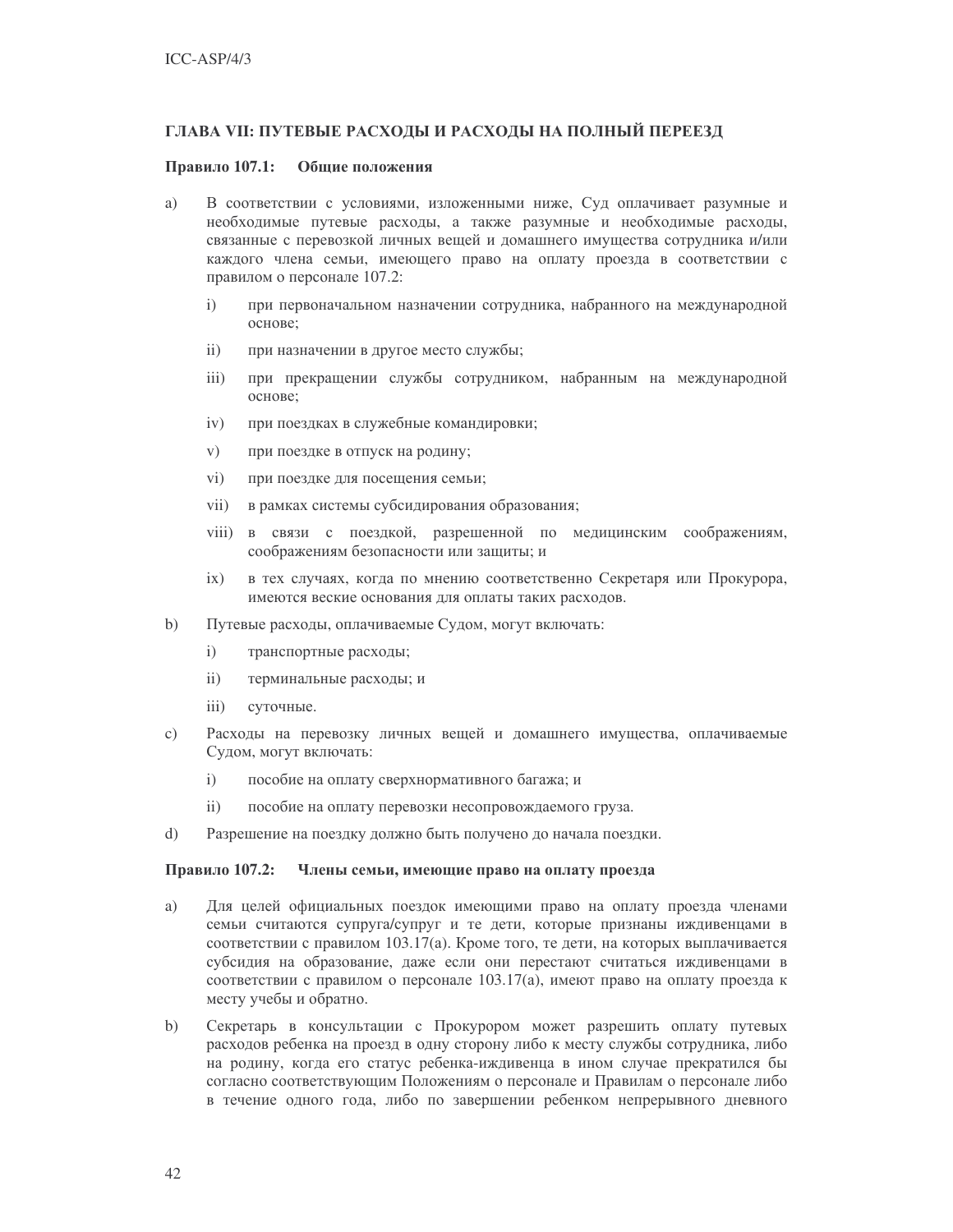## ГЛАВА VII: ПУТЕВЫЕ РАСХОДЫ И РАСХОДЫ НА ПОЛНЫЙ ПЕРЕЕЗД

### Правило 107.1: Общие положения

a) В соответствии с условиями, изложенными ниже, Суд оплачивает разумные и необходимые путевые расходы, а также разумные и необходимые расходы, связанные с перевозкой личных вещей и домашнего имущества сотрудника и/или каждого члена семьи, имеющего право на оплату проезда в соответствии с правилом о персонале 107.2:

   i) при первоначальном назначении сотрудника, набранного на международной основе;

   ii) при назначении в другое место службы;

   iii) при прекращении службы сотрудником, набранным на международной основе;

   iv) при поездках в служебные командировки;

   v) при поездке в отпуск на родину;

   vi) при поездке для посещения семьи;

   vii) в рамках системы субсидирования образования;

   viii) в связи с поездкой, разрешенной по медицинским соображениям, соображениям безопасности или защиты; и

   ix) в тех случаях, когда по мнению соответственно Секретаря или Прокурора, имеются веские основания для оплаты таких расходов.

b) Путевые расходы, оплачиваемые Судом, могут включать:

   i) транспортные расходы;

   ii) терминальные расходы; и

   iii) суточные.

c) Расходы на перевозку личных вещей и домашнего имущества, оплачиваемые Судом, могут включать:

   i) пособие на оплату сверхнормативного багажа; и

   ii) пособие на оплату перевозки несопровождаемого груза.

d) Разрешение на поездку должно быть получено до начала поездки.

### Правило 107.2: Члены семьи, имеющие право на оплату проезда

a) Для целей официальных поездок имеющими право на оплату проезда членами семьи считаются супруга/супруг и те дети, которые признаны иждивенцами в соответствии с правилом 103.17(a). Кроме того, те дети, на которых выплачивается субсидия на образование, даже если они перестают считаться иждивенцами в соответствии с правилом о персонале 103.17(a), имеют право на оплату проезда к месту учебы и обратно.

b) Секретарь в консультации с Прокурором может разрешить оплату путевых расходов ребенка на проезд в одну сторону либо к месту службы сотрудника, либо на родину, когда его статус ребенка-иждивенца в ином случае прекратился бы согласно соответствующим Положениям о персонале и Правилам о персонале либо в течение одного года, либо по завершении ребенком непрерывного дневного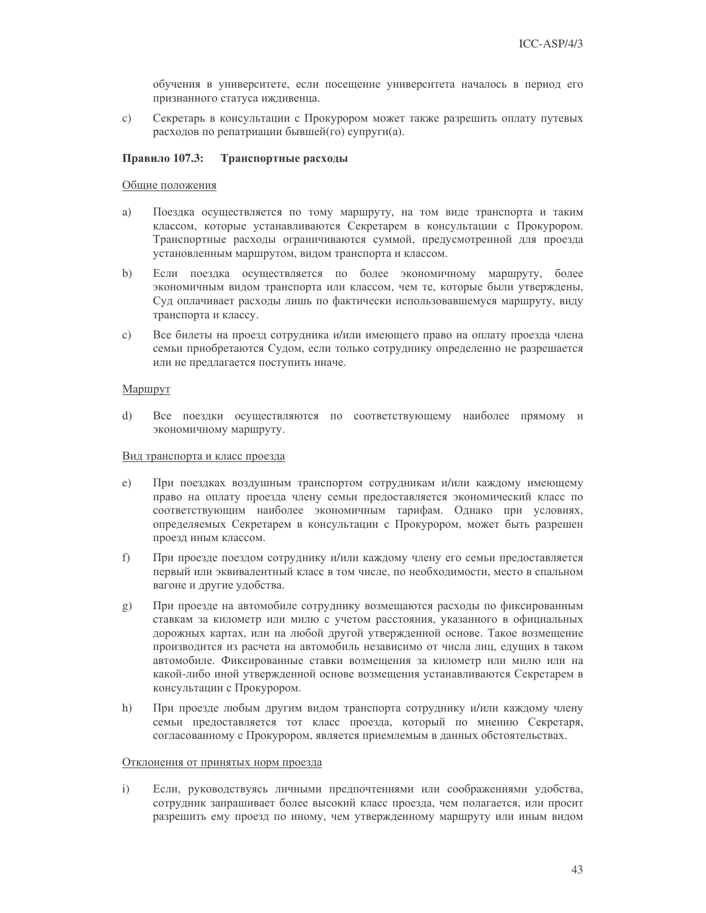обучения в университете, если посещение университета началось в период его признанного статуса иждивенца.

c) Секретарь в консультации с Прокурором может также разрешить оплату путевых расходов по репатриации бывшей(го) супруги(а).

**Правило 107.3: Транспортные расходы**

Общие положения

a) Поездка осуществляется по тому маршруту, на том виде транспорта и таким классом, которые устанавливаются Секретарем в консультации с Прокурором. Транспортные расходы ограничиваются суммой, предусмотренной для проезда установленным маршрутом, видом транспорта и классом.

b) Если поездка осуществляется по более экономичному маршруту, более экономичным видом транспорта или классом, чем те, которые были утверждены, Суд оплачивает расходы лишь по фактически использовавшемуся маршруту, виду транспорта и классу.

c) Все билеты на проезд сотрудника и/или имеющего право на оплату проезда члена семьи приобретаются Судом, если только сотруднику определенно не разрешается или не предлагается поступить иначе.

Маршрут

d) Все поездки осуществляются по соответствующему наиболее прямому и экономичному маршруту.

Вид транспорта и класс проезда

e) При поездках воздушным транспортом сотрудникам и/или каждому имеющему право на оплату проезда члену семьи предоставляется экономический класс по соответствующим наиболее экономичным тарифам. Однако при условиях, определяемых Секретарем в консультации с Прокурором, может быть разрешен проезд иным классом.

f) При проезде поездом сотруднику и/или каждому члену его семьи предоставляется первый или эквивалентный класс в том числе, по необходимости, место в спальном вагоне и другие удобства.

g) При проезде на автомобиле сотруднику возмещаются расходы по фиксированным ставкам за километр или милю с учетом расстояния, указанного в официальных дорожных картах, или на любой другой утвержденной основе. Такое возмещение производится из расчета на автомобиль независимо от числа лиц, едущих в таком автомобиле. Фиксированные ставки возмещения за километр или милю или на какой-либо иной утвержденной основе возмещения устанавливаются Секретарем в консультации с Прокурором.

h) При проезде любым другим видом транспорта сотруднику и/или каждому члену семьи предоставляется тот класс проезда, который по мнению Секретаря, согласованному с Прокурором, является приемлемым в данных обстоятельствах.

Отклонения от принятых норм проезда

i) Если, руководствуясь личными предпочтениями или соображениями удобства, сотрудник запрашивает более высокий класс проезда, чем полагается, или просит разрешить ему проезд по иному, чем утвержденному маршруту или иным видом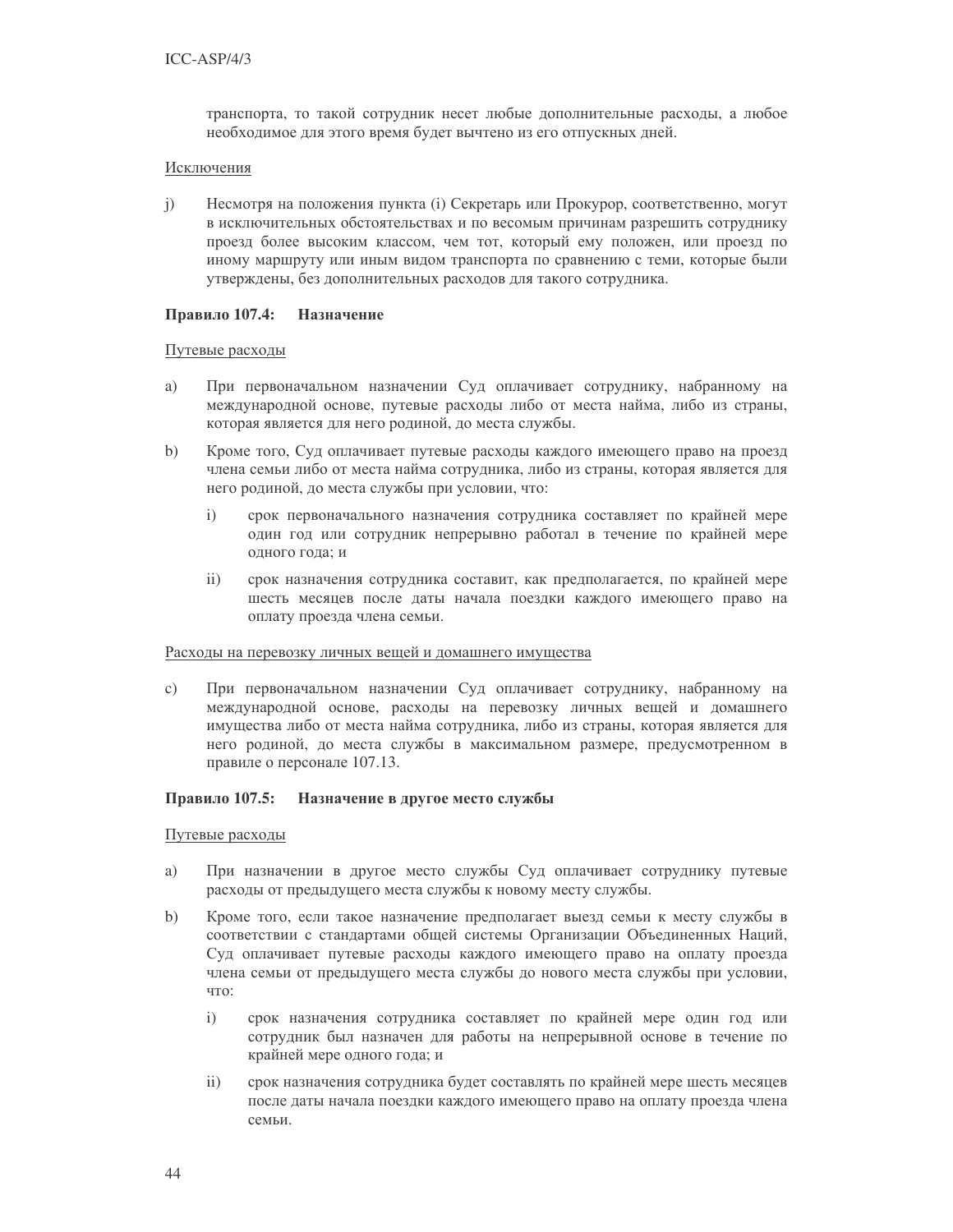транспорта, то такой сотрудник несет любые дополнительные расходы, а любое необходимое для этого время будет вычтено из его отпускных дней.

Исключения

j) Несмотря на положения пункта (i) Секретарь или Прокурор, соответственно, могут в исключительных обстоятельствах и по весомым причинам разрешить сотруднику проезд более высоким классом, чем тот, который ему положен, или проезд по иному маршруту или иным видом транспорта по сравнению с теми, которые были утверждены, без дополнительных расходов для такого сотрудника.

### Правило 107.4: Назначение

Путевые расходы

a) При первоначальном назначении Суд оплачивает сотруднику, набранному на международной основе, путевые расходы либо от места найма, либо из страны, которая является для него родиной, до места службы.

b) Кроме того, Суд оплачивает путевые расходы каждого имеющего право на проезд члена семьи либо от места найма сотрудника, либо из страны, которая является для него родиной, до места службы при условии, что:

   i) срок первоначального назначения сотрудника составляет по крайней мере один год или сотрудник непрерывно работал в течение по крайней мере одного года; и

   ii) срок назначения сотрудника составит, как предполагается, по крайней мере шесть месяцев после даты начала поездки каждого имеющего право на оплату проезда члена семьи.

Расходы на перевозку личных вещей и домашнего имущества

c) При первоначальном назначении Суд оплачивает сотруднику, набранному на международной основе, расходы на перевозку личных вещей и домашнего имущества либо от места найма сотрудника, либо из страны, которая является для него родиной, до места службы в максимальном размере, предусмотренном в правиле о персонале 107.13.

### Правило 107.5: Назначение в другое место службы

Путевые расходы

a) При назначении в другое место службы Суд оплачивает сотруднику путевые расходы от предыдущего места службы к новому месту службы.

b) Кроме того, если такое назначение предполагает выезд семьи к месту службы в соответствии с стандартами общей системы Организации Объединенных Наций, Суд оплачивает путевые расходы каждого имеющего право на оплату проезда члена семьи от предыдущего места службы до нового места службы при условии, что:

   i) срок назначения сотрудника составляет по крайней мере один год или сотрудник был назначен для работы на непрерывной основе в течение по крайней мере одного года; и

   ii) срок назначения сотрудника будет составлять по крайней мере шесть месяцев после даты начала поездки каждого имеющего право на оплату проезда члена семьи.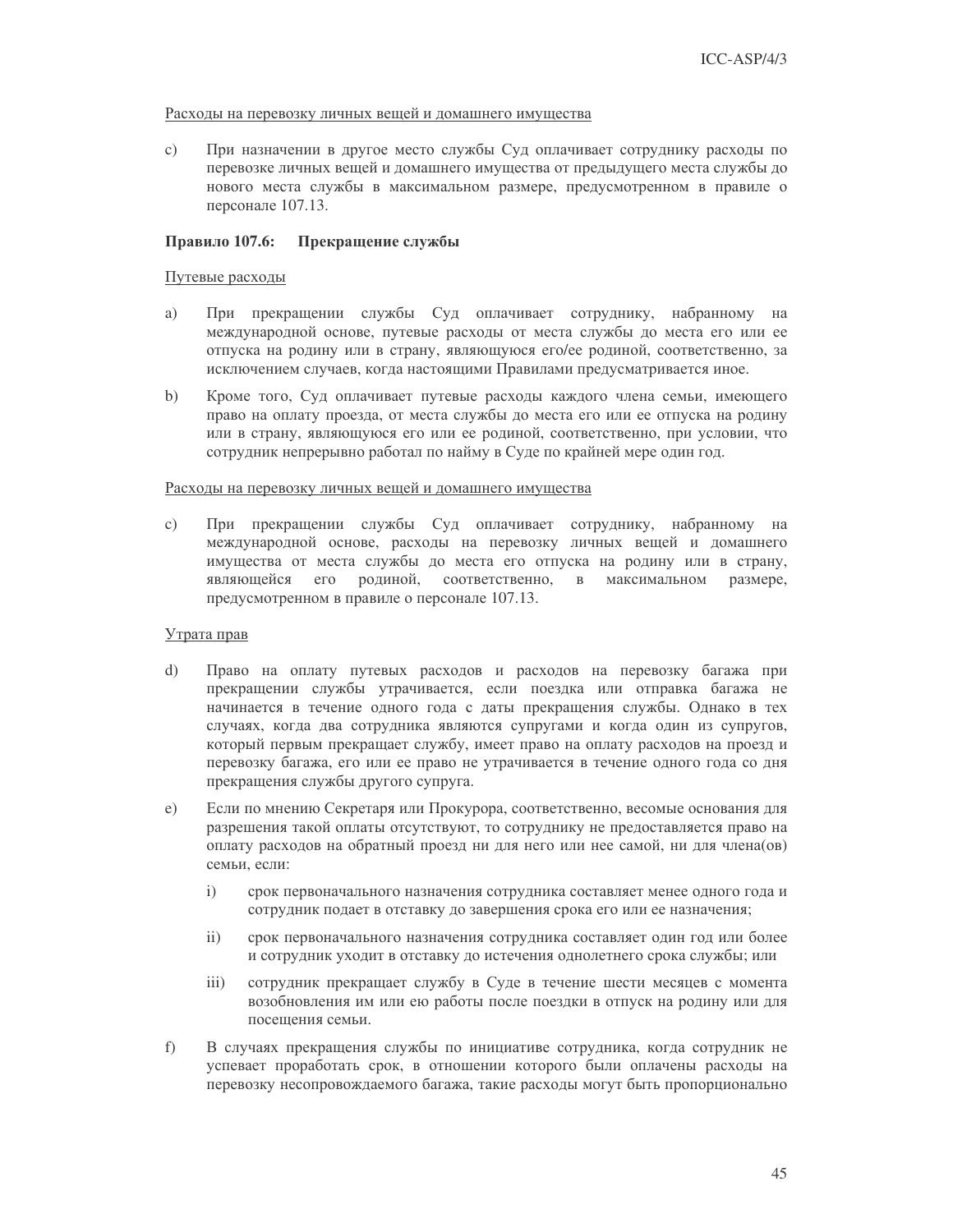Расходы на перевозку личных вещей и домашнего имущества

c) При назначении в другое место службы Суд оплачивает сотруднику расходы по перевозке личных вещей и домашнего имущества от предыдущего места службы до нового места службы в максимальном размере, предусмотренном в правиле о персонале 107.13.

### Правило 107.6: Прекращение службы

Путевые расходы

a) При прекращении службы Суд оплачивает сотруднику, набранному на международной основе, путевые расходы от места службы до места его или ее отпуска на родину или в страну, являющуюся его/ее родиной, соответственно, за исключением случаев, когда настоящими Правилами предусматривается иное.

b) Кроме того, Суд оплачивает путевые расходы каждого члена семьи, имеющего право на оплату проезда, от места службы до места его или ее отпуска на родину или в страну, являющуюся его или ее родиной, соответственно, при условии, что сотрудник непрерывно работал по найму в Суде по крайней мере один год.

Расходы на перевозку личных вещей и домашнего имущества

c) При прекращении службы Суд оплачивает сотруднику, набранному на международной основе, расходы на перевозку личных вещей и домашнего имущества от места службы до места его отпуска на родину или в страну, являющейся его родиной, соответственно, в максимальном размере, предусмотренном в правиле о персонале 107.13.

Утрата прав

d) Право на оплату путевых расходов и расходов на перевозку багажа при прекращении службы утрачивается, если поездка или отправка багажа не начинается в течение одного года с даты прекращения службы. Однако в тех случаях, когда два сотрудника являются супругами и когда один из супругов, который первым прекращает службу, имеет право на оплату расходов на проезд и перевозку багажа, его или ее право не утрачивается в течение одного года со дня прекращения службы другого супруга.

e) Если по мнению Секретаря или Прокурора, соответственно, весомые основания для разрешения такой оплаты отсутствуют, то сотруднику не предоставляется право на оплату расходов на обратный проезд ни для него или нее самой, ни для члена(ов) семьи, если:

   i) срок первоначального назначения сотрудника составляет менее одного года и сотрудник подает в отставку до завершения срока его или ее назначения;

   ii) срок первоначального назначения сотрудника составляет один год или более и сотрудник уходит в отставку до истечения однолетнего срока службы; или

   iii) сотрудник прекращает службу в Суде в течение шести месяцев с момента возобновления им или ею работы после поездки в отпуск на родину или для посещения семьи.

f) В случаях прекращения службы по инициативе сотрудника, когда сотрудник не успевает проработать срок, в отношении которого были оплачены расходы на перевозку несопровождаемого багажа, такие расходы могут быть пропорционально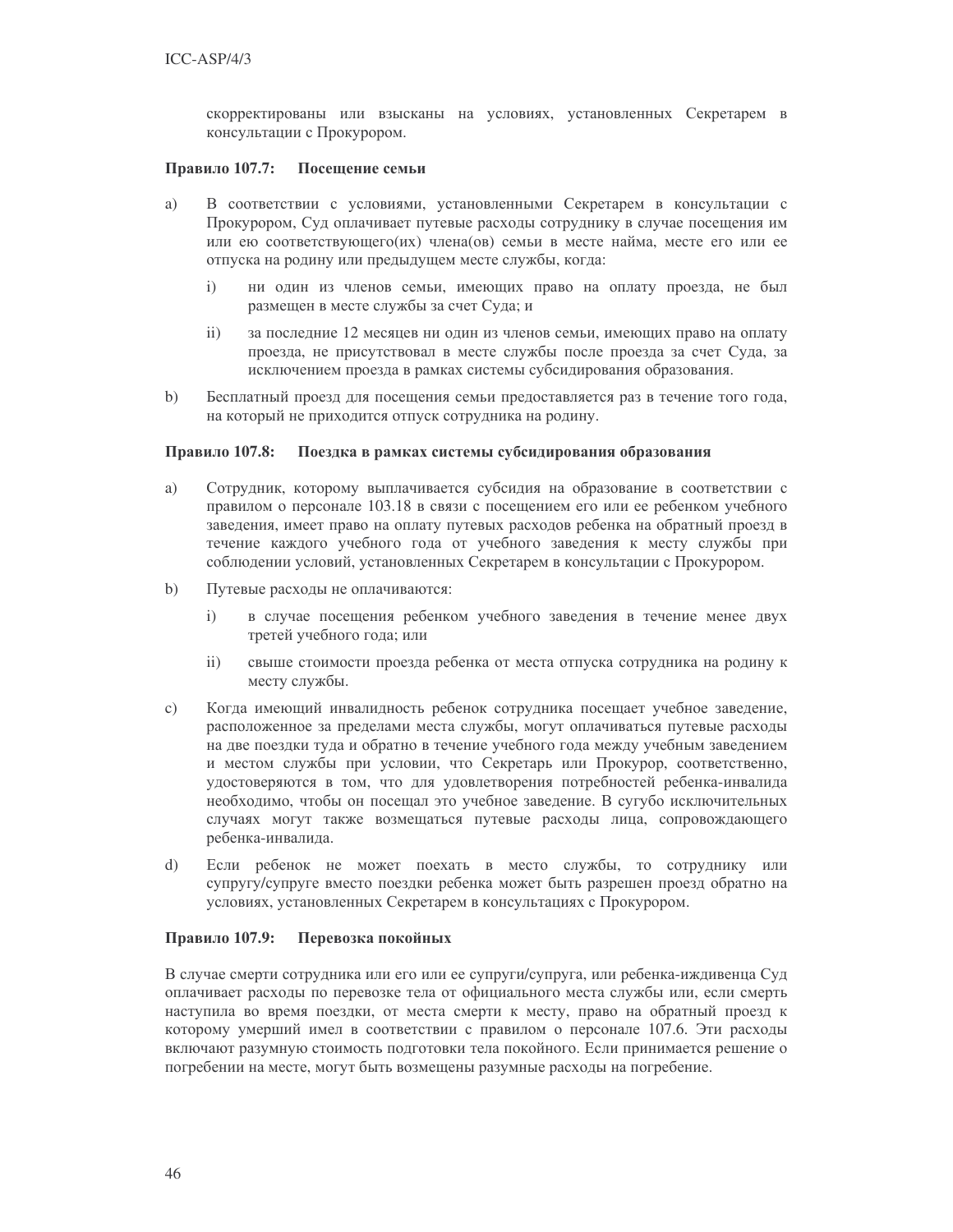скорректированы или взысканы на условиях, установленных Секретарем в консультации с Прокурором.

**Правило 107.7: Посещение семьи**

a) В соответствии с условиями, установленными Секретарем в консультации с Прокурором, Суд оплачивает путевые расходы сотруднику в случае посещения им или ею соответствующего(их) члена(ов) семьи в месте найма, месте его или ее отпуска на родину или предыдущем месте службы, когда:

   i) ни один из членов семьи, имеющих право на оплату проезда, не был размещен в месте службы за счет Суда; и

   ii) за последние 12 месяцев ни один из членов семьи, имеющих право на оплату проезда, не присутствовал в месте службы после проезда за счет Суда, за исключением проезда в рамках системы субсидирования образования.

b) Бесплатный проезд для посещения семьи предоставляется раз в течение того года, на который не приходится отпуск сотрудника на родину.

**Правило 107.8: Поездка в рамках системы субсидирования образования**

a) Сотрудник, которому выплачивается субсидия на образование в соответствии с правилом о персонале 103.18 в связи с посещением его или ее ребенком учебного заведения, имеет право на оплату путевых расходов ребенка на обратный проезд в течение каждого учебного года от учебного заведения к месту службы при соблюдении условий, установленных Секретарем в консультации с Прокурором.

b) Путевые расходы не оплачиваются:

   i) в случае посещения ребенком учебного заведения в течение менее двух третей учебного года; или

   ii) свыше стоимости проезда ребенка от места отпуска сотрудника на родину к месту службы.

c) Когда имеющий инвалидность ребенок сотрудника посещает учебное заведение, расположенное за пределами места службы, могут оплачиваться путевые расходы на две поездки туда и обратно в течение учебного года между учебным заведением и местом службы при условии, что Секретарь или Прокурор, соответственно, удостоверяются в том, что для удовлетворения потребностей ребенка-инвалида необходимо, чтобы он посещал это учебное заведение. В сугубо исключительных случаях могут также возмещаться путевые расходы лица, сопровождающего ребенка-инвалида.

d) Если ребенок не может поехать в место службы, то сотруднику или супругу/супруге вместо поездки ребенка может быть разрешен проезд обратно на условиях, установленных Секретарем в консультациях с Прокурором.

**Правило 107.9: Перевозка покойных**

В случае смерти сотрудника или его или ее супруги/супруга, или ребенка-иждивенца Суд оплачивает расходы по перевозке тела от официального места службы или, если смерть наступила во время поездки, от места смерти к месту, право на обратный проезд к которому умерший имел в соответствии с правилом о персонале 107.6. Эти расходы включают разумную стоимость подготовки тела покойного. Если принимается решение о погребении на месте, могут быть возмещены разумные расходы на погребение.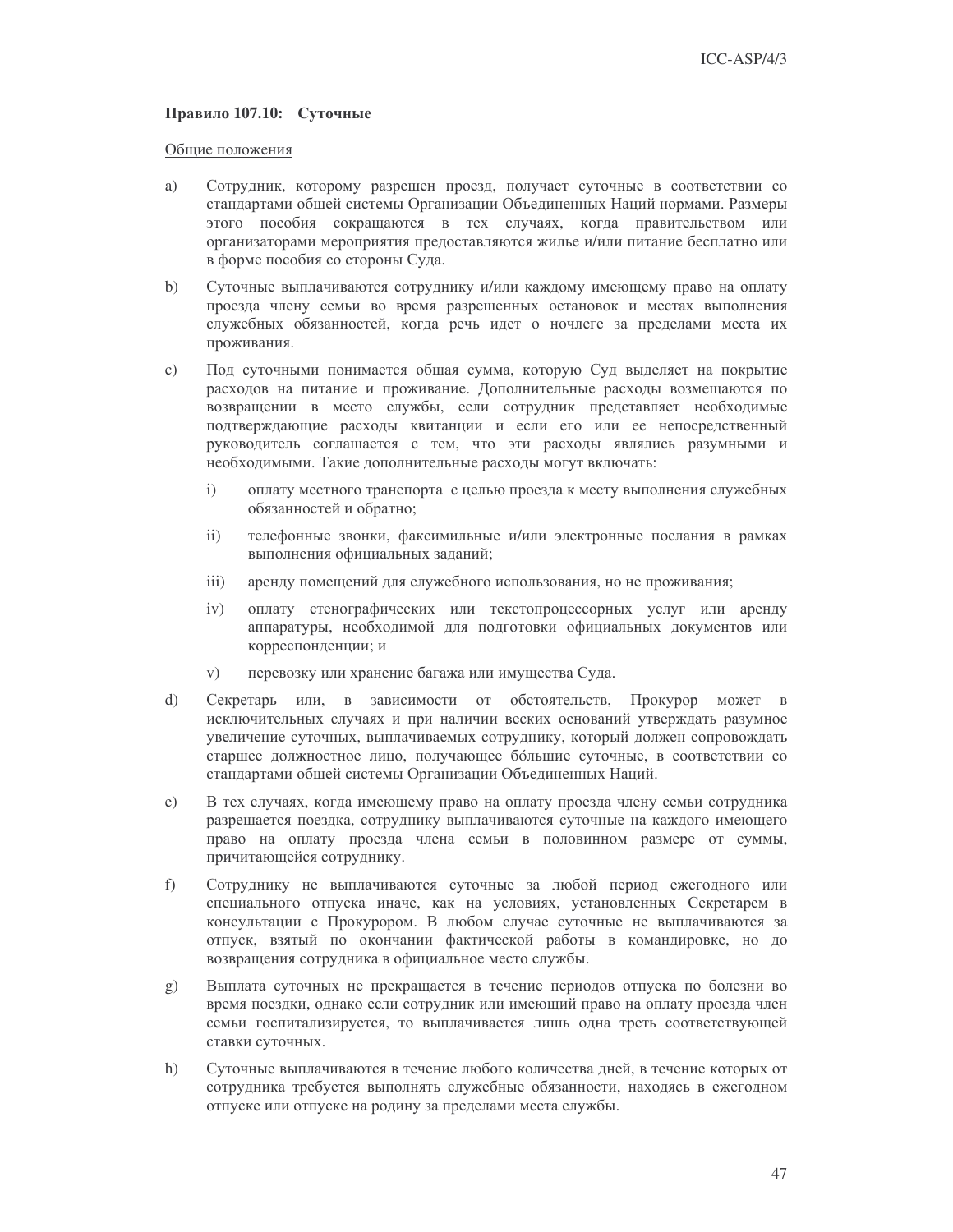### Правило 107.10: Суточные

Общие положения

a) Сотрудник, которому разрешен проезд, получает суточные в соответствии со стандартами общей системы Организации Объединенных Наций нормами. Размеры этого пособия сокращаются в тех случаях, когда правительством или организаторами мероприятия предоставляются жилье и/или питание бесплатно или в форме пособия со стороны Суда.

b) Суточные выплачиваются сотруднику и/или каждому имеющему право на оплату проезда члену семьи во время разрешенных остановок и местах выполнения служебных обязанностей, когда речь идет о ночлеге за пределами места их проживания.

c) Под суточными понимается общая сумма, которую Суд выделяет на покрытие расходов на питание и проживание. Дополнительные расходы возмещаются по возвращении в место службы, если сотрудник представляет необходимые подтверждающие расходы квитанции и если его или ее непосредственный руководитель соглашается с тем, что эти расходы являлись разумными и необходимыми. Такие дополнительные расходы могут включать:

    i) оплату местного транспорта с целью проезда к месту выполнения служебных обязанностей и обратно;

    ii) телефонные звонки, факсимильные и/или электронные послания в рамках выполнения официальных заданий;

    iii) аренду помещений для служебного использования, но не проживания;

    iv) оплату стенографических или текстопроцессорных услуг или аренду аппаратуры, необходимой для подготовки официальных документов или корреспонденции; и

    v) перевозку или хранение багажа или имущества Суда.

d) Секретарь или, в зависимости от обстоятельств, Прокурор может в исключительных случаях и при наличии веских оснований утверждать разумное увеличение суточных, выплачиваемых сотруднику, который должен сопровождать старшее должностное лицо, получающее бóльшие суточные, в соответствии со стандартами общей системы Организации Объединенных Наций.

e) В тех случаях, когда имеющему право на оплату проезда члену семьи сотрудника разрешается поездка, сотруднику выплачиваются суточные на каждого имеющего право на оплату проезда члена семьи в половинном размере от суммы, причитающейся сотруднику.

f) Сотруднику не выплачиваются суточные за любой период ежегодного или специального отпуска иначе, как на условиях, установленных Секретарем в консультации с Прокурором. В любом случае суточные не выплачиваются за отпуск, взятый по окончании фактической работы в командировке, но до возвращения сотрудника в официальное место службы.

g) Выплата суточных не прекращается в течение периодов отпуска по болезни во время поездки, однако если сотрудник или имеющий право на оплату проезда член семьи госпитализируется, то выплачивается лишь одна треть соответствующей ставки суточных.

h) Суточные выплачиваются в течение любого количества дней, в течение которых от сотрудника требуется выполнять служебные обязанности, находясь в ежегодном отпуске или отпуске на родину за пределами места службы.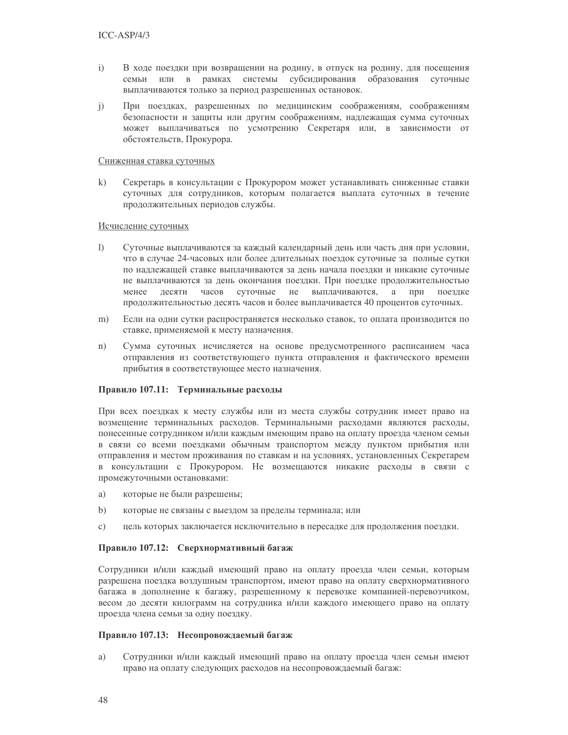i) В ходе поездки при возвращении на родину, в отпуск на родину, для посещения семьи или в рамках системы субсидирования образования суточные выплачиваются только за период разрешенных остановок.

j) При поездках, разрешенных по медицинским соображениям, соображениям безопасности и защиты или другим соображениям, надлежащая сумма суточных может выплачиваться по усмотрению Секретаря или, в зависимости от обстоятельств, Прокурора.

Сниженная ставка суточных

k) Секретарь в консультации с Прокурором может устанавливать сниженные ставки суточных для сотрудников, которым полагается выплата суточных в течение продолжительных периодов службы.

Исчисление суточных

l) Суточные выплачиваются за каждый календарный день или часть дня при условии, что в случае 24-часовых или более длительных поездок суточные за полные сутки по надлежащей ставке выплачиваются за день начала поездки и никакие суточные не выплачиваются за день окончания поездки. При поездке продолжительностью менее десяти часов суточные не выплачиваются, а при поездке продолжительностью десять часов и более выплачивается 40 процентов суточных.

m) Если на одни сутки распространяется несколько ставок, то оплата производится по ставке, применяемой к месту назначения.

n) Сумма суточных исчисляется на основе предусмотренного расписанием часа отправления из соответствующего пункта отправления и фактического времени прибытия в соответствующее место назначения.

**Правило 107.11: Терминальные расходы**

При всех поездках к месту службы или из места службы сотрудник имеет право на возмещение терминальных расходов. Терминальными расходами являются расходы, понесенные сотрудником и/или каждым имеющим право на оплату проезда членом семьи в связи со всеми поездками обычным транспортом между пунктом прибытия или отправления и местом проживания по ставкам и на условиях, установленных Секретарем в консультации с Прокурором. Не возмещаются никакие расходы в связи с промежуточными остановками:

a) которые не были разрешены;

b) которые не связаны с выездом за пределы терминала; или

c) цель которых заключается исключительно в пересадке для продолжения поездки.

**Правило 107.12: Сверхнормативный багаж**

Сотрудники и/или каждый имеющий право на оплату проезда член семьи, которым разрешена поездка воздушным транспортом, имеют право на оплату сверхнормативного багажа в дополнение к багажу, разрешенному к перевозке компанией-перевозчиком, весом до десяти килограмм на сотрудника и/или каждого имеющего право на оплату проезда члена семьи за одну поездку.

**Правило 107.13: Несопровождаемый багаж**

a) Сотрудники и/или каждый имеющий право на оплату проезда член семьи имеют право на оплату следующих расходов на несопровождаемый багаж: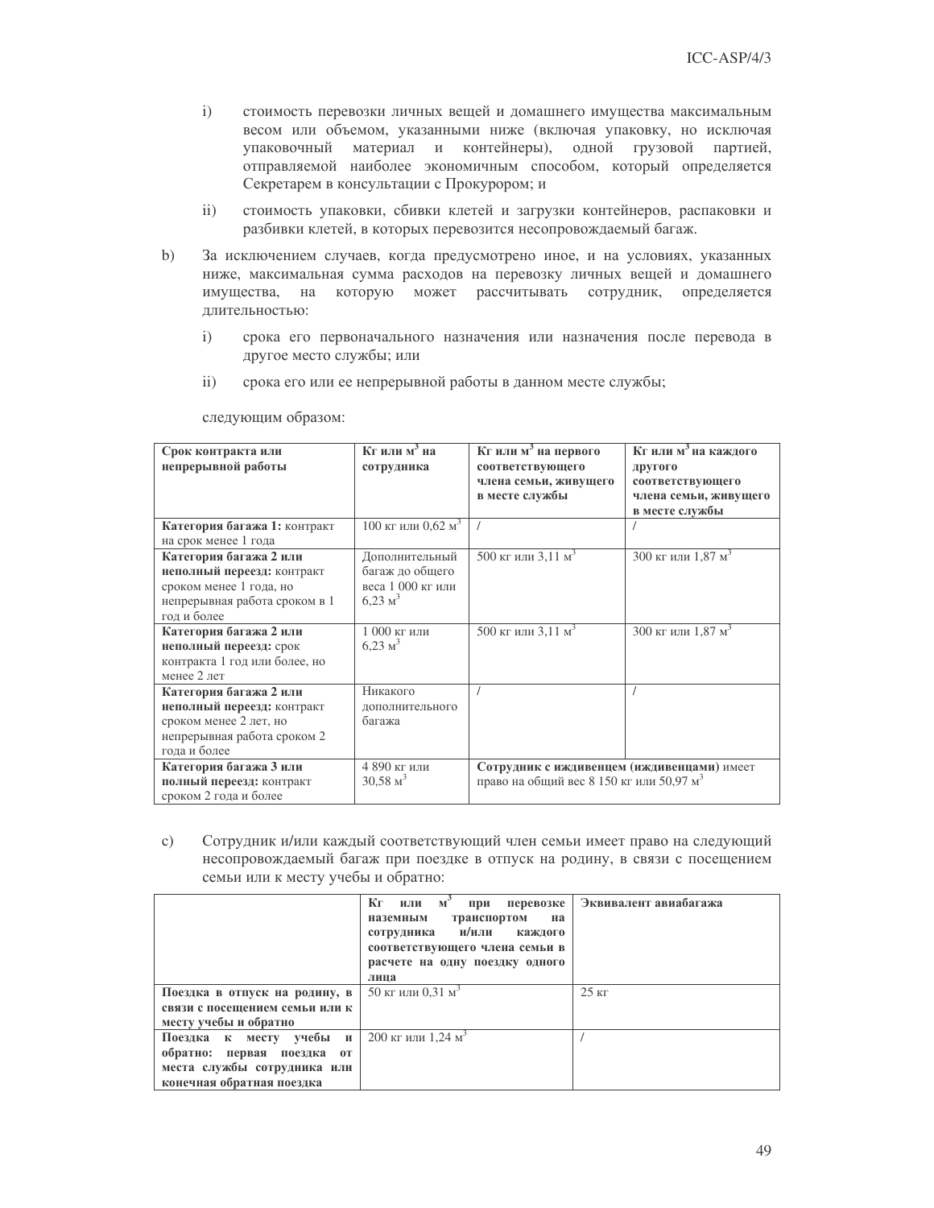i) стоимость перевозки личных вещей и домашнего имущества максимальным весом или объемом, указанными ниже (включая упаковку, но исключая упаковочный материал и контейнеры), одной грузовой партией, отправляемой наиболее экономичным способом, который определяется Секретарем в консультации с Прокурором; и

ii) стоимость упаковки, сбивки клетей и загрузки контейнеров, распаковки и разбивки клетей, в которых перевозится несопровождаемый багаж.

b) За исключением случаев, когда предусмотрено иное, и на условиях, указанных ниже, максимальная сумма расходов на перевозку личных вещей и домашнего имущества, на которую может рассчитывать сотрудник, определяется длительностью:

i) срока его первоначального назначения или назначения после перевода в другое место службы; или

ii) срока его или ее непрерывной работы в данном месте службы;

следующим образом:

| Срок контракта или непрерывной работы | Кг или м$^3$ на сотрудника | Кг или м$^3$ на первого соответствующего члена семьи, живущего в месте службы | Кг или м$^3$ на каждого другого соответствующего члена семьи, живущего в месте службы |
|---|---|---|---|
| **Категория багажа 1:** контракт на срок менее 1 года | 100 кг или 0,62 м$^3$ | / | / |
| **Категория багажа 2 или неполный переезд:** контракт сроком менее 1 года, но непрерывная работа сроком в 1 год и более | Дополнительный багаж до общего веса 1 000 кг или 6,23 м$^3$ | 500 кг или 3,11 м$^3$ | 300 кг или 1,87 м$^3$ |
| **Категория багажа 2 или неполный переезд:** срок контракта 1 год или более, но менее 2 лет | 1 000 кг или 6,23 м$^3$ | 500 кг или 3,11 м$^3$ | 300 кг или 1,87 м$^3$ |
| **Категория багажа 2 или неполный переезд:** контракт сроком менее 2 лет, но непрерывная работа сроком 2 года и более | Никакого дополнительного багажа | / | / |
| **Категория багажа 3 или полный переезд:** контракт сроком 2 года и более | 4 890 кг или 30,58 м$^3$ | **Сотрудник с иждивенцем (иждивенцами)** имеет право на общий вес 8 150 кг или 50,97 м$^3$ | |

c) Сотрудник и/или каждый соответствующий член семьи имеет право на следующий несопровождаемый багаж при поездке в отпуск на родину, в связи с посещением семьи или к месту учебы и обратно:

| | Кг или м$^3$ при перевозке наземным транспортом на сотрудника и/или каждого соответствующего члена семьи в расчете на одну поездку одного лица | Эквивалент авиабагажа |
|---|---|---|
| **Поездка в отпуск на родину, в связи с посещением семьи или к месту учебы и обратно** | 50 кг или 0,31 м$^3$ | 25 кг |
| **Поездка к месту учебы и обратно: первая поездка от места службы сотрудника или конечная обратная поездка** | 200 кг или 1,24 м$^3$ | / |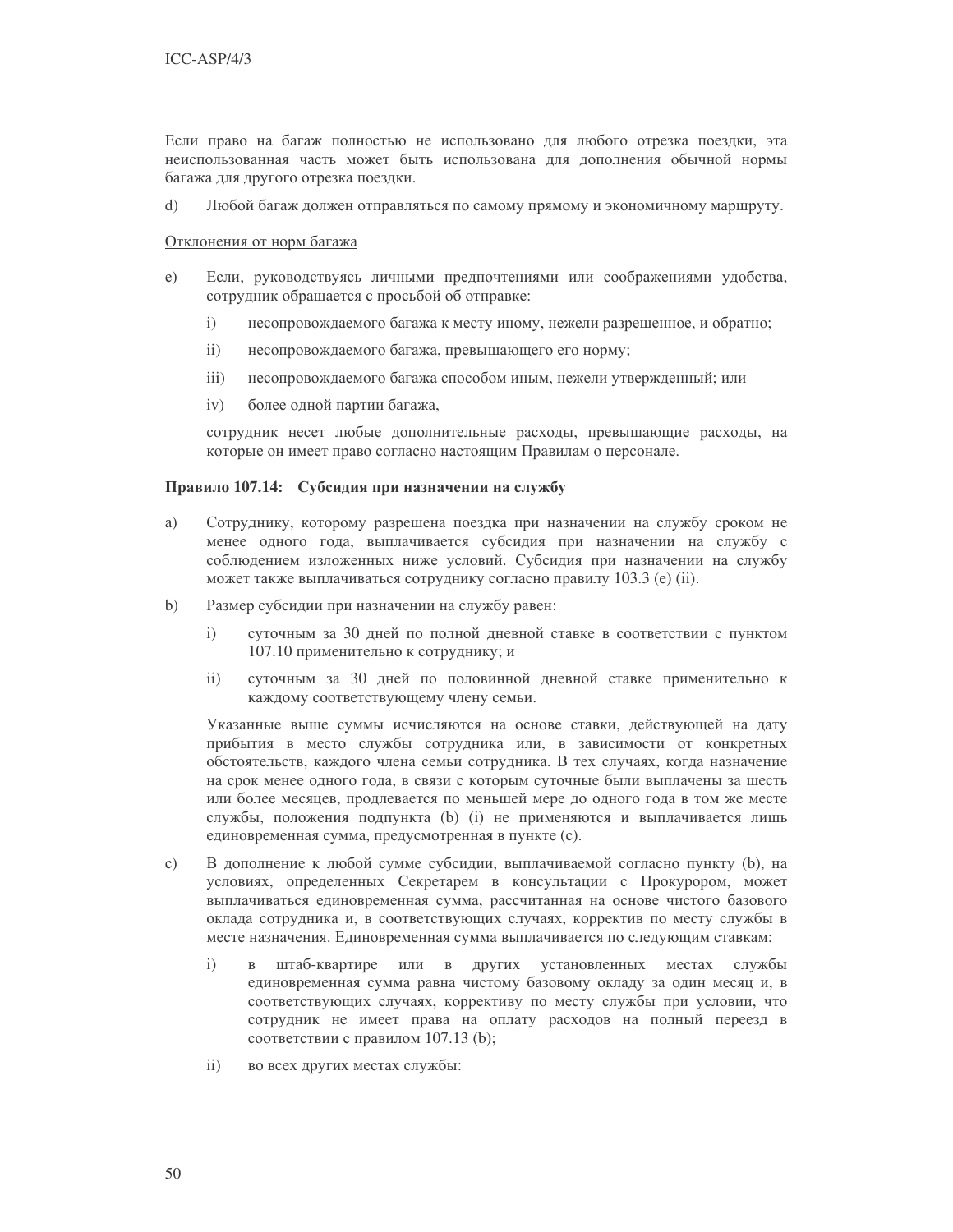Если право на багаж полностью не использовано для любого отрезка поездки, эта неиспользованная часть может быть использована для дополнения обычной нормы багажа для другого отрезка поездки.

d) Любой багаж должен отправляться по самому прямому и экономичному маршруту.

Отклонения от норм багажа

e) Если, руководствуясь личными предпочтениями или соображениями удобства, сотрудник обращается с просьбой об отправке:

  i) несопровождаемого багажа к месту иному, нежели разрешенное, и обратно;

  ii) несопровождаемого багажа, превышающего его норму;

  iii) несопровождаемого багажа способом иным, нежели утвержденный; или

  iv) более одной партии багажа,

  сотрудник несет любые дополнительные расходы, превышающие расходы, на которые он имеет право согласно настоящим Правилам о персонале.

**Правило 107.14: Субсидия при назначении на службу**

a) Сотруднику, которому разрешена поездка при назначении на службу сроком не менее одного года, выплачивается субсидия при назначении на службу с соблюдением изложенных ниже условий. Субсидия при назначении на службу может также выплачиваться сотруднику согласно правилу 103.3 (e) (ii).

b) Размер субсидии при назначении на службу равен:

  i) суточным за 30 дней по полной дневной ставке в соответствии с пунктом 107.10 применительно к сотруднику; и

  ii) суточным за 30 дней по половинной дневной ставке применительно к каждому соответствующему члену семьи.

  Указанные выше суммы исчисляются на основе ставки, действующей на дату прибытия в место службы сотрудника или, в зависимости от конкретных обстоятельств, каждого члена семьи сотрудника. В тех случаях, когда назначение на срок менее одного года, в связи с которым суточные были выплачены за шесть или более месяцев, продлевается по меньшей мере до одного года в том же месте службы, положения подпункта (b) (i) не применяются и выплачивается лишь единовременная сумма, предусмотренная в пункте (c).

c) В дополнение к любой сумме субсидии, выплачиваемой согласно пункту (b), на условиях, определенных Секретарем в консультации с Прокурором, может выплачиваться единовременная сумма, рассчитанная на основе чистого базового оклада сотрудника и, в соответствующих случаях, корректив по месту службы в месте назначения. Единовременная сумма выплачивается по следующим ставкам:

  i) в штаб-квартире или в других установленных местах службы единовременная сумма равна чистому базовому окладу за один месяц и, в соответствующих случаях, коррективу по месту службы при условии, что сотрудник не имеет права на оплату расходов на полный переезд в соответствии с правилом 107.13 (b);

  ii) во всех других местах службы: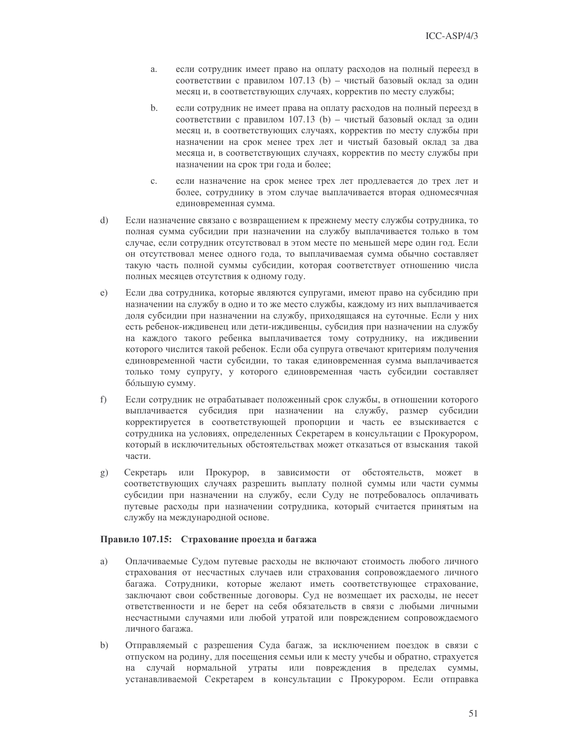a. если сотрудник имеет право на оплату расходов на полный переезд в соответствии с правилом 107.13 (b) – чистый базовый оклад за один месяц и, в соответствующих случаях, корректив по месту службы;

b. если сотрудник не имеет права на оплату расходов на полный переезд в соответствии с правилом 107.13 (b) – чистый базовый оклад за один месяц и, в соответствующих случаях, корректив по месту службы при назначении на срок менее трех лет и чистый базовый оклад за два месяца и, в соответствующих случаях, корректив по месту службы при назначении на срок три года и более;

c. если назначение на срок менее трех лет продлевается до трех лет и более, сотруднику в этом случае выплачивается вторая одномесячная единовременная сумма.

d) Если назначение связано с возвращением к прежнему месту службы сотрудника, то полная сумма субсидии при назначении на службу выплачивается только в том случае, если сотрудник отсутствовал в этом месте по меньшей мере один год. Если он отсутствовал менее одного года, то выплачиваемая сумма обычно составляет такую часть полной суммы субсидии, которая соответствует отношению числа полных месяцев отсутствия к одному году.

e) Если два сотрудника, которые являются супругами, имеют право на субсидию при назначении на службу в одно и то же место службы, каждому из них выплачивается доля субсидии при назначении на службу, приходящаяся на суточные. Если у них есть ребенок-иждивенец или дети-иждивенцы, субсидия при назначении на службу на каждого такого ребенка выплачивается тому сотруднику, на иждивении которого числится такой ребенок. Если оба супруга отвечают критериям получения единовременной части субсидии, то такая единовременная сумма выплачивается только тому супругу, у которого единовременная часть субсидии составляет бóльшую сумму.

f) Если сотрудник не отрабатывает положенный срок службы, в отношении которого выплачивается субсидия при назначении на службу, размер субсидии корректируется в соответствующей пропорции и часть ее взыскивается с сотрудника на условиях, определенных Секретарем в консультации с Прокурором, который в исключительных обстоятельствах может отказаться от взыскания такой части.

g) Секретарь или Прокурор, в зависимости от обстоятельств, может в соответствующих случаях разрешить выплату полной суммы или части суммы субсидии при назначении на службу, если Суду не потребовалось оплачивать путевые расходы при назначении сотрудника, который считается принятым на службу на международной основе.

**Правило 107.15: Страхование проезда и багажа**

a) Оплачиваемые Судом путевые расходы не включают стоимость любого личного страхования от несчастных случаев или страхования сопровождаемого личного багажа. Сотрудники, которые желают иметь соответствующее страхование, заключают свои собственные договоры. Суд не возмещает их расходы, не несет ответственности и не берет на себя обязательств в связи с любыми личными несчастными случаями или любой утратой или повреждением сопровождаемого личного багажа.

b) Отправляемый с разрешения Суда багаж, за исключением поездок в связи с отпуском на родину, для посещения семьи или к месту учебы и обратно, страхуется на случай нормальной утраты или повреждения в пределах суммы, устанавливаемой Секретарем в консультации с Прокурором. Если отправка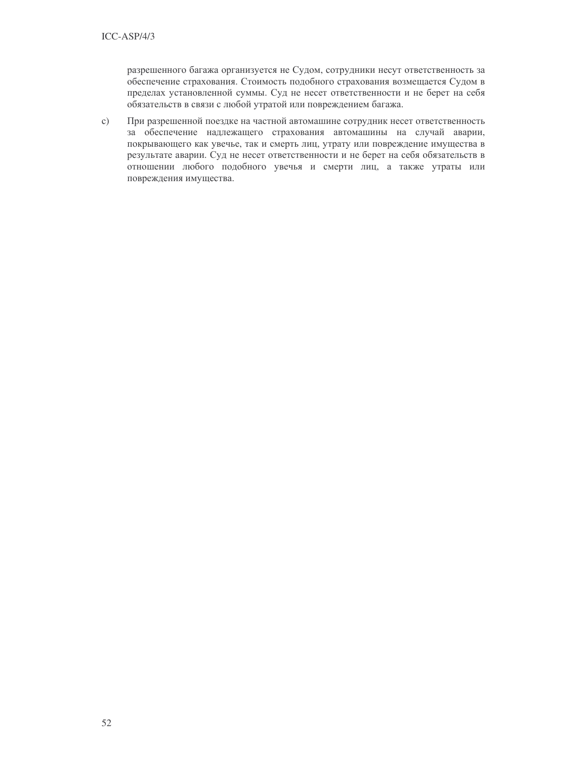разрешенного багажа организуется не Судом, сотрудники несут ответственность за обеспечение страхования. Стоимость подобного страхования возмещается Судом в пределах установленной суммы. Суд не несет ответственности и не берет на себя обязательств в связи с любой утратой или повреждением багажа.

c) При разрешенной поездке на частной автомашине сотрудник несет ответственность за обеспечение надлежащего страхования автомашины на случай аварии, покрывающего как увечье, так и смерть лиц, утрату или повреждение имущества в результате аварии. Суд не несет ответственности и не берет на себя обязательств в отношении любого подобного увечья и смерти лиц, а также утраты или повреждения имущества.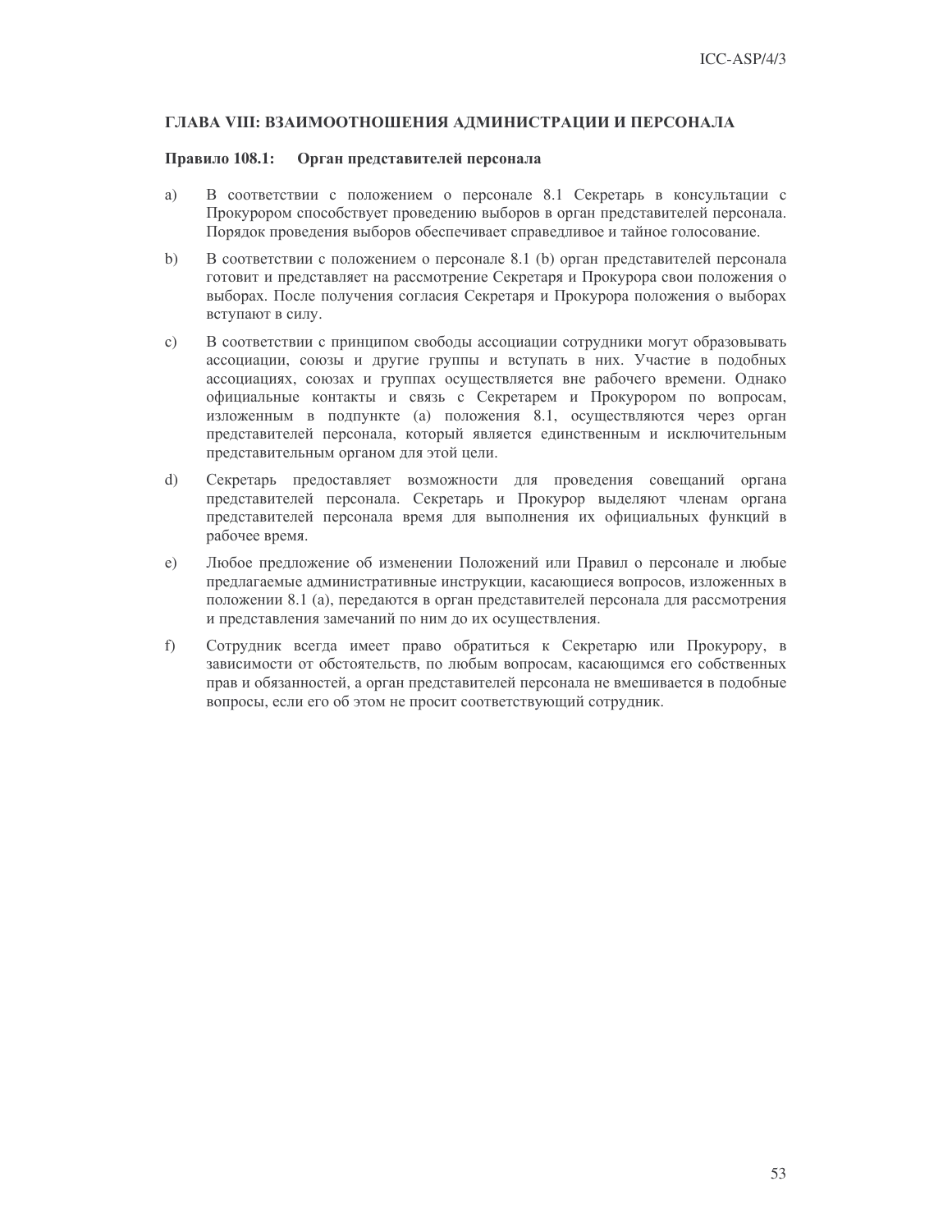## ГЛАВА VIII: ВЗАИМООТНОШЕНИЯ АДМИНИСТРАЦИИ И ПЕРСОНАЛА

### Правило 108.1: Орган представителей персонала

a) В соответствии с положением о персонале 8.1 Секретарь в консультации с Прокурором способствует проведению выборов в орган представителей персонала. Порядок проведения выборов обеспечивает справедливое и тайное голосование.

b) В соответствии с положением о персонале 8.1 (b) орган представителей персонала готовит и представляет на рассмотрение Секретаря и Прокурора свои положения о выборах. После получения согласия Секретаря и Прокурора положения о выборах вступают в силу.

c) В соответствии с принципом свободы ассоциации сотрудники могут образовывать ассоциации, союзы и другие группы и вступать в них. Участие в подобных ассоциациях, союзах и группах осуществляется вне рабочего времени. Однако официальные контакты и связь с Секретарем и Прокурором по вопросам, изложенным в подпункте (a) положения 8.1, осуществляются через орган представителей персонала, который является единственным и исключительным представительным органом для этой цели.

d) Секретарь предоставляет возможности для проведения совещаний органа представителей персонала. Секретарь и Прокурор выделяют членам органа представителей персонала время для выполнения их официальных функций в рабочее время.

e) Любое предложение об изменении Положений или Правил о персонале и любые предлагаемые административные инструкции, касающиеся вопросов, изложенных в положении 8.1 (a), передаются в орган представителей персонала для рассмотрения и представления замечаний по ним до их осуществления.

f) Сотрудник всегда имеет право обратиться к Секретарю или Прокурору, в зависимости от обстоятельств, по любым вопросам, касающимся его собственных прав и обязанностей, а орган представителей персонала не вмешивается в подобные вопросы, если его об этом не просит соответствующий сотрудник.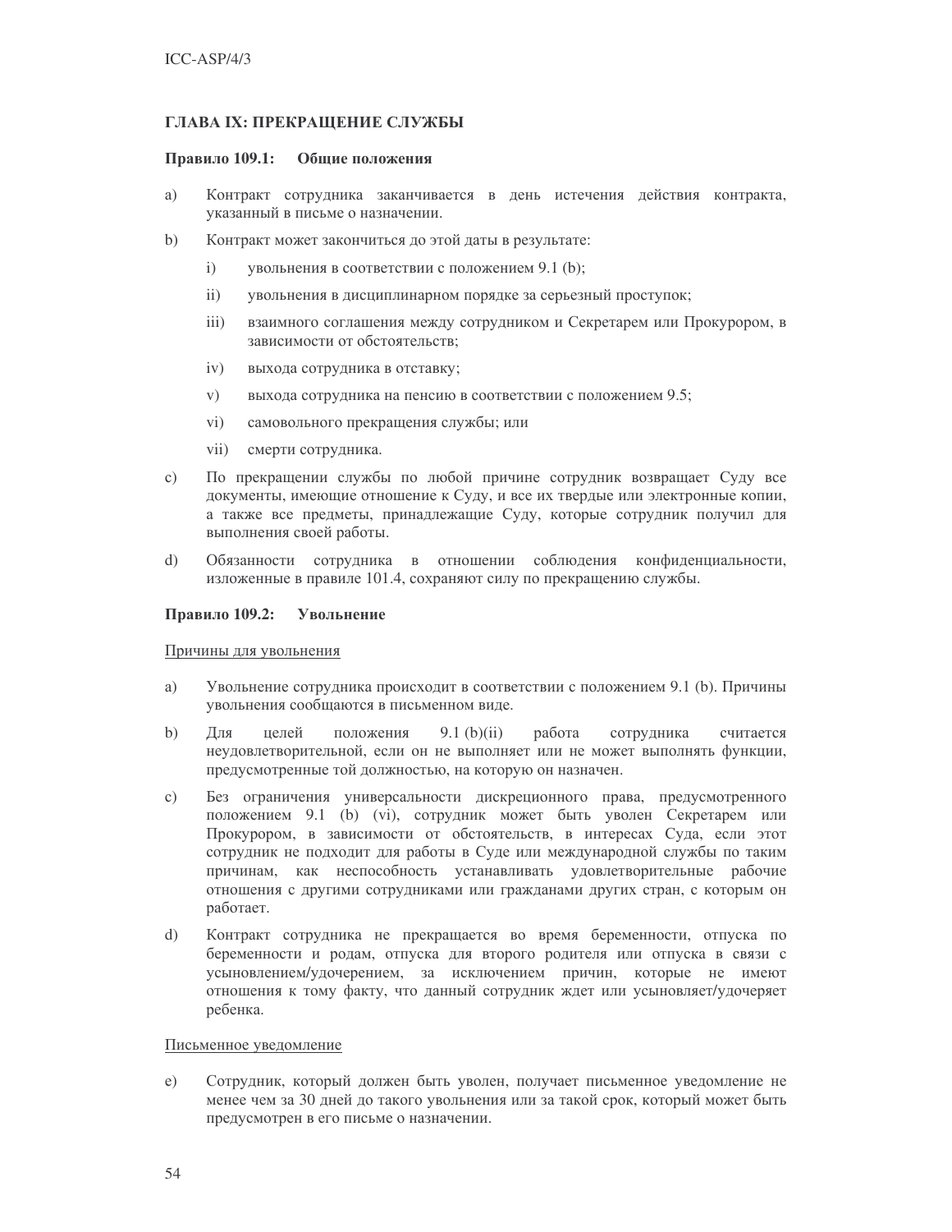## ГЛАВА IX: ПРЕКРАЩЕНИЕ СЛУЖБЫ

### Правило 109.1: Общие положения

a) Контракт сотрудника заканчивается в день истечения действия контракта, указанный в письме о назначении.

b) Контракт может закончиться до этой даты в результате:

   i) увольнения в соответствии с положением 9.1 (b);

   ii) увольнения в дисциплинарном порядке за серьезный проступок;

   iii) взаимного соглашения между сотрудником и Секретарем или Прокурором, в зависимости от обстоятельств;

   iv) выхода сотрудника в отставку;

   v) выхода сотрудника на пенсию в соответствии с положением 9.5;

   vi) самовольного прекращения службы; или

   vii) смерти сотрудника.

c) По прекращении службы по любой причине сотрудник возвращает Суду все документы, имеющие отношение к Суду, и все их твердые или электронные копии, а также все предметы, принадлежащие Суду, которые сотрудник получил для выполнения своей работы.

d) Обязанности сотрудника в отношении соблюдения конфиденциальности, изложенные в правиле 101.4, сохраняют силу по прекращению службы.

### Правило 109.2: Увольнение

Причины для увольнения

a) Увольнение сотрудника происходит в соответствии с положением 9.1 (b). Причины увольнения сообщаются в письменном виде.

b) Для целей положения 9.1 (b)(ii) работа сотрудника считается неудовлетворительной, если он не выполняет или не может выполнять функции, предусмотренные той должностью, на которую он назначен.

c) Без ограничения универсальности дискреционного права, предусмотренного положением 9.1 (b) (vi), сотрудник может быть уволен Секретарем или Прокурором, в зависимости от обстоятельств, в интересах Суда, если этот сотрудник не подходит для работы в Суде или международной службы по таким причинам, как неспособность устанавливать удовлетворительные рабочие отношения с другими сотрудниками или гражданами других стран, с которым он работает.

d) Контракт сотрудника не прекращается во время беременности, отпуска по беременности и родам, отпуска для второго родителя или отпуска в связи с усыновлением/удочерением, за исключением причин, которые не имеют отношения к тому факту, что данный сотрудник ждет или усыновляет/удочеряет ребенка.

Письменное уведомление

e) Сотрудник, который должен быть уволен, получает письменное уведомление не менее чем за 30 дней до такого увольнения или за такой срок, который может быть предусмотрен в его письме о назначении.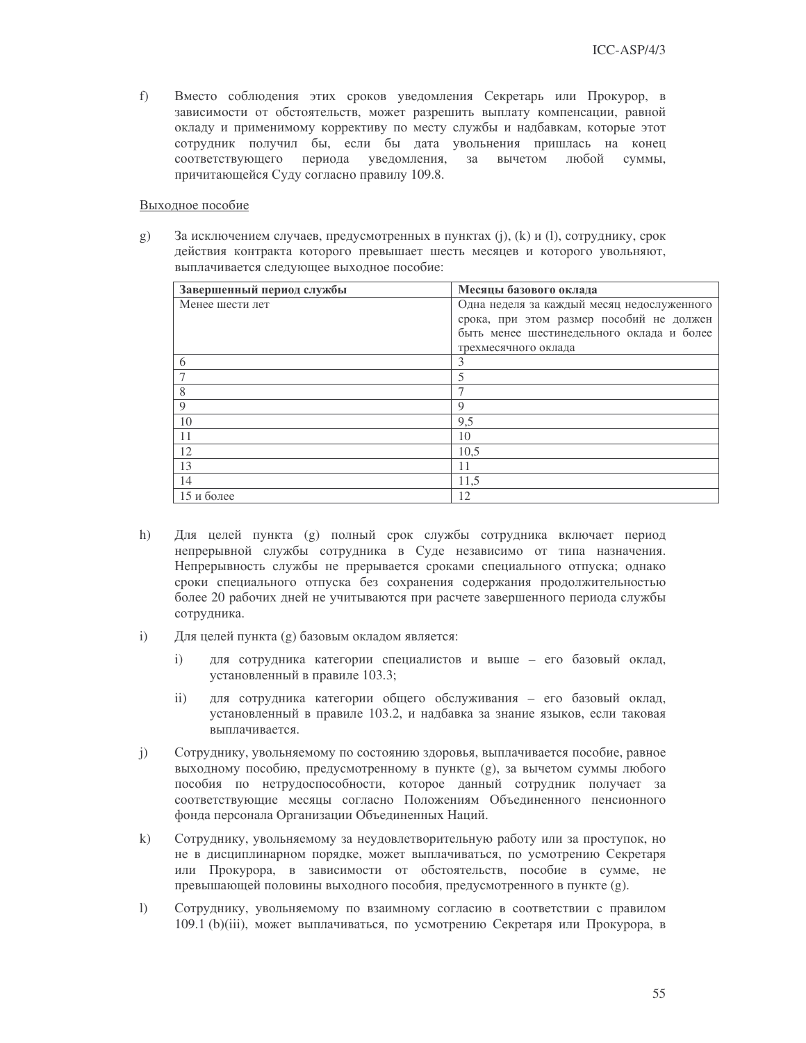f) Вместо соблюдения этих сроков уведомления Секретарь или Прокурор, в зависимости от обстоятельств, может разрешить выплату компенсации, равной окладу и применимому коррективу по месту службы и надбавкам, которые этот сотрудник получил бы, если бы дата увольнения пришлась на конец соответствующего периода уведомления, за вычетом любой суммы, причитающейся Суду согласно правилу 109.8.

Выходное пособие

g) За исключением случаев, предусмотренных в пунктах (j), (k) и (l), сотруднику, срок действия контракта которого превышает шесть месяцев и которого увольняют, выплачивается следующее выходное пособие:

| **Завершенный период службы** | **Месяцы базового оклада** |
|---|---|
| Менее шести лет | Одна неделя за каждый месяц недослуженного срока, при этом размер пособий не должен быть менее шестинедельного оклада и более трехмесячного оклада |
| 6 | 3 |
| 7 | 5 |
| 8 | 7 |
| 9 | 9 |
| 10 | 9,5 |
| 11 | 10 |
| 12 | 10,5 |
| 13 | 11 |
| 14 | 11,5 |
| 15 и более | 12 |

h) Для целей пункта (g) полный срок службы сотрудника включает период непрерывной службы сотрудника в Суде независимо от типа назначения. Непрерывность службы не прерывается сроками специального отпуска; однако сроки специального отпуска без сохранения содержания продолжительностью более 20 рабочих дней не учитываются при расчете завершенного периода службы сотрудника.

i) Для целей пункта (g) базовым окладом является:

   i) для сотрудника категории специалистов и выше – его базовый оклад, установленный в правиле 103.3;

   ii) для сотрудника категории общего обслуживания – его базовый оклад, установленный в правиле 103.2, и надбавка за знание языков, если таковая выплачивается.

j) Сотруднику, увольняемому по состоянию здоровья, выплачивается пособие, равное выходному пособию, предусмотренному в пункте (g), за вычетом суммы любого пособия по нетрудоспособности, которое данный сотрудник получает за соответствующие месяцы согласно Положениям Объединенного пенсионного фонда персонала Организации Объединенных Наций.

k) Сотруднику, увольняемому за неудовлетворительную работу или за проступок, но не в дисциплинарном порядке, может выплачиваться, по усмотрению Секретаря или Прокурора, в зависимости от обстоятельств, пособие в сумме, не превышающей половины выходного пособия, предусмотренного в пункте (g).

l) Сотруднику, увольняемому по взаимному согласию в соответствии с правилом 109.1 (b)(iii), может выплачиваться, по усмотрению Секретаря или Прокурора, в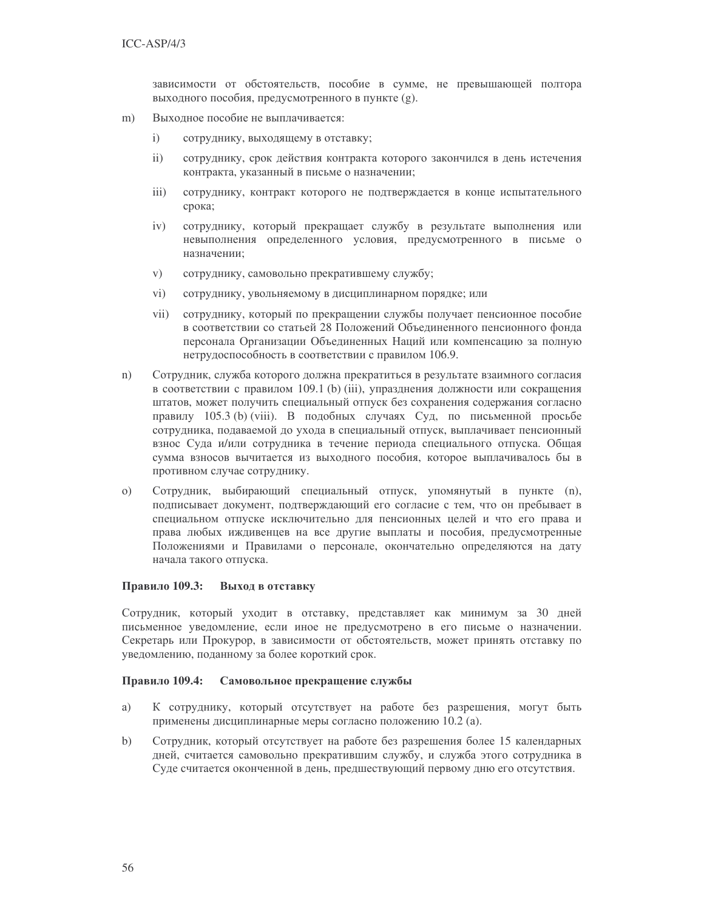зависимости от обстоятельств, пособие в сумме, не превышающей полтора выходного пособия, предусмотренного в пункте (g).

m) Выходное пособие не выплачивается:

   i) сотруднику, выходящему в отставку;

   ii) сотруднику, срок действия контракта которого закончился в день истечения контракта, указанный в письме о назначении;

   iii) сотруднику, контракт которого не подтверждается в конце испытательного срока;

   iv) сотруднику, который прекращает службу в результате выполнения или невыполнения определенного условия, предусмотренного в письме о назначении;

   v) сотруднику, самовольно прекратившему службу;

   vi) сотруднику, увольняемому в дисциплинарном порядке; или

   vii) сотруднику, который по прекращении службы получает пенсионное пособие в соответствии со статьей 28 Положений Объединенного пенсионного фонда персонала Организации Объединенных Наций или компенсацию за полную нетрудоспособность в соответствии с правилом 106.9.

n) Сотрудник, служба которого должна прекратиться в результате взаимного согласия в соответствии с правилом 109.1 (b) (iii), упразднения должности или сокращения штатов, может получить специальный отпуск без сохранения содержания согласно правилу 105.3 (b) (viii). В подобных случаях Суд, по письменной просьбе сотрудника, подаваемой до ухода в специальный отпуск, выплачивает пенсионный взнос Суда и/или сотрудника в течение периода специального отпуска. Общая сумма взносов вычитается из выходного пособия, которое выплачивалось бы в противном случае сотруднику.

o) Сотрудник, выбирающий специальный отпуск, упомянутый в пункте (n), подписывает документ, подтверждающий его согласие с тем, что он пребывает в специальном отпуске исключительно для пенсионных целей и что его права и права любых иждивенцев на все другие выплаты и пособия, предусмотренные Положениями и Правилами о персонале, окончательно определяются на дату начала такого отпуска.

**Правило 109.3: Выход в отставку**

Сотрудник, который уходит в отставку, представляет как минимум за 30 дней письменное уведомление, если иное не предусмотрено в его письме о назначении. Секретарь или Прокурор, в зависимости от обстоятельств, может принять отставку по уведомлению, поданному за более короткий срок.

**Правило 109.4: Самовольное прекращение службы**

a) К сотруднику, который отсутствует на работе без разрешения, могут быть применены дисциплинарные меры согласно положению 10.2 (a).

b) Сотрудник, который отсутствует на работе без разрешения более 15 календарных дней, считается самовольно прекратившим службу, и служба этого сотрудника в Суде считается оконченной в день, предшествующий первому дню его отсутствия.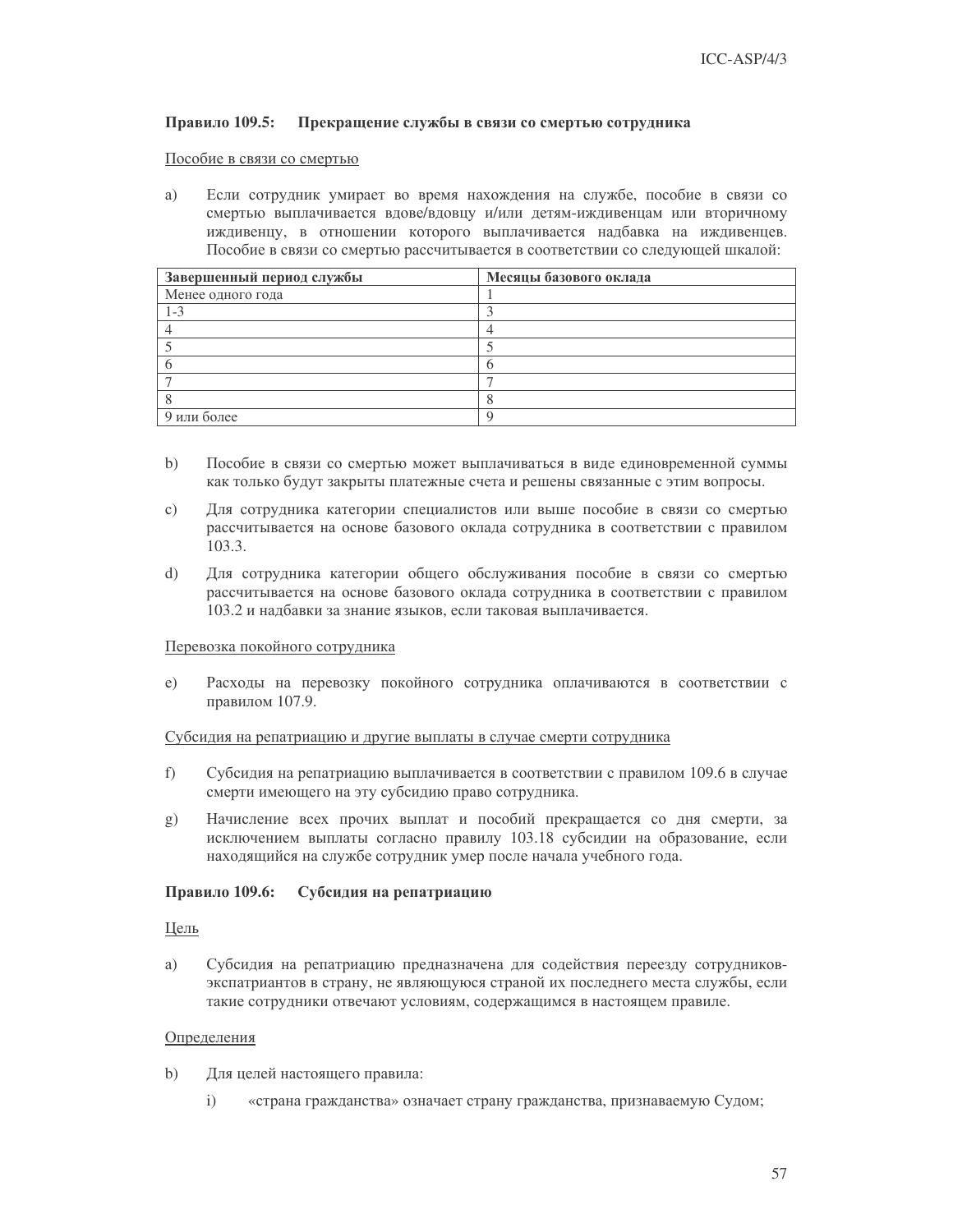### Правило 109.5: Прекращение службы в связи со смертью сотрудника

Пособие в связи со смертью

a) Если сотрудник умирает во время нахождения на службе, пособие в связи со смертью выплачивается вдове/вдовцу и/или детям-иждивенцам или вторичному иждивенцу, в отношении которого выплачивается надбавка на иждивенцев. Пособие в связи со смертью рассчитывается в соответствии со следующей шкалой:

| Завершенный период службы | Месяцы базового оклада |
|---|---|
| Менее одного года | 1 |
| 1-3 | 3 |
| 4 | 4 |
| 5 | 5 |
| 6 | 6 |
| 7 | 7 |
| 8 | 8 |
| 9 или более | 9 |

b) Пособие в связи со смертью может выплачиваться в виде единовременной суммы как только будут закрыты платежные счета и решены связанные с этим вопросы.

c) Для сотрудника категории специалистов или выше пособие в связи со смертью рассчитывается на основе базового оклада сотрудника в соответствии с правилом 103.3.

d) Для сотрудника категории общего обслуживания пособие в связи со смертью рассчитывается на основе базового оклада сотрудника в соответствии с правилом 103.2 и надбавки за знание языков, если таковая выплачивается.

Перевозка покойного сотрудника

e) Расходы на перевозку покойного сотрудника оплачиваются в соответствии с правилом 107.9.

Субсидия на репатриацию и другие выплаты в случае смерти сотрудника

f) Субсидия на репатриацию выплачивается в соответствии с правилом 109.6 в случае смерти имеющего на эту субсидию право сотрудника.

g) Начисление всех прочих выплат и пособий прекращается со дня смерти, за исключением выплаты согласно правилу 103.18 субсидии на образование, если находящийся на службе сотрудник умер после начала учебного года.

### Правило 109.6: Субсидия на репатриацию

Цель

a) Субсидия на репатриацию предназначена для содействия переезду сотрудников-экспатриантов в страну, не являющуюся страной их последнего места службы, если такие сотрудники отвечают условиям, содержащимся в настоящем правиле.

Определения

b) Для целей настоящего правила:

i) «страна гражданства» означает страну гражданства, признаваемую Судом;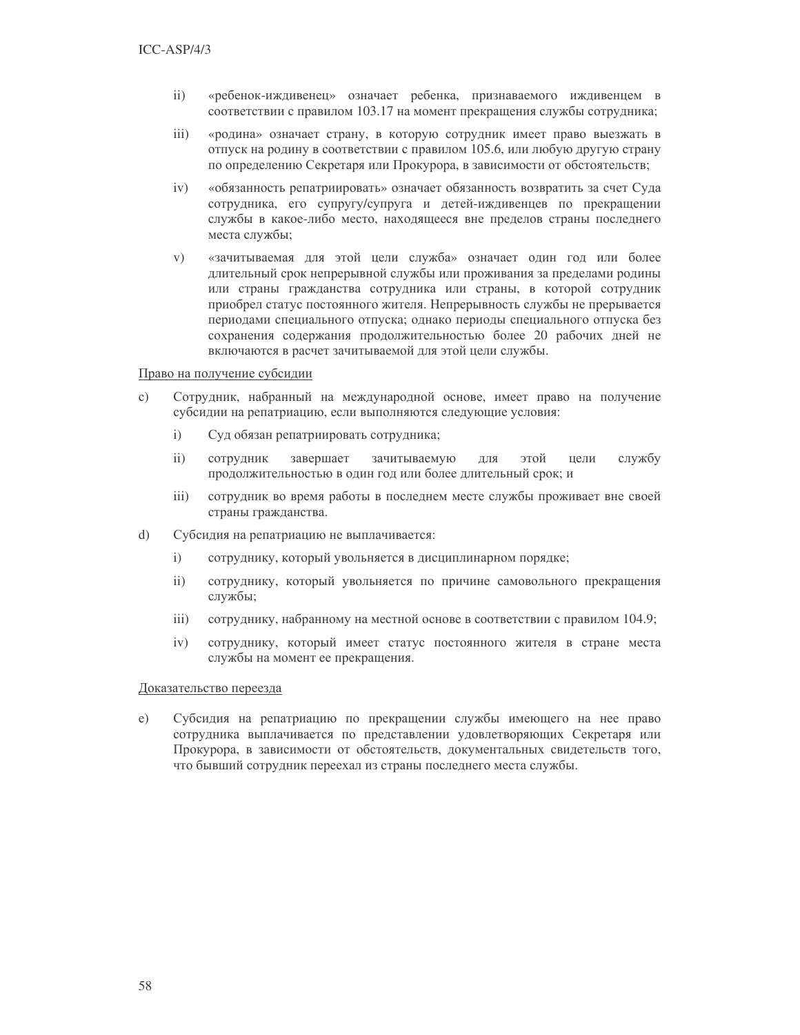ii) «ребенок-иждивенец» означает ребенка, признаваемого иждивенцем в соответствии с правилом 103.17 на момент прекращения службы сотрудника;

iii) «родина» означает страну, в которую сотрудник имеет право выезжать в отпуск на родину в соответствии с правилом 105.6, или любую другую страну по определению Секретаря или Прокурора, в зависимости от обстоятельств;

iv) «обязанность репатриировать» означает обязанность возвратить за счет Суда сотрудника, его супругу/супруга и детей-иждивенцев по прекращении службы в какое-либо место, находящееся вне пределов страны последнего места службы;

v) «зачитываемая для этой цели служба» означает один год или более длительный срок непрерывной службы или проживания за пределами родины или страны гражданства сотрудника или страны, в которой сотрудник приобрел статус постоянного жителя. Непрерывность службы не прерывается периодами специального отпуска; однако периоды специального отпуска без сохранения содержания продолжительностью более 20 рабочих дней не включаются в расчет зачитываемой для этой цели службы.

<u>Право на получение субсидии</u>

c) Сотрудник, набранный на международной основе, имеет право на получение субсидии на репатриацию, если выполняются следующие условия:

i) Суд обязан репатриировать сотрудника;

ii) сотрудник завершает зачитываемую для этой цели службу продолжительностью в один год или более длительный срок; и

iii) сотрудник во время работы в последнем месте службы проживает вне своей страны гражданства.

d) Субсидия на репатриацию не выплачивается:

i) сотруднику, который увольняется в дисциплинарном порядке;

ii) сотруднику, который увольняется по причине самовольного прекращения службы;

iii) сотруднику, набранному на местной основе в соответствии с правилом 104.9;

iv) сотруднику, который имеет статус постоянного жителя в стране места службы на момент ее прекращения.

<u>Доказательство переезда</u>

e) Субсидия на репатриацию по прекращении службы имеющего на нее право сотрудника выплачивается по представлении удовлетворяющих Секретаря или Прокурора, в зависимости от обстоятельств, документальных свидетельств того, что бывший сотрудник переехал из страны последнего места службы.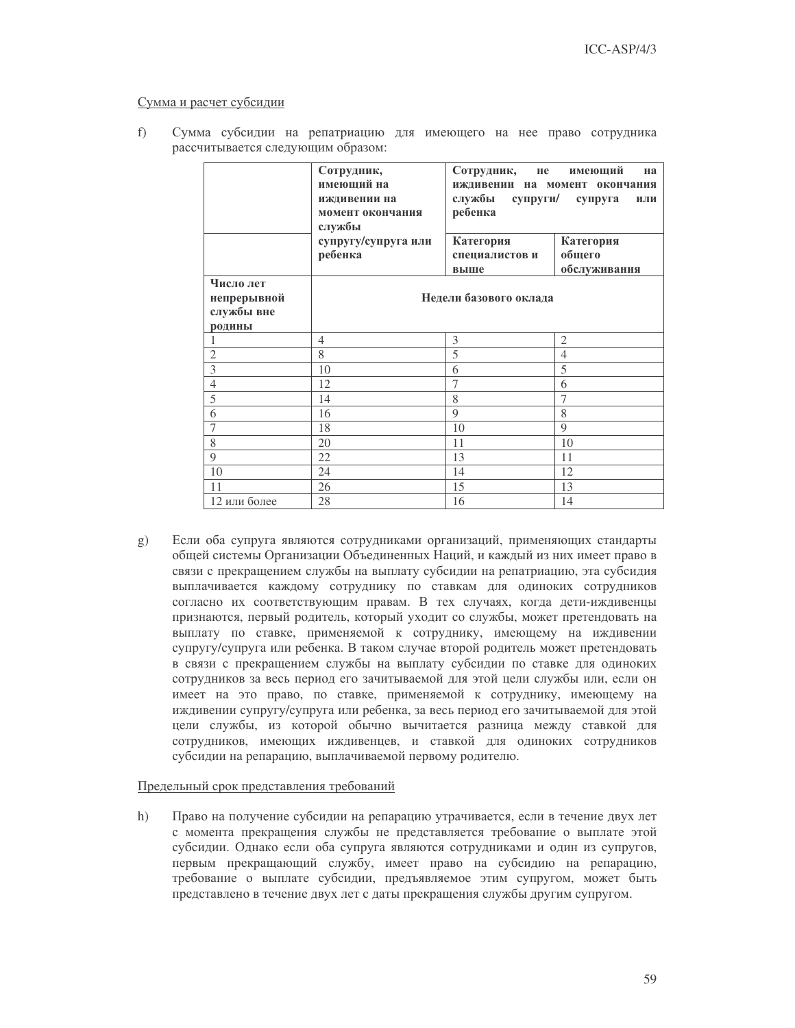Сумма и расчет субсидии

f) Сумма субсидии на репатриацию для имеющего на нее право сотрудника рассчитывается следующим образом:

| | Сотрудник, имеющий на иждивении на момент окончания службы супругу/супруга или ребенка | Сотрудник, не имеющий на иждивении на момент окончания службы супруги/ супруга или ребенка | |
|---|---|---|---|
| | | Категория специалистов и выше | Категория общего обслуживания |
| Число лет непрерывной службы вне родины | Недели базового оклада | | |
| 1 | 4 | 3 | 2 |
| 2 | 8 | 5 | 4 |
| 3 | 10 | 6 | 5 |
| 4 | 12 | 7 | 6 |
| 5 | 14 | 8 | 7 |
| 6 | 16 | 9 | 8 |
| 7 | 18 | 10 | 9 |
| 8 | 20 | 11 | 10 |
| 9 | 22 | 13 | 11 |
| 10 | 24 | 14 | 12 |
| 11 | 26 | 15 | 13 |
| 12 или более | 28 | 16 | 14 |

g) Если оба супруга являются сотрудниками организаций, применяющих стандарты общей системы Организации Объединенных Наций, и каждый из них имеет право в связи с прекращением службы на выплату субсидии на репатриацию, эта субсидия выплачивается каждому сотруднику по ставкам для одиноких сотрудников согласно их соответствующим правам. В тех случаях, когда дети-иждивенцы признаются, первый родитель, который уходит со службы, может претендовать на выплату по ставке, применяемой к сотруднику, имеющему на иждивении супругу/супруга или ребенка. В таком случае второй родитель может претендовать в связи с прекращением службы на выплату субсидии по ставке для одиноких сотрудников за весь период его зачитываемой для этой цели службы или, если он имеет на это право, по ставке, применяемой к сотруднику, имеющему на иждивении супругу/супруга или ребенка, за весь период его зачитываемой для этой цели службы, из которой обычно вычитается разница между ставкой для сотрудников, имеющих иждивенцев, и ставкой для одиноких сотрудников субсидии на репарацию, выплачиваемой первому родителю.

Предельный срок представления требований

h) Право на получение субсидии на репарацию утрачивается, если в течение двух лет с момента прекращения службы не представляется требование о выплате этой субсидии. Однако если оба супруга являются сотрудниками и один из супругов, первым прекращающий службу, имеет право на субсидию на репарацию, требование о выплате субсидии, предъявляемое этим супругом, может быть представлено в течение двух лет с даты прекращения службы другим супругом.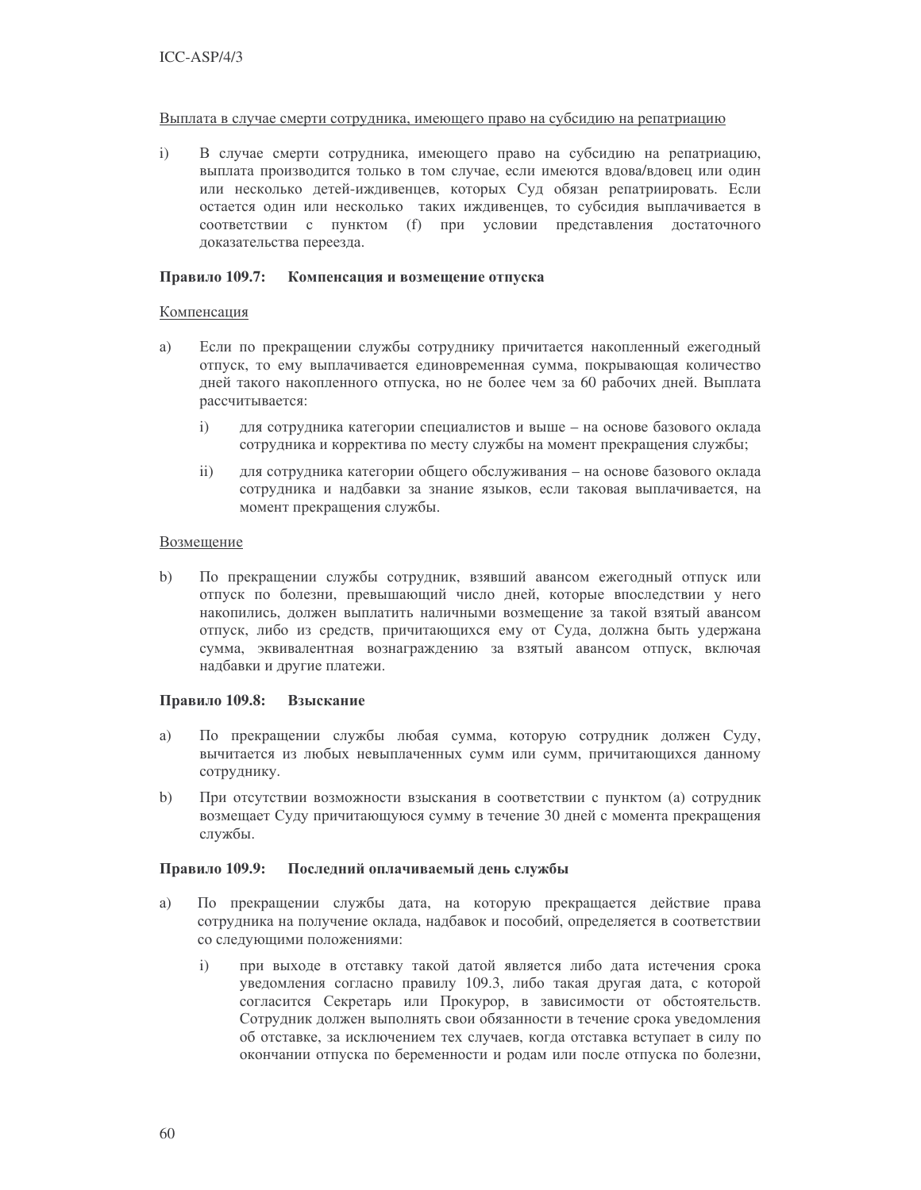Выплата в случае смерти сотрудника, имеющего право на субсидию на репатриацию

i) В случае смерти сотрудника, имеющего право на субсидию на репатриацию, выплата производится только в том случае, если имеются вдова/вдовец или один или несколько детей-иждивенцев, которых Суд обязан репатриировать. Если остается один или несколько таких иждивенцев, то субсидия выплачивается в соответствии с пунктом (f) при условии представления достаточного доказательства переезда.

**Правило 109.7: Компенсация и возмещение отпуска**

Компенсация

a) Если по прекращении службы сотруднику причитается накопленный ежегодный отпуск, то ему выплачивается единовременная сумма, покрывающая количество дней такого накопленного отпуска, но не более чем за 60 рабочих дней. Выплата рассчитывается:

   i) для сотрудника категории специалистов и выше – на основе базового оклада сотрудника и корректива по месту службы на момент прекращения службы;

   ii) для сотрудника категории общего обслуживания – на основе базового оклада сотрудника и надбавки за знание языков, если таковая выплачивается, на момент прекращения службы.

Возмещение

b) По прекращении службы сотрудник, взявший авансом ежегодный отпуск или отпуск по болезни, превышающий число дней, которые впоследствии у него накопились, должен выплатить наличными возмещение за такой взятый авансом отпуск, либо из средств, причитающихся ему от Суда, должна быть удержана сумма, эквивалентная вознаграждению за взятый авансом отпуск, включая надбавки и другие платежи.

**Правило 109.8: Взыскание**

a) По прекращении службы любая сумма, которую сотрудник должен Суду, вычитается из любых невыплаченных сумм или сумм, причитающихся данному сотруднику.

b) При отсутствии возможности взыскания в соответствии с пунктом (a) сотрудник возмещает Суду причитающуюся сумму в течение 30 дней с момента прекращения службы.

**Правило 109.9: Последний оплачиваемый день службы**

a) По прекращении службы дата, на которую прекращается действие права сотрудника на получение оклада, надбавок и пособий, определяется в соответствии со следующими положениями:

   i) при выходе в отставку такой датой является либо дата истечения срока уведомления согласно правилу 109.3, либо такая другая дата, с которой согласится Секретарь или Прокурор, в зависимости от обстоятельств. Сотрудник должен выполнять свои обязанности в течение срока уведомления об отставке, за исключением тех случаев, когда отставка вступает в силу по окончании отпуска по беременности и родам или после отпуска по болезни,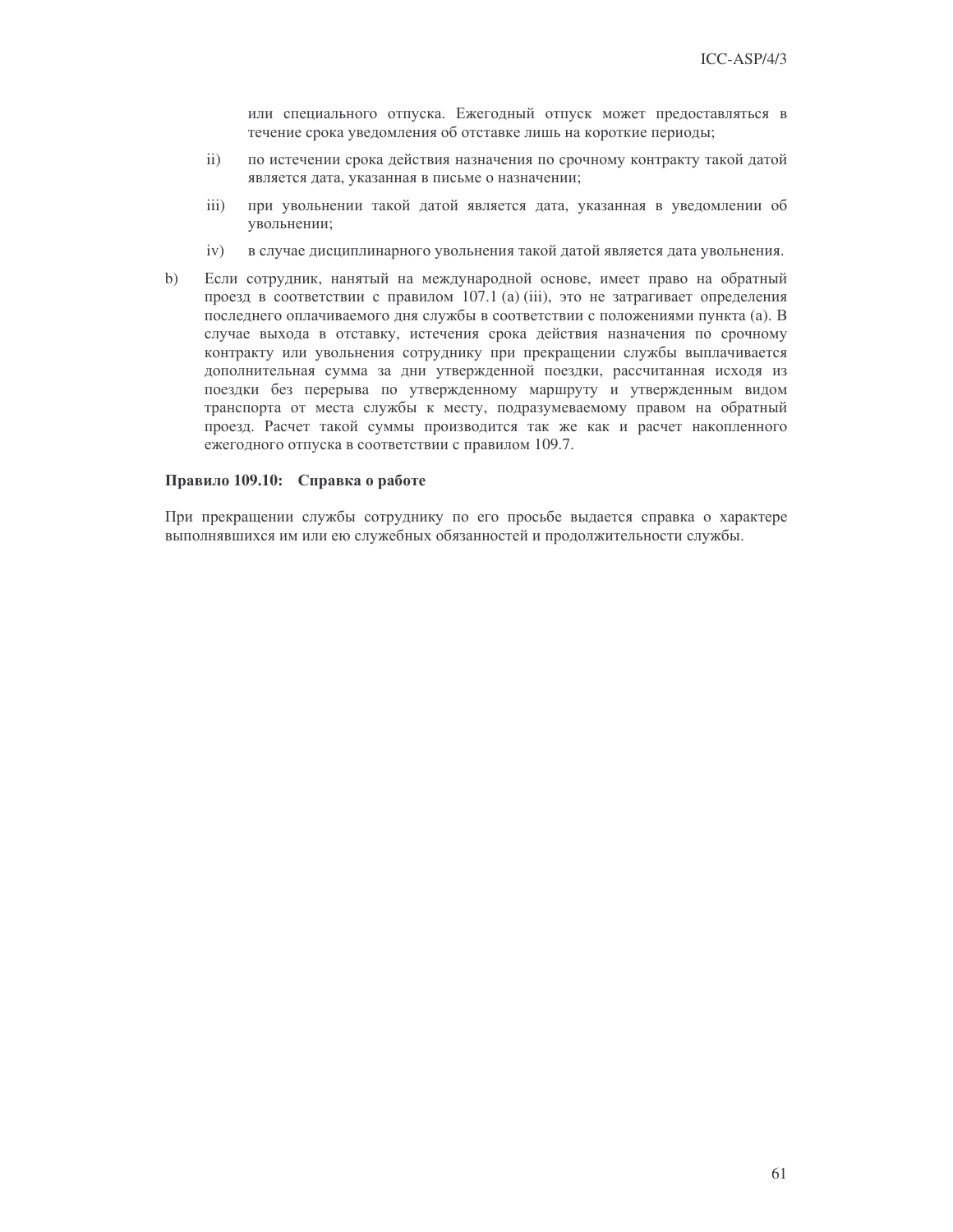или специального отпуска. Ежегодный отпуск может предоставляться в течение срока уведомления об отставке лишь на короткие периоды;

ii) по истечении срока действия назначения по срочному контракту такой датой является дата, указанная в письме о назначении;

iii) при увольнении такой датой является дата, указанная в уведомлении об увольнении;

iv) в случае дисциплинарного увольнения такой датой является дата увольнения.

b) Если сотрудник, нанятый на международной основе, имеет право на обратный проезд в соответствии с правилом 107.1 (a) (iii), это не затрагивает определения последнего оплачиваемого дня службы в соответствии с положениями пункта (a). В случае выхода в отставку, истечения срока действия назначения по срочному контракту или увольнения сотруднику при прекращении службы выплачивается дополнительная сумма за дни утвержденной поездки, рассчитанная исходя из поездки без перерыва по утвержденному маршруту и утвержденным видом транспорта от места службы к месту, подразумеваемому правом на обратный проезд. Расчет такой суммы производится так же как и расчет накопленного ежегодного отпуска в соответствии с правилом 109.7.

**Правило 109.10: Справка о работе**

При прекращении службы сотруднику по его просьбе выдается справка о характере выполнявшихся им или ею служебных обязанностей и продолжительности службы.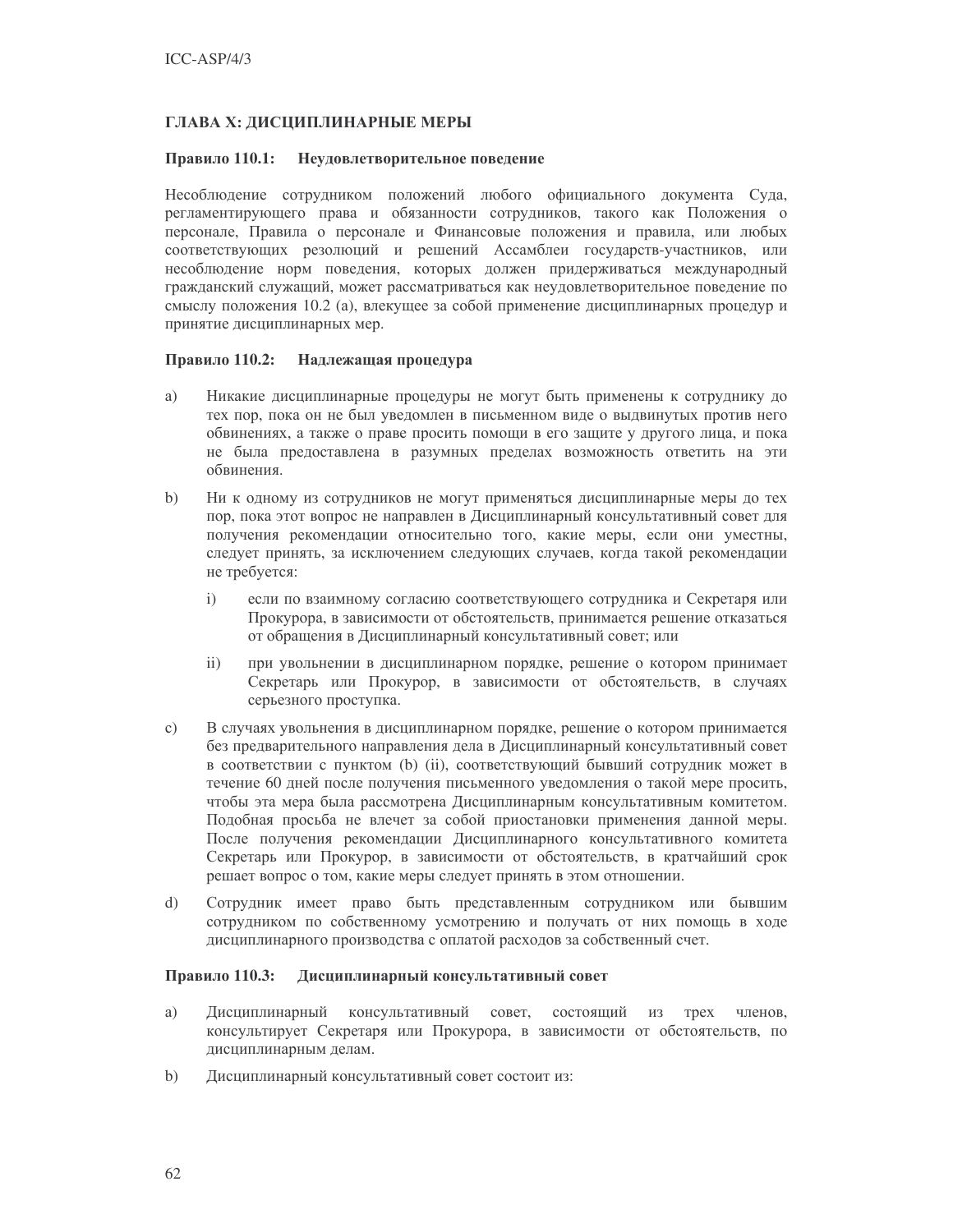## ГЛАВА X: ДИСЦИПЛИНАРНЫЕ МЕРЫ

### Правило 110.1: Неудовлетворительное поведение

Несоблюдение сотрудником положений любого официального документа Суда, регламентирующего права и обязанности сотрудников, такого как Положения о персонале, Правила о персонале и Финансовые положения и правила, или любых соответствующих резолюций и решений Ассамблеи государств-участников, или несоблюдение норм поведения, которых должен придерживаться международный гражданский служащий, может рассматриваться как неудовлетворительное поведение по смыслу положения 10.2 (a), влекущее за собой применение дисциплинарных процедур и принятие дисциплинарных мер.

### Правило 110.2: Надлежащая процедура

a) Никакие дисциплинарные процедуры не могут быть применены к сотруднику до тех пор, пока он не был уведомлен в письменном виде о выдвинутых против него обвинениях, а также о праве просить помощи в его защите у другого лица, и пока не была предоставлена в разумных пределах возможность ответить на эти обвинения.

b) Ни к одному из сотрудников не могут применяться дисциплинарные меры до тех пор, пока этот вопрос не направлен в Дисциплинарный консультативный совет для получения рекомендации относительно того, какие меры, если они уместны, следует принять, за исключением следующих случаев, когда такой рекомендации не требуется:

   i) если по взаимному согласию соответствующего сотрудника и Секретаря или Прокурора, в зависимости от обстоятельств, принимается решение отказаться от обращения в Дисциплинарный консультативный совет; или

   ii) при увольнении в дисциплинарном порядке, решение о котором принимает Секретарь или Прокурор, в зависимости от обстоятельств, в случаях серьезного проступка.

c) В случаях увольнения в дисциплинарном порядке, решение о котором принимается без предварительного направления дела в Дисциплинарный консультативный совет в соответствии с пунктом (b) (ii), соответствующий бывший сотрудник может в течение 60 дней после получения письменного уведомления о такой мере просить, чтобы эта мера была рассмотрена Дисциплинарным консультативным комитетом. Подобная просьба не влечет за собой приостановки применения данной меры. После получения рекомендации Дисциплинарного консультативного комитета Секретарь или Прокурор, в зависимости от обстоятельств, в кратчайший срок решает вопрос о том, какие меры следует принять в этом отношении.

d) Сотрудник имеет право быть представленным сотрудником или бывшим сотрудником по собственному усмотрению и получать от них помощь в ходе дисциплинарного производства с оплатой расходов за собственный счет.

### Правило 110.3: Дисциплинарный консультативный совет

a) Дисциплинарный консультативный совет, состоящий из трех членов, консультирует Секретаря или Прокурора, в зависимости от обстоятельств, по дисциплинарным делам.

b) Дисциплинарный консультативный совет состоит из: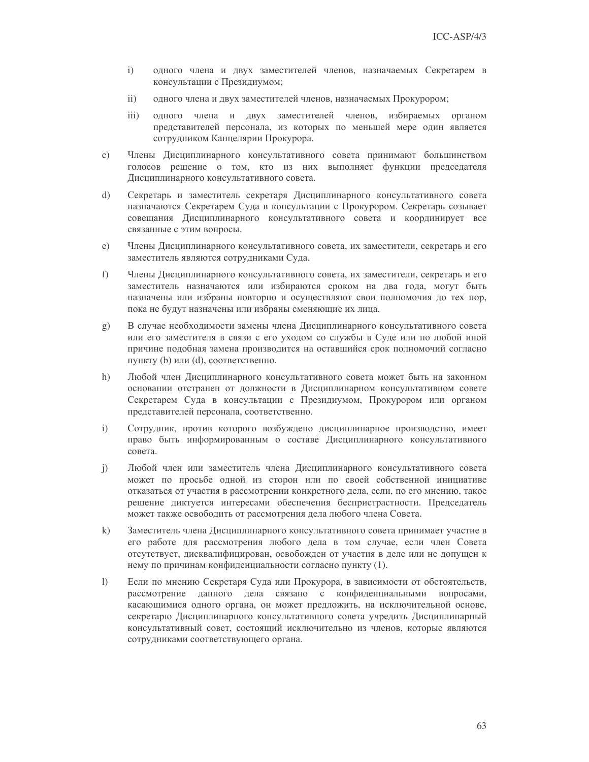i) одного члена и двух заместителей членов, назначаемых Секретарем в консультации с Президиумом;

ii) одного члена и двух заместителей членов, назначаемых Прокурором;

iii) одного члена и двух заместителей членов, избираемых органом представителей персонала, из которых по меньшей мере один является сотрудником Канцелярии Прокурора.

c) Члены Дисциплинарного консультативного совета принимают большинством голосов решение о том, кто из них выполняет функции председателя Дисциплинарного консультативного совета.

d) Секретарь и заместитель секретаря Дисциплинарного консультативного совета назначаются Секретарем Суда в консультации с Прокурором. Секретарь созывает совещания Дисциплинарного консультативного совета и координирует все связанные с этим вопросы.

e) Члены Дисциплинарного консультативного совета, их заместители, секретарь и его заместитель являются сотрудниками Суда.

f) Члены Дисциплинарного консультативного совета, их заместители, секретарь и его заместитель назначаются или избираются сроком на два года, могут быть назначены или избраны повторно и осуществляют свои полномочия до тех пор, пока не будут назначены или избраны сменяющие их лица.

g) В случае необходимости замены члена Дисциплинарного консультативного совета или его заместителя в связи с его уходом со службы в Суде или по любой иной причине подобная замена производится на оставшийся срок полномочий согласно пункту (b) или (d), соответственно.

h) Любой член Дисциплинарного консультативного совета может быть на законном основании отстранен от должности в Дисциплинарном консультативном совете Секретарем Суда в консультации с Президиумом, Прокурором или органом представителей персонала, соответственно.

i) Сотрудник, против которого возбуждено дисциплинарное производство, имеет право быть информированным о составе Дисциплинарного консультативного совета.

j) Любой член или заместитель члена Дисциплинарного консультативного совета может по просьбе одной из сторон или по своей собственной инициативе отказаться от участия в рассмотрении конкретного дела, если, по его мнению, такое решение диктуется интересами обеспечения беспристрастности. Председатель может также освободить от рассмотрения дела любого члена Совета.

k) Заместитель члена Дисциплинарного консультативного совета принимает участие в его работе для рассмотрения любого дела в том случае, если член Совета отсутствует, дисквалифицирован, освобожден от участия в деле или не допущен к нему по причинам конфиденциальности согласно пункту (l).

l) Если по мнению Секретаря Суда или Прокурора, в зависимости от обстоятельств, рассмотрение данного дела связано с конфиденциальными вопросами, касающимися одного органа, он может предложить, на исключительной основе, секретарю Дисциплинарного консультативного совета учредить Дисциплинарный консультативный совет, состоящий исключительно из членов, которые являются сотрудниками соответствующего органа.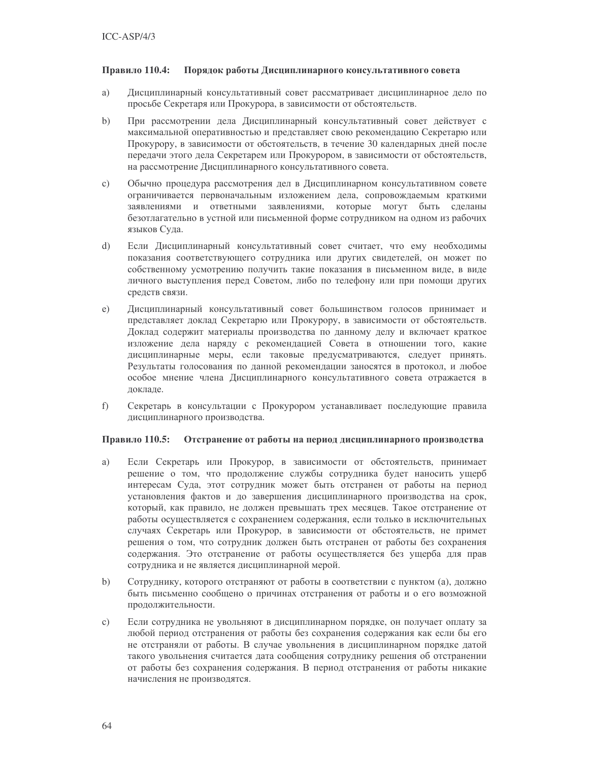### Правило 110.4: Порядок работы Дисциплинарного консультативного совета

a) Дисциплинарный консультативный совет рассматривает дисциплинарное дело по просьбе Секретаря или Прокурора, в зависимости от обстоятельств.

b) При рассмотрении дела Дисциплинарный консультативный совет действует с максимальной оперативностью и представляет свою рекомендацию Секретарю или Прокурору, в зависимости от обстоятельств, в течение 30 календарных дней после передачи этого дела Секретарем или Прокурором, в зависимости от обстоятельств, на рассмотрение Дисциплинарного консультативного совета.

c) Обычно процедура рассмотрения дел в Дисциплинарном консультативном совете ограничивается первоначальным изложением дела, сопровождаемым краткими заявлениями и ответными заявлениями, которые могут быть сделаны безотлагательно в устной или письменной форме сотрудником на одном из рабочих языков Суда.

d) Если Дисциплинарный консультативный совет считает, что ему необходимы показания соответствующего сотрудника или других свидетелей, он может по собственному усмотрению получить такие показания в письменном виде, в виде личного выступления перед Советом, либо по телефону или при помощи других средств связи.

e) Дисциплинарный консультативный совет большинством голосов принимает и представляет доклад Секретарю или Прокурору, в зависимости от обстоятельств. Доклад содержит материалы производства по данному делу и включает краткое изложение дела наряду с рекомендацией Совета в отношении того, какие дисциплинарные меры, если таковые предусматриваются, следует принять. Результаты голосования по данной рекомендации заносятся в протокол, и любое особое мнение члена Дисциплинарного консультативного совета отражается в докладе.

f) Секретарь в консультации с Прокурором устанавливает последующие правила дисциплинарного производства.

### Правило 110.5: Отстранение от работы на период дисциплинарного производства

a) Если Секретарь или Прокурор, в зависимости от обстоятельств, принимает решение о том, что продолжение службы сотрудника будет наносить ущерб интересам Суда, этот сотрудник может быть отстранен от работы на период установления фактов и до завершения дисциплинарного производства на срок, который, как правило, не должен превышать трех месяцев. Такое отстранение от работы осуществляется с сохранением содержания, если только в исключительных случаях Секретарь или Прокурор, в зависимости от обстоятельств, не примет решения о том, что сотрудник должен быть отстранен от работы без сохранения содержания. Это отстранение от работы осуществляется без ущерба для прав сотрудника и не является дисциплинарной мерой.

b) Сотруднику, которого отстраняют от работы в соответствии с пунктом (a), должно быть письменно сообщено о причинах отстранения от работы и о его возможной продолжительности.

c) Если сотрудника не увольняют в дисциплинарном порядке, он получает оплату за любой период отстранения от работы без сохранения содержания как если бы его не отстраняли от работы. В случае увольнения в дисциплинарном порядке датой такого увольнения считается дата сообщения сотруднику решения об отстранении от работы без сохранения содержания. В период отстранения от работы никакие начисления не производятся.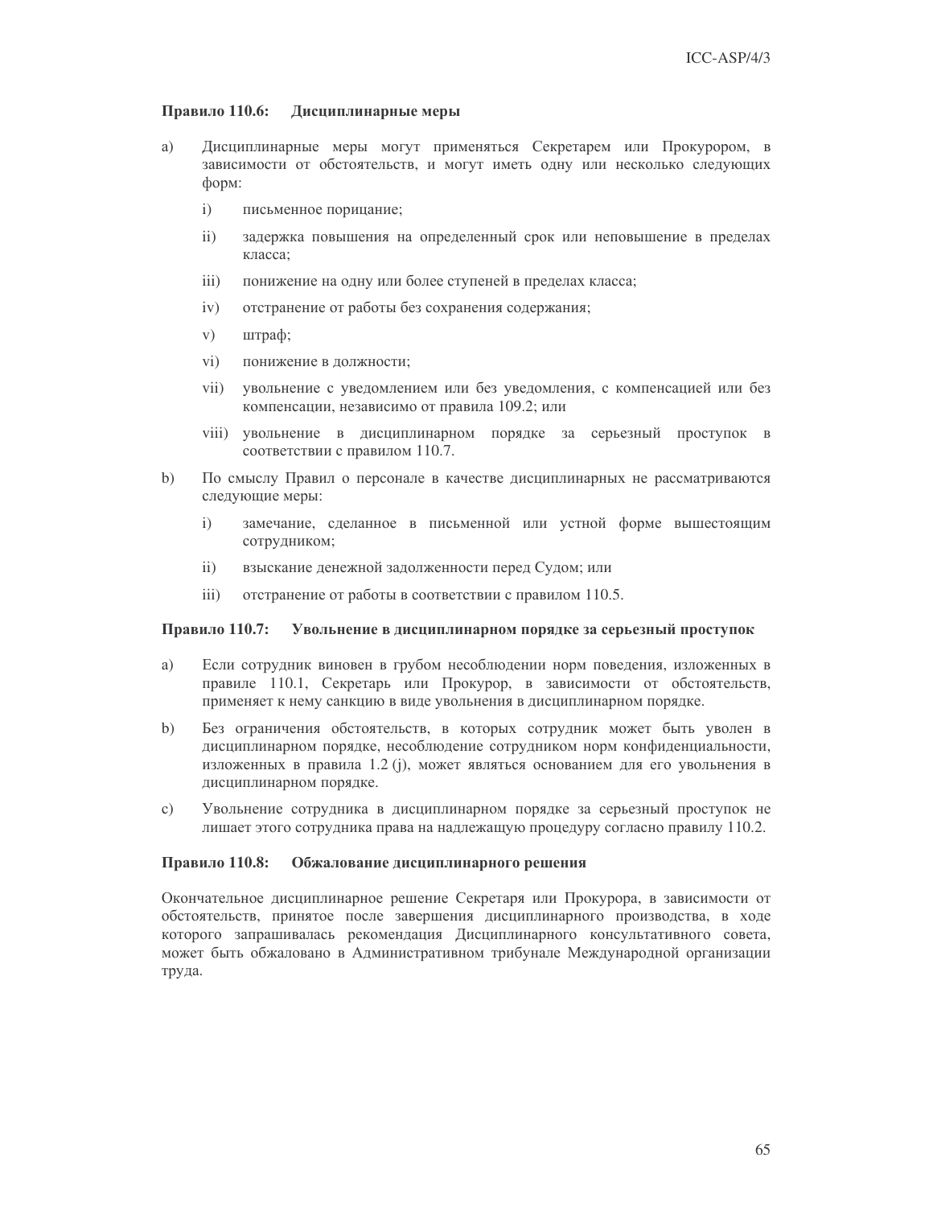### Правило 110.6: Дисциплинарные меры

a) Дисциплинарные меры могут применяться Секретарем или Прокурором, в зависимости от обстоятельств, и могут иметь одну или несколько следующих форм:

   i) письменное порицание;

   ii) задержка повышения на определенный срок или неповышение в пределах класса;

   iii) понижение на одну или более ступеней в пределах класса;

   iv) отстранение от работы без сохранения содержания;

   v) штраф;

   vi) понижение в должности;

   vii) увольнение с уведомлением или без уведомления, с компенсацией или без компенсации, независимо от правила 109.2; или

   viii) увольнение в дисциплинарном порядке за серьезный проступок в соответствии с правилом 110.7.

b) По смыслу Правил о персонале в качестве дисциплинарных не рассматриваются следующие меры:

   i) замечание, сделанное в письменной или устной форме вышестоящим сотрудником;

   ii) взыскание денежной задолженности перед Судом; или

   iii) отстранение от работы в соответствии с правилом 110.5.

### Правило 110.7: Увольнение в дисциплинарном порядке за серьезный проступок

a) Если сотрудник виновен в грубом несоблюдении норм поведения, изложенных в правиле 110.1, Секретарь или Прокурор, в зависимости от обстоятельств, применяет к нему санкцию в виде увольнения в дисциплинарном порядке.

b) Без ограничения обстоятельств, в которых сотрудник может быть уволен в дисциплинарном порядке, несоблюдение сотрудником норм конфиденциальности, изложенных в правила 1.2 (j), может являться основанием для его увольнения в дисциплинарном порядке.

c) Увольнение сотрудника в дисциплинарном порядке за серьезный проступок не лишает этого сотрудника права на надлежащую процедуру согласно правилу 110.2.

### Правило 110.8: Обжалование дисциплинарного решения

Окончательное дисциплинарное решение Секретаря или Прокурора, в зависимости от обстоятельств, принятое после завершения дисциплинарного производства, в ходе которого запрашивалась рекомендация Дисциплинарного консультативного совета, может быть обжаловано в Административном трибунале Международной организации труда.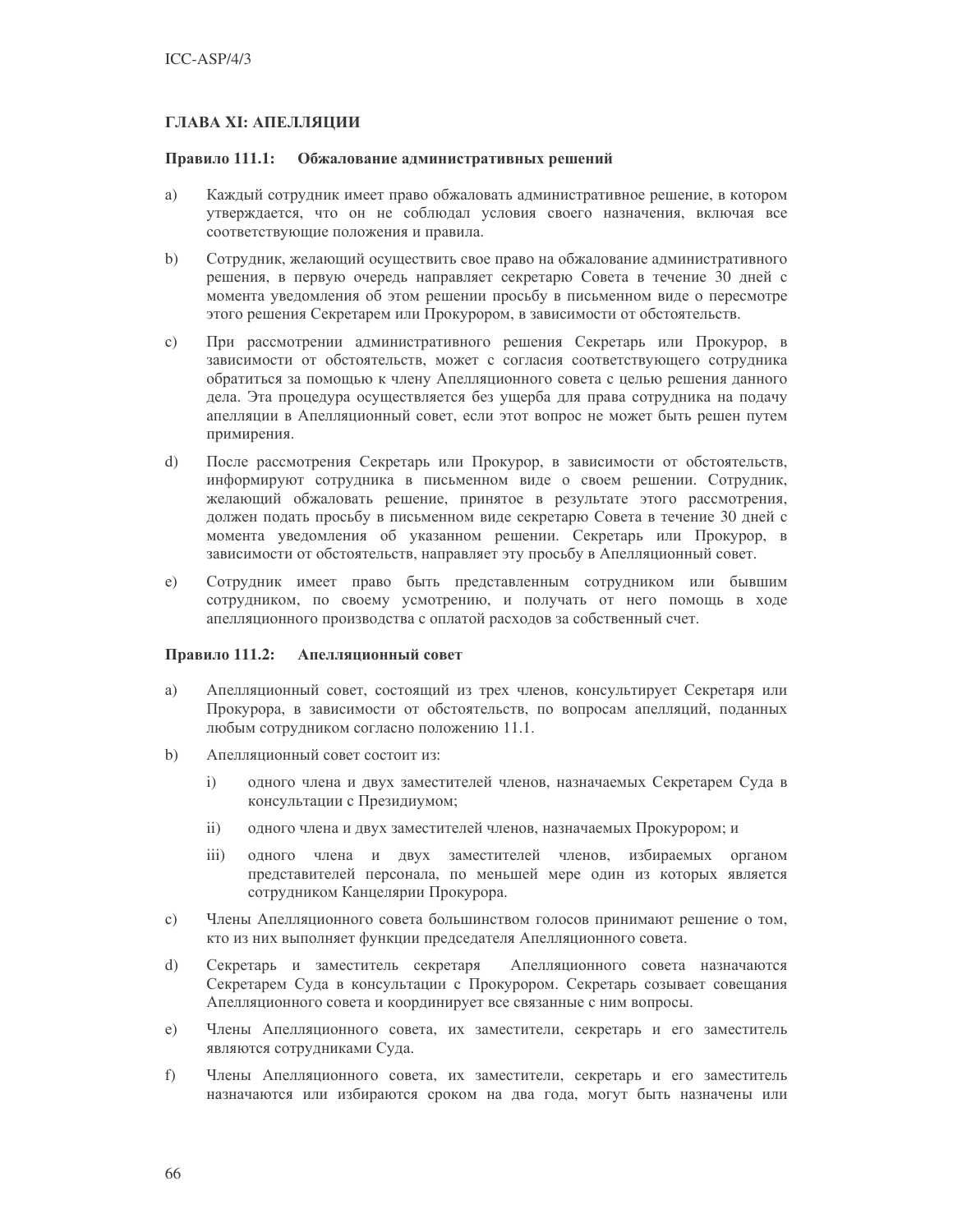## ГЛАВА XI: АПЕЛЛЯЦИИ

### Правило 111.1: Обжалование административных решений

a) Каждый сотрудник имеет право обжаловать административное решение, в котором утверждается, что он не соблюдал условия своего назначения, включая все соответствующие положения и правила.

b) Сотрудник, желающий осуществить свое право на обжалование административного решения, в первую очередь направляет секретарю Совета в течение 30 дней с момента уведомления об этом решении просьбу в письменном виде о пересмотре этого решения Секретарем или Прокурором, в зависимости от обстоятельств.

c) При рассмотрении административного решения Секретарь или Прокурор, в зависимости от обстоятельств, может с согласия соответствующего сотрудника обратиться за помощью к члену Апелляционного совета с целью решения данного дела. Эта процедура осуществляется без ущерба для права сотрудника на подачу апелляции в Апелляционный совет, если этот вопрос не может быть решен путем примирения.

d) После рассмотрения Секретарь или Прокурор, в зависимости от обстоятельств, информируют сотрудника в письменном виде о своем решении. Сотрудник, желающий обжаловать решение, принятое в результате этого рассмотрения, должен подать просьбу в письменном виде секретарю Совета в течение 30 дней с момента уведомления об указанном решении. Секретарь или Прокурор, в зависимости от обстоятельств, направляет эту просьбу в Апелляционный совет.

e) Сотрудник имеет право быть представленным сотрудником или бывшим сотрудником, по своему усмотрению, и получать от него помощь в ходе апелляционного производства с оплатой расходов за собственный счет.

### Правило 111.2: Апелляционный совет

a) Апелляционный совет, состоящий из трех членов, консультирует Секретаря или Прокурора, в зависимости от обстоятельств, по вопросам апелляций, поданных любым сотрудником согласно положению 11.1.

b) Апелляционный совет состоит из:

   i) одного члена и двух заместителей членов, назначаемых Секретарем Суда в консультации с Президиумом;

   ii) одного члена и двух заместителей членов, назначаемых Прокурором; и

   iii) одного члена и двух заместителей членов, избираемых органом представителей персонала, по меньшей мере один из которых является сотрудником Канцелярии Прокурора.

c) Члены Апелляционного совета большинством голосов принимают решение о том, кто из них выполняет функции председателя Апелляционного совета.

d) Секретарь и заместитель секретаря Апелляционного совета назначаются Секретарем Суда в консультации с Прокурором. Секретарь созывает совещания Апелляционного совета и координирует все связанные с ним вопросы.

e) Члены Апелляционного совета, их заместители, секретарь и его заместитель являются сотрудниками Суда.

f) Члены Апелляционного совета, их заместители, секретарь и его заместитель назначаются или избираются сроком на два года, могут быть назначены или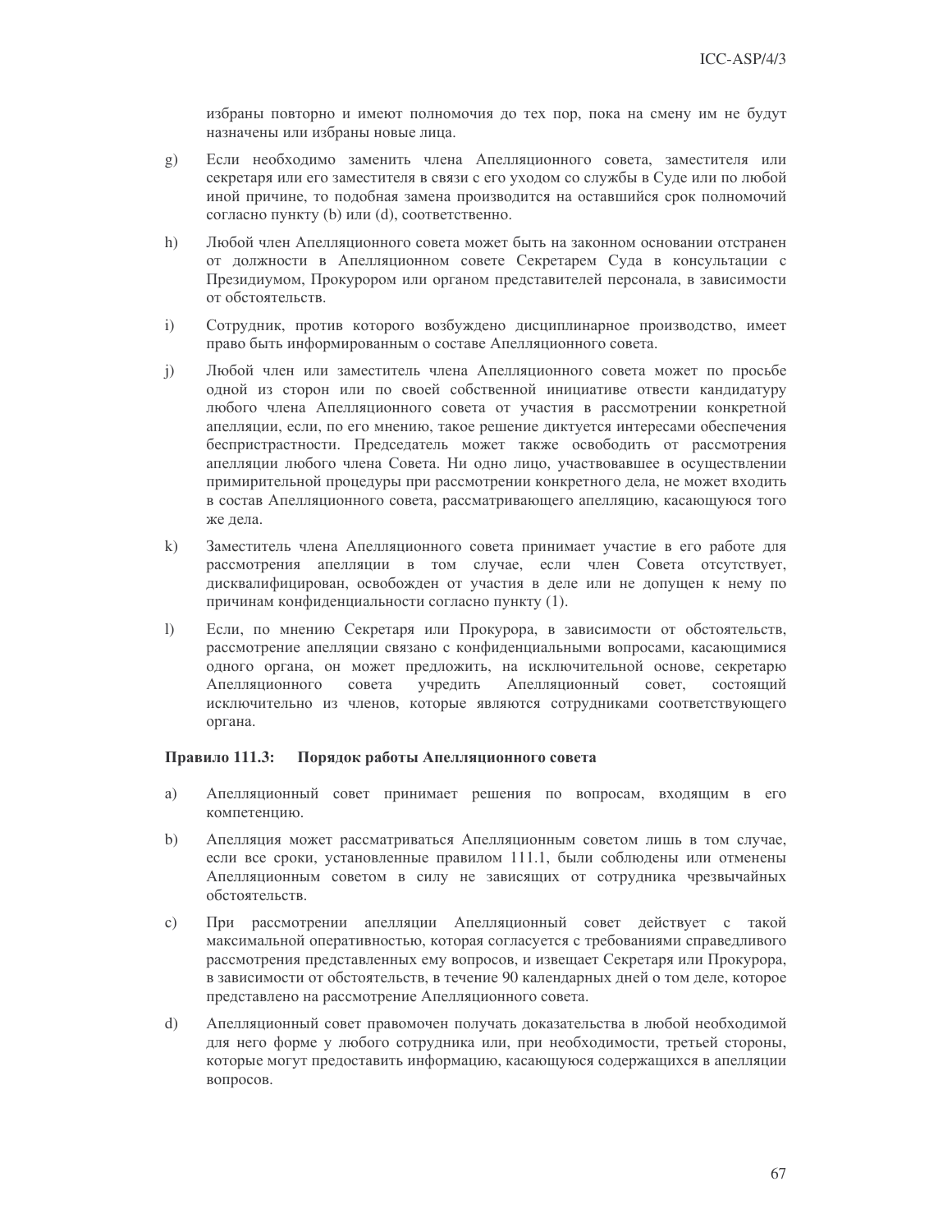избраны повторно и имеют полномочия до тех пор, пока на смену им не будут назначены или избраны новые лица.

g) Если необходимо заменить члена Апелляционного совета, заместителя или секретаря или его заместителя в связи с его уходом со службы в Суде или по любой иной причине, то подобная замена производится на оставшийся срок полномочий согласно пункту (b) или (d), соответственно.

h) Любой член Апелляционного совета может быть на законном основании отстранен от должности в Апелляционном совете Секретарем Суда в консультации с Президиумом, Прокурором или органом представителей персонала, в зависимости от обстоятельств.

i) Сотрудник, против которого возбуждено дисциплинарное производство, имеет право быть информированным о составе Апелляционного совета.

j) Любой член или заместитель члена Апелляционного совета может по просьбе одной из сторон или по своей собственной инициативе отвести кандидатуру любого члена Апелляционного совета от участия в рассмотрении конкретной апелляции, если, по его мнению, такое решение диктуется интересами обеспечения беспристрастности. Председатель может также освободить от рассмотрения апелляции любого члена Совета. Ни одно лицо, участвовавшее в осуществлении примирительной процедуры при рассмотрении конкретного дела, не может входить в состав Апелляционного совета, рассматривающего апелляцию, касающуюся того же дела.

k) Заместитель члена Апелляционного совета принимает участие в его работе для рассмотрения апелляции в том случае, если член Совета отсутствует, дисквалифицирован, освобожден от участия в деле или не допущен к нему по причинам конфиденциальности согласно пункту (1).

l) Если, по мнению Секретаря или Прокурора, в зависимости от обстоятельств, рассмотрение апелляции связано с конфиденциальными вопросами, касающимися одного органа, он может предложить, на исключительной основе, секретарю Апелляционного совета учредить Апелляционный совет, состоящий исключительно из членов, которые являются сотрудниками соответствующего органа.

**Правило 111.3: Порядок работы Апелляционного совета**

a) Апелляционный совет принимает решения по вопросам, входящим в его компетенцию.

b) Апелляция может рассматриваться Апелляционным советом лишь в том случае, если все сроки, установленные правилом 111.1, были соблюдены или отменены Апелляционным советом в силу не зависящих от сотрудника чрезвычайных обстоятельств.

c) При рассмотрении апелляции Апелляционный совет действует с такой максимальной оперативностью, которая согласуется с требованиями справедливого рассмотрения представленных ему вопросов, и извещает Секретаря или Прокурора, в зависимости от обстоятельств, в течение 90 календарных дней о том деле, которое представлено на рассмотрение Апелляционного совета.

d) Апелляционный совет правомочен получать доказательства в любой необходимой для него форме у любого сотрудника или, при необходимости, третьей стороны, которые могут предоставить информацию, касающуюся содержащихся в апелляции вопросов.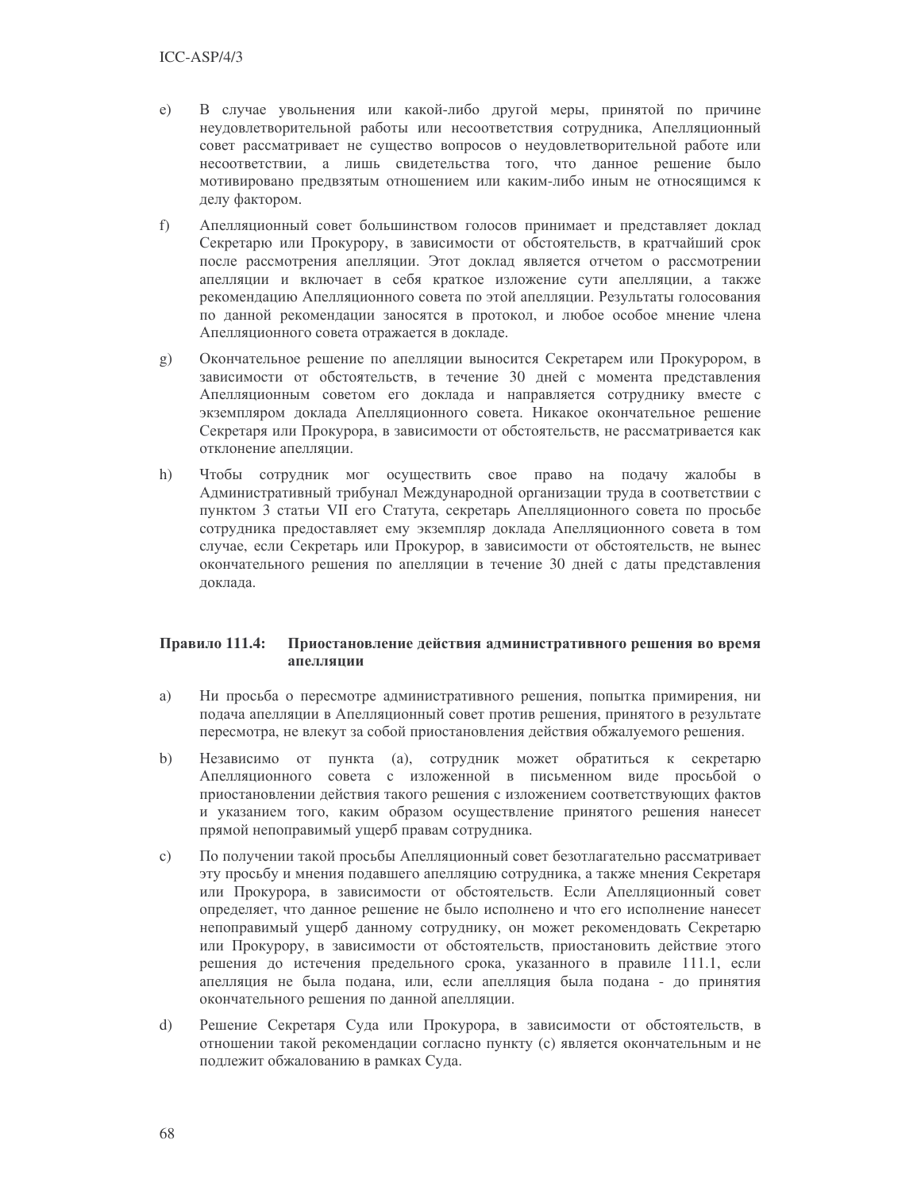e) В случае увольнения или какой-либо другой меры, принятой по причине неудовлетворительной работы или несоответствия сотрудника, Апелляционный совет рассматривает не существо вопросов о неудовлетворительной работе или несоответствии, а лишь свидетельства того, что данное решение было мотивировано предвзятым отношением или каким-либо иным не относящимся к делу фактором.

f) Апелляционный совет большинством голосов принимает и представляет доклад Секретарю или Прокурору, в зависимости от обстоятельств, в кратчайший срок после рассмотрения апелляции. Этот доклад является отчетом о рассмотрении апелляции и включает в себя краткое изложение сути апелляции, а также рекомендацию Апелляционного совета по этой апелляции. Результаты голосования по данной рекомендации заносятся в протокол, и любое особое мнение члена Апелляционного совета отражается в докладе.

g) Окончательное решение по апелляции выносится Секретарем или Прокурором, в зависимости от обстоятельств, в течение 30 дней с момента представления Апелляционным советом его доклада и направляется сотруднику вместе с экземпляром доклада Апелляционного совета. Никакое окончательное решение Секретаря или Прокурора, в зависимости от обстоятельств, не рассматривается как отклонение апелляции.

h) Чтобы сотрудник мог осуществить свое право на подачу жалобы в Административный трибунал Международной организации труда в соответствии с пунктом 3 статьи VII его Статута, секретарь Апелляционного совета по просьбе сотрудника предоставляет ему экземпляр доклада Апелляционного совета в том случае, если Секретарь или Прокурор, в зависимости от обстоятельств, не вынес окончательного решения по апелляции в течение 30 дней с даты представления доклада.

### Правило 111.4: Приостановление действия административного решения во время апелляции

a) Ни просьба о пересмотре административного решения, попытка примирения, ни подача апелляции в Апелляционный совет против решения, принятого в результате пересмотра, не влекут за собой приостановления действия обжалуемого решения.

b) Независимо от пункта (a), сотрудник может обратиться к секретарю Апелляционного совета с изложенной в письменном виде просьбой о приостановлении действия такого решения с изложением соответствующих фактов и указанием того, каким образом осуществление принятого решения нанесет прямой непоправимый ущерб правам сотрудника.

c) По получении такой просьбы Апелляционный совет безотлагательно рассматривает эту просьбу и мнения подавшего апелляцию сотрудника, а также мнения Секретаря или Прокурора, в зависимости от обстоятельств. Если Апелляционный совет определяет, что данное решение не было исполнено и что его исполнение нанесет непоправимый ущерб данному сотруднику, он может рекомендовать Секретарю или Прокурору, в зависимости от обстоятельств, приостановить действие этого решения до истечения предельного срока, указанного в правиле 111.1, если апелляция не была подана, или, если апелляция была подана - до принятия окончательного решения по данной апелляции.

d) Решение Секретаря Суда или Прокурора, в зависимости от обстоятельств, в отношении такой рекомендации согласно пункту (c) является окончательным и не подлежит обжалованию в рамках Суда.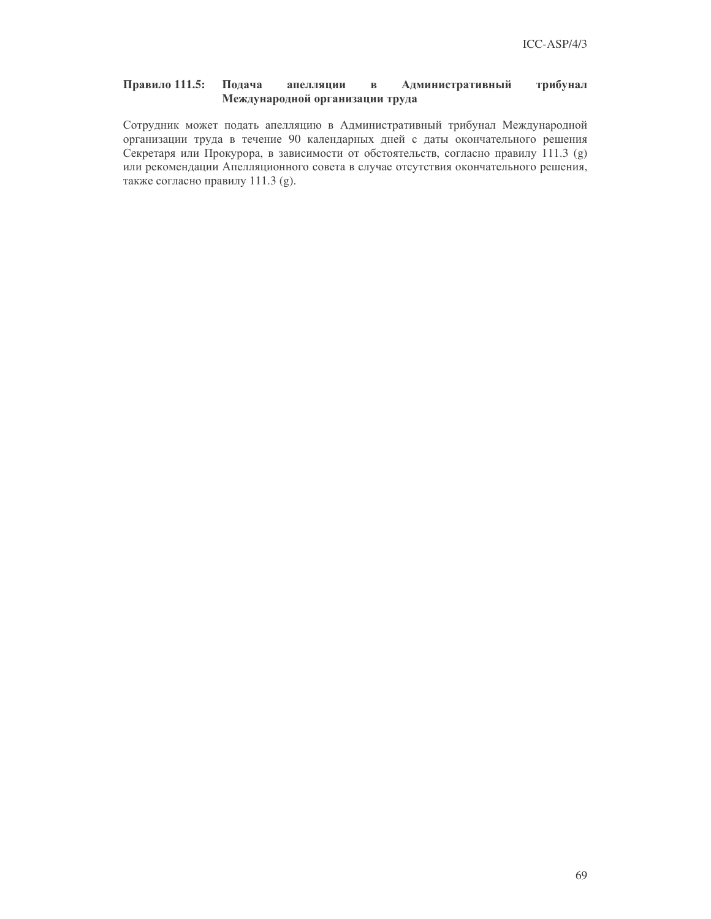**Правило 111.5: Подача апелляции в Административный трибунал Международной организации труда**

Сотрудник может подать апелляцию в Административный трибунал Международной организации труда в течение 90 календарных дней с даты окончательного решения Секретаря или Прокурора, в зависимости от обстоятельств, согласно правилу 111.3 (g) или рекомендации Апелляционного совета в случае отсутствия окончательного решения, также согласно правилу 111.3 (g).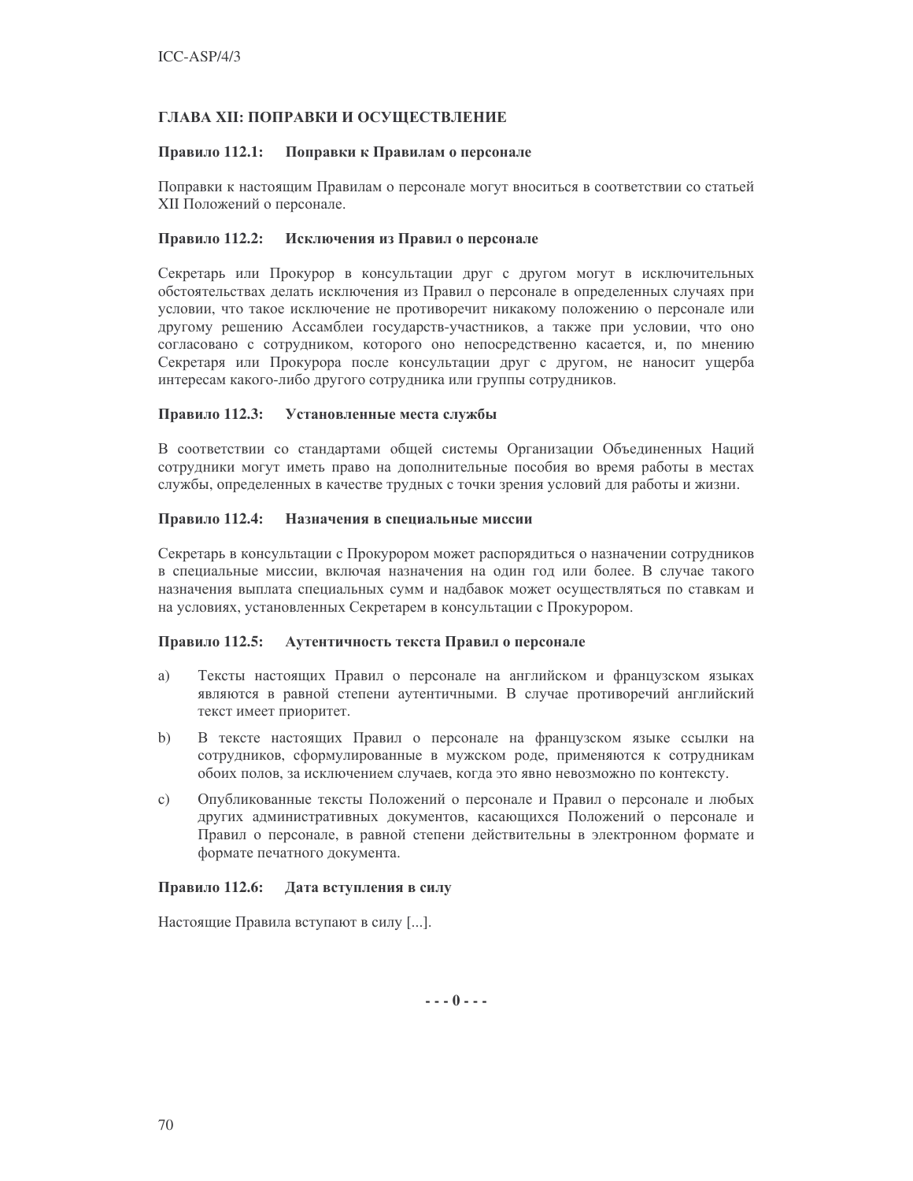## ГЛАВА XII: ПОПРАВКИ И ОСУЩЕСТВЛЕНИЕ

### Правило 112.1: Поправки к Правилам о персонале

Поправки к настоящим Правилам о персонале могут вноситься в соответствии со статьей XII Положений о персонале.

### Правило 112.2: Исключения из Правил о персонале

Секретарь или Прокурор в консультации друг с другом могут в исключительных обстоятельствах делать исключения из Правил о персонале в определенных случаях при условии, что такое исключение не противоречит никакому положению о персонале или другому решению Ассамблеи государств-участников, а также при условии, что оно согласовано с сотрудником, которого оно непосредственно касается, и, по мнению Секретаря или Прокурора после консультации друг с другом, не наносит ущерба интересам какого-либо другого сотрудника или группы сотрудников.

### Правило 112.3: Установленные места службы

В соответствии со стандартами общей системы Организации Объединенных Наций сотрудники могут иметь право на дополнительные пособия во время работы в местах службы, определенных в качестве трудных с точки зрения условий для работы и жизни.

### Правило 112.4: Назначения в специальные миссии

Секретарь в консультации с Прокурором может распорядиться о назначении сотрудников в специальные миссии, включая назначения на один год или более. В случае такого назначения выплата специальных сумм и надбавок может осуществляться по ставкам и на условиях, установленных Секретарем в консультации с Прокурором.

### Правило 112.5: Аутентичность текста Правил о персонале

a) Тексты настоящих Правил о персонале на английском и французском языках являются в равной степени аутентичными. В случае противоречий английский текст имеет приоритет.

b) В тексте настоящих Правил о персонале на французском языке ссылки на сотрудников, сформулированные в мужском роде, применяются к сотрудникам обоих полов, за исключением случаев, когда это явно невозможно по контексту.

c) Опубликованные тексты Положений о персонале и Правил о персонале и любых других административных документов, касающихся Положений о персонале и Правил о персонале, в равной степени действительны в электронном формате и формате печатного документа.

### Правило 112.6: Дата вступления в силу

Настоящие Правила вступают в силу [...].

--- 0 ---